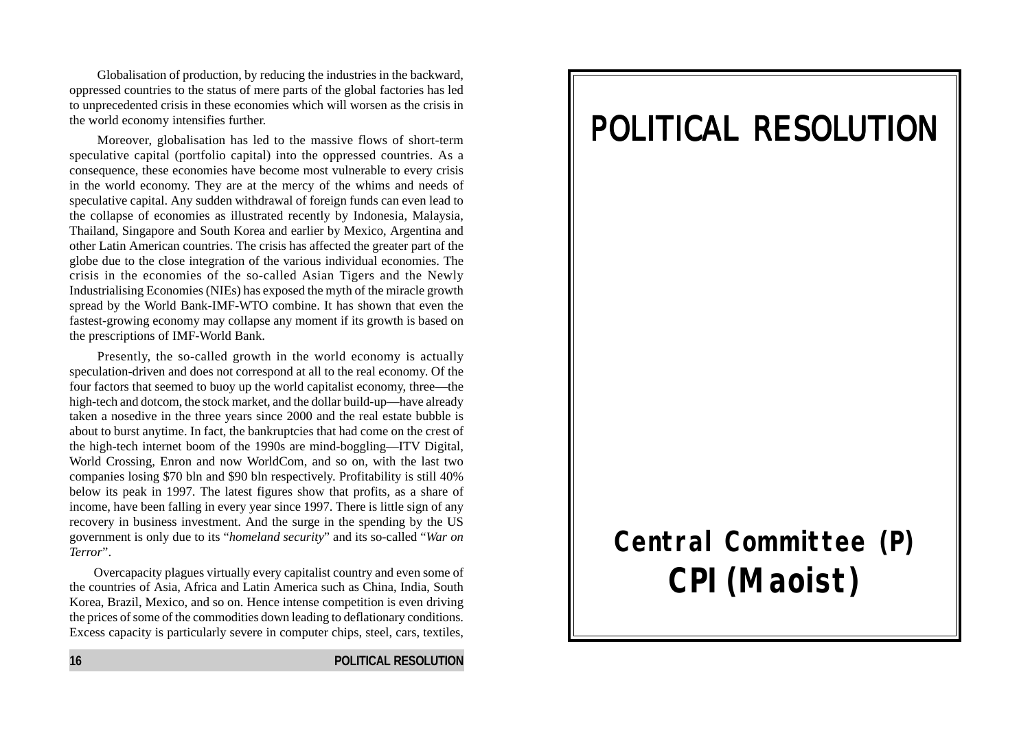Globalisation of production, by reducing the industries in the backward, oppressed countries to the status of mere parts of the global factories has led to unprecedented crisis in these economies which will worsen as the crisis in the world economy intensifies further.

Moreover, globalisation has led to the massive flows of short-term speculative capital (portfolio capital) into the oppressed countries. As a consequence, these economies have become most vulnerable to every crisis in the world economy. They are at the mercy of the whims and needs of speculative capital. Any sudden withdrawal of foreign funds can even lead to the collapse of economies as illustrated recently by Indonesia, Malaysia, Thailand, Singapore and South Korea and earlier by Mexico, Argentina and other Latin American countries. The crisis has affected the greater part of the globe due to the close integration of the various individual economies. The crisis in the economies of the so-called Asian Tigers and the Newly Industrialising Economies (NIEs) has exposed the myth of the miracle growth spread by the World Bank-IMF-WTO combine. It has shown that even the fastest-growing economy may collapse any moment if its growth is based on the prescriptions of IMF-World Bank.

Presently, the so-called growth in the world economy is actually speculation-driven and does not correspond at all to the real economy. Of the four factors that seemed to buoy up the world capitalist economy, three—the high-tech and dotcom, the stock market, and the dollar build-up—have already taken a nosedive in the three years since 2000 and the real estate bubble is about to burst anytime. In fact, the bankruptcies that had come on the crest of the high-tech internet boom of the 1990s are mind-boggling—ITV Digital, World Crossing, Enron and now WorldCom, and so on, with the last two companies losing \$70 bln and \$90 bln respectively. Profitability is still 40% below its peak in 1997. The latest figures show that profits, as a share of income, have been falling in every year since 1997. There is little sign of any recovery in business investment. And the surge in the spending by the US government is only due to its "*homeland security*" and its so-called "*War on Terror*".

Overcapacity plagues virtually every capitalist country and even some of the countries of Asia, Africa and Latin America such as China, India, South Korea, Brazil, Mexico, and so on. Hence intense competition is even driving the prices of some of the commodities down leading to deflationary conditions. Excess capacity is particularly severe in computer chips, steel, cars, textiles,

# POLITICAL RESOLUTION

## Central Committee (P)

## CPI (Maoist)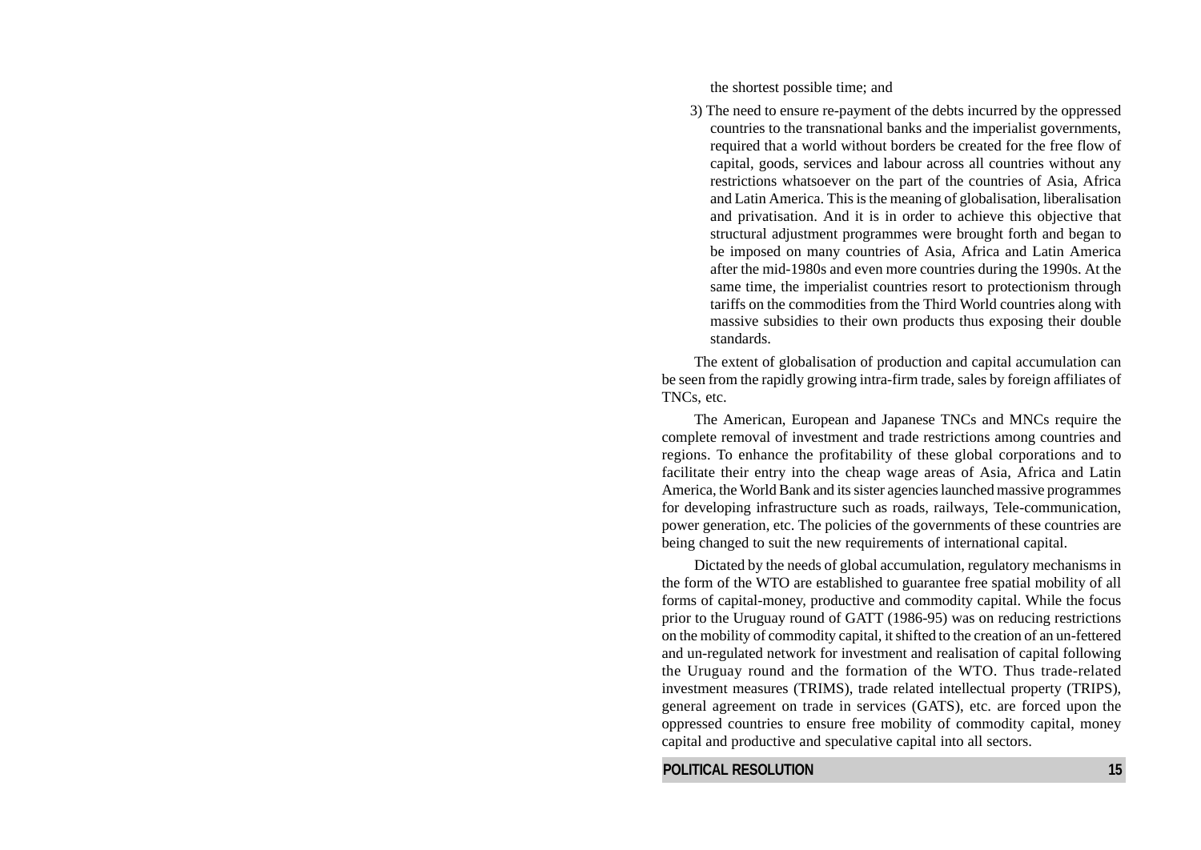the shortest possible time; and

3) The need to ensure re-payment of the debts incurred by the oppressed countries to the transnational banks and the imperialist governments, required that a world without borders be created for the free flow of capital, goods, services and labour across all countries without any restrictions whatsoever on the part of the countries of Asia, Africa and Latin America. This is the meaning of globalisation, liberalisation and privatisation. And it is in order to achieve this objective that structural adjustment programmes were brought forth and began to be imposed on many countries of Asia, Africa and Latin America after the mid-1980s and even more countries during the 1990s. At the same time, the imperialist countries resort to protectionism through tariffs on the commodities from the Third World countries along with massive subsidies to their own products thus exposing their double standards.

The extent of globalisation of production and capital accumulation can be seen from the rapidly growing intra-firm trade, sales by foreign affiliates of TNCs, etc.

The American, European and Japanese TNCs and MNCs require the complete removal of investment and trade restrictions among countries and regions. To enhance the profitability of these global corporations and to facilitate their entry into the cheap wage areas of Asia, Africa and Latin America, the World Bank and its sister agencies launched massive programmes for developing infrastructure such as roads, railways, Tele-communication, power generation, etc. The policies of the governments of these countries are being changed to suit the new requirements of international capital.

Dictated by the needs of global accumulation, regulatory mechanisms in the form of the WTO are established to guarantee free spatial mobility of all forms of capital-money, productive and commodity capital. While the focus prior to the Uruguay round of GATT (1986-95) was on reducing restrictions on the mobility of commodity capital, it shifted to the creation of an un-fettered and un-regulated network for investment and realisation of capital following the Uruguay round and the formation of the WTO. Thus trade-related investment measures (TRIMS), trade related intellectual property (TRIPS), general agreement on trade in services (GATS), etc. are forced upon the oppressed countries to ensure free mobility of commodity capital, money capital and productive and speculative capital into all sectors.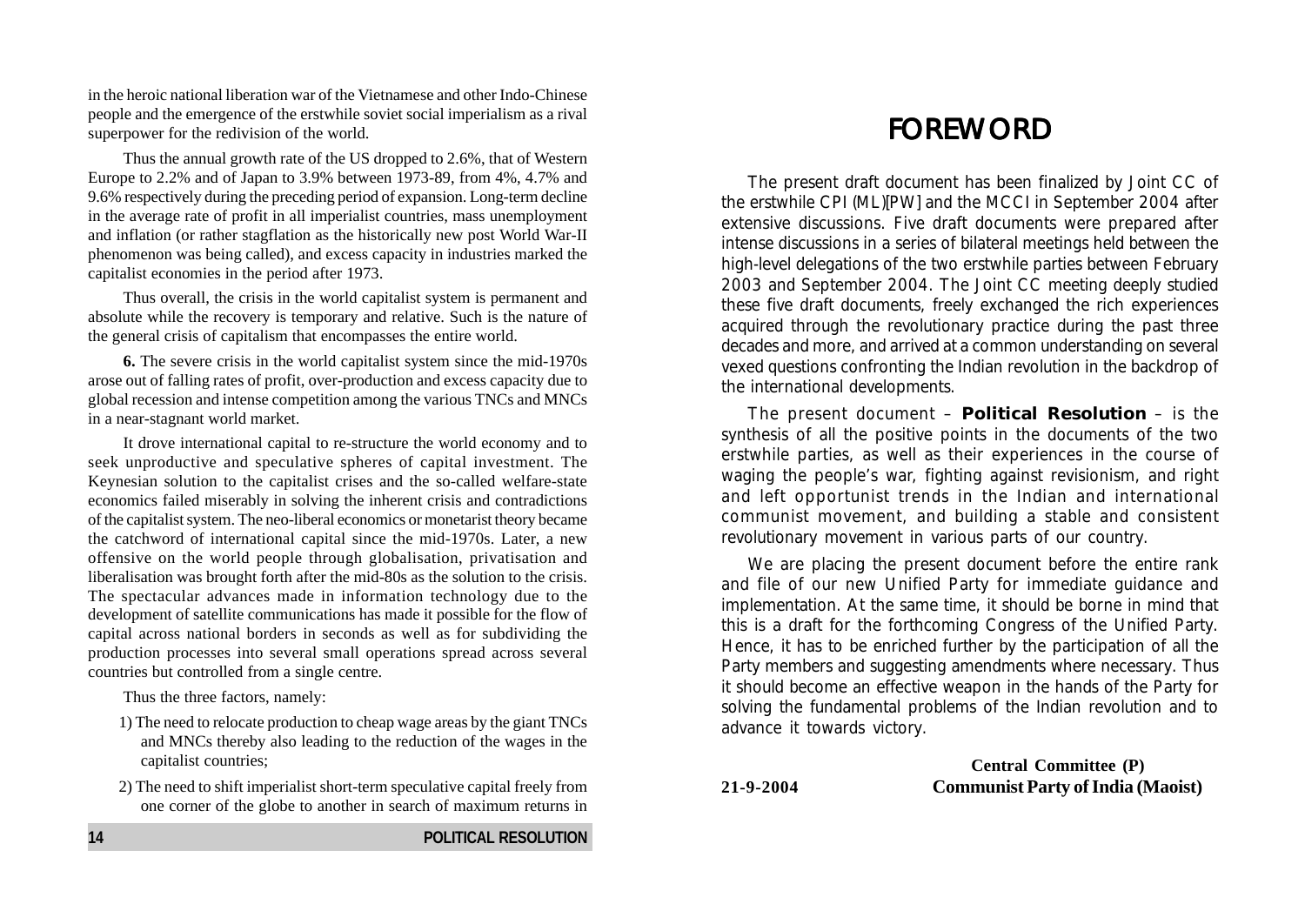in the heroic national liberation war of the Vietnamese and other Indo-Chinese people and the emergence of the erstwhile soviet social imperialism as a rival superpower for the redivision of the world.

Thus the annual growth rate of the US dropped to 2.6%, that of Western Europe to 2.2% and of Japan to 3.9% between 1973-89, from 4%, 4.7% and 9.6% respectively during the preceding period of expansion. Long-term decline in the average rate of profit in all imperialist countries, mass unemployment and inflation (or rather stagflation as the historically new post World War-II phenomenon was being called), and excess capacity in industries marked the capitalist economies in the period after 1973.

Thus overall, the crisis in the world capitalist system is permanent and absolute while the recovery is temporary and relative. Such is the nature of the general crisis of capitalism that encompasses the entire world.

**6.** The severe crisis in the world capitalist system since the mid-1970s arose out of falling rates of profit, over-production and excess capacity due to global recession and intense competition among the various TNCs and MNCs in a near-stagnant world market.

It drove international capital to re-structure the world economy and to seek unproductive and speculative spheres of capital investment. The Keynesian solution to the capitalist crises and the so-called welfare-state economics failed miserably in solving the inherent crisis and contradictions of the capitalist system. The neo-liberal economics or monetarist theory became the catchword of international capital since the mid-1970s. Later, a new offensive on the world people through globalisation, privatisation and liberalisation was brought forth after the mid-80s as the solution to the crisis. The spectacular advances made in information technology due to the development of satellite communications has made it possible for the flow of capital across national borders in seconds as well as for subdividing the production processes into several small operations spread across several countries but controlled from a single centre.

Thus the three factors, namely:

1) The need to relocate production to cheap wage areas by the giant TNCs and MNCs thereby also leading to the reduction of the wages in the capitalist countries;

2) The need to shift imperialist short-term speculative capital freely from one corner of the globe to another in search of maximum returns in

# FOREWORD

The present draft document has been finalized by Joint CC of the erstwhile CPI (ML)[PW] and the MCCI in September 2004 after extensive discussions. Five draft documents were prepared after intense discussions in a series of bilateral meetings held between the high-level delegations of the two erstwhile parties between February 2003 and September 2004. The Joint CC meeting deeply studied these five draft documents, freely exchanged the rich experiences acquired through the revolutionary practice during the past three decades and more, and arrived at a common understanding on several vexed questions confronting the Indian revolution in the backdrop of the international developments.

The present document – **Political Resolution** – is the synthesis of all the positive points in the documents of the two erstwhile parties, as well as their experiences in the course of waging the people's war, fighting against revisionism, and right and left opportunist trends in the Indian and international communist movement, and building a stable and consistent revolutionary movement in various parts of our country.

We are placing the present document before the entire rank and file of our new Unified Party for immediate guidance and implementation. At the same time, it should be borne in mind that this is a draft for the forthcoming Congress of the Unified Party. Hence, it has to be enriched further by the participation of all the Party members and suggesting amendments where necessary. Thus it should become an effective weapon in the hands of the Party for solving the fundamental problems of the Indian revolution and to advance it towards victory.

**Central Committee (P)**
**Communist Party of India (Maoist)**

**21-9-2004**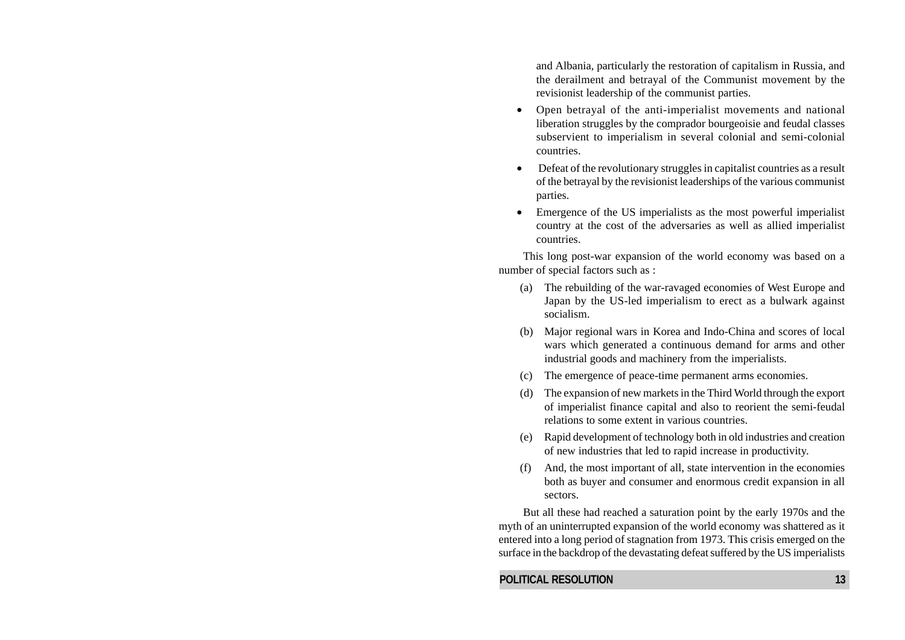and Albania, particularly the restoration of capitalism in Russia, and the derailment and betrayal of the Communist movement by the revisionist leadership of the communist parties.

- Open betrayal of the anti-imperialist movements and national liberation struggles by the comprador bourgeoisie and feudal classes subservient to imperialism in several colonial and semi-colonial countries.
- Defeat of the revolutionary struggles in capitalist countries as a result of the betrayal by the revisionist leaderships of the various communist parties.
- Emergence of the US imperialists as the most powerful imperialist country at the cost of the adversaries as well as allied imperialist countries.

This long post-war expansion of the world economy was based on a number of special factors such as :

(a) The rebuilding of the war-ravaged economies of West Europe and Japan by the US-led imperialism to erect as a bulwark against socialism.

(b) Major regional wars in Korea and Indo-China and scores of local wars which generated a continuous demand for arms and other industrial goods and machinery from the imperialists.

(c) The emergence of peace-time permanent arms economies.

(d) The expansion of new markets in the Third World through the export of imperialist finance capital and also to reorient the semi-feudal relations to some extent in various countries.

(e) Rapid development of technology both in old industries and creation of new industries that led to rapid increase in productivity.

(f) And, the most important of all, state intervention in the economies both as buyer and consumer and enormous credit expansion in all sectors.

But all these had reached a saturation point by the early 1970s and the myth of an uninterrupted expansion of the world economy was shattered as it entered into a long period of stagnation from 1973. This crisis emerged on the surface in the backdrop of the devastating defeat suffered by the US imperialists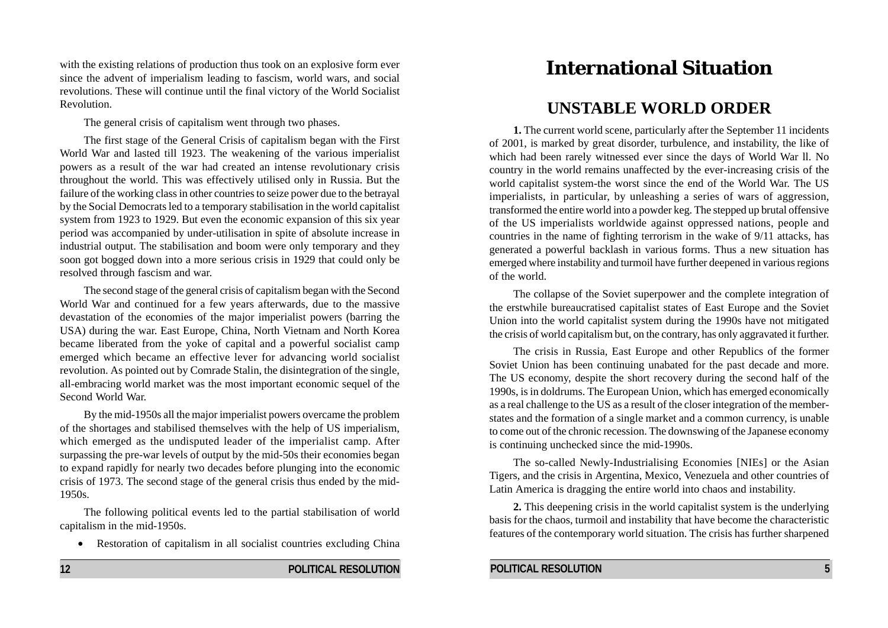with the existing relations of production thus took on an explosive form ever since the advent of imperialism leading to fascism, world wars, and social revolutions. These will continue until the final victory of the World Socialist Revolution.

The general crisis of capitalism went through two phases.

The first stage of the General Crisis of capitalism began with the First World War and lasted till 1923. The weakening of the various imperialist powers as a result of the war had created an intense revolutionary crisis throughout the world. This was effectively utilised only in Russia. But the failure of the working class in other countries to seize power due to the betrayal by the Social Democrats led to a temporary stabilisation in the world capitalist system from 1923 to 1929. But even the economic expansion of this six year period was accompanied by under-utilisation in spite of absolute increase in industrial output. The stabilisation and boom were only temporary and they soon got bogged down into a more serious crisis in 1929 that could only be resolved through fascism and war.

The second stage of the general crisis of capitalism began with the Second World War and continued for a few years afterwards, due to the massive devastation of the economies of the major imperialist powers (barring the USA) during the war. East Europe, China, North Vietnam and North Korea became liberated from the yoke of capital and a powerful socialist camp emerged which became an effective lever for advancing world socialist revolution. As pointed out by Comrade Stalin, the disintegration of the single, all-embracing world market was the most important economic sequel of the Second World War.

By the mid-1950s all the major imperialist powers overcame the problem of the shortages and stabilised themselves with the help of US imperialism, which emerged as the undisputed leader of the imperialist camp. After surpassing the pre-war levels of output by the mid-50s their economies began to expand rapidly for nearly two decades before plunging into the economic crisis of 1973. The second stage of the general crisis thus ended by the mid-1950s.

The following political events led to the partial stabilisation of world capitalism in the mid-1950s.

- Restoration of capitalism in all socialist countries excluding China

# International Situation

## UNSTABLE WORLD ORDER

**1.** The current world scene, particularly after the September 11 incidents of 2001, is marked by great disorder, turbulence, and instability, the like of which had been rarely witnessed ever since the days of World War ll. No country in the world remains unaffected by the ever-increasing crisis of the world capitalist system-the worst since the end of the World War. The US imperialists, in particular, by unleashing a series of wars of aggression, transformed the entire world into a powder keg. The stepped up brutal offensive of the US imperialists worldwide against oppressed nations, people and countries in the name of fighting terrorism in the wake of 9/11 attacks, has generated a powerful backlash in various forms. Thus a new situation has emerged where instability and turmoil have further deepened in various regions of the world.

The collapse of the Soviet superpower and the complete integration of the erstwhile bureaucratised capitalist states of East Europe and the Soviet Union into the world capitalist system during the 1990s have not mitigated the crisis of world capitalism but, on the contrary, has only aggravated it further.

The crisis in Russia, East Europe and other Republics of the former Soviet Union has been continuing unabated for the past decade and more. The US economy, despite the short recovery during the second half of the 1990s, is in doldrums. The European Union, which has emerged economically as a real challenge to the US as a result of the closer integration of the member-states and the formation of a single market and a common currency, is unable to come out of the chronic recession. The downswing of the Japanese economy is continuing unchecked since the mid-1990s.

The so-called Newly-Industrialising Economies [NIEs] or the Asian Tigers, and the crisis in Argentina, Mexico, Venezuela and other countries of Latin America is dragging the entire world into chaos and instability.

**2.** This deepening crisis in the world capitalist system is the underlying basis for the chaos, turmoil and instability that have become the characteristic features of the contemporary world situation. The crisis has further sharpened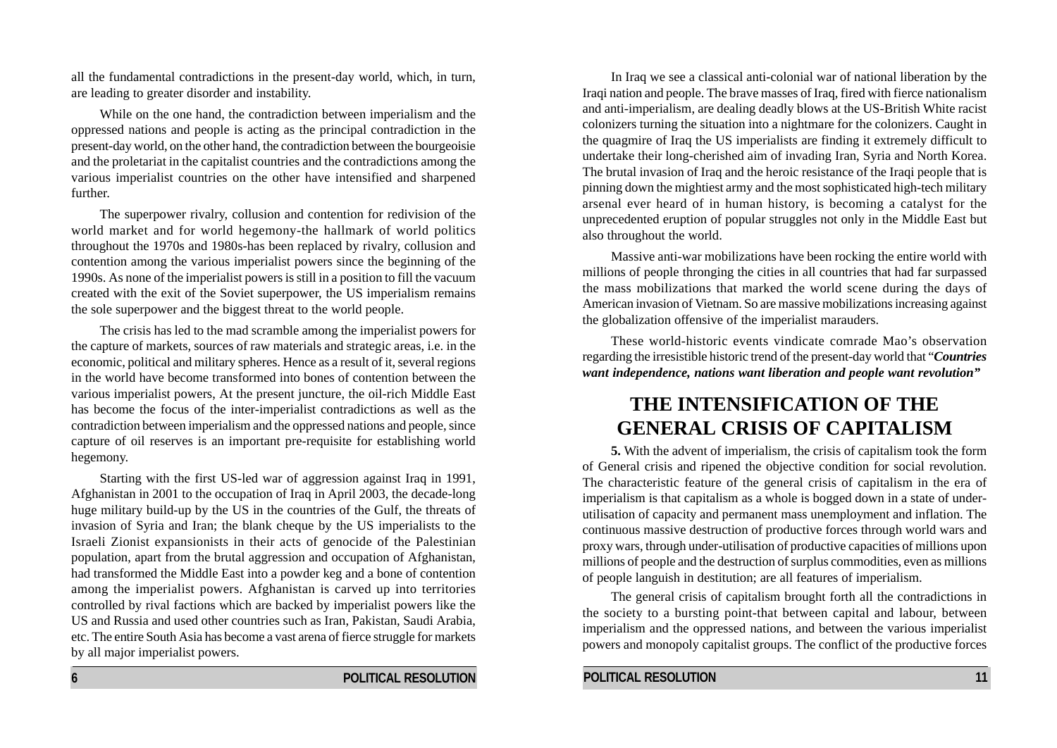all the fundamental contradictions in the present-day world, which, in turn, are leading to greater disorder and instability.

While on the one hand, the contradiction between imperialism and the oppressed nations and people is acting as the principal contradiction in the present-day world, on the other hand, the contradiction between the bourgeoisie and the proletariat in the capitalist countries and the contradictions among the various imperialist countries on the other have intensified and sharpened further.

The superpower rivalry, collusion and contention for redivision of the world market and for world hegemony-the hallmark of world politics throughout the 1970s and 1980s-has been replaced by rivalry, collusion and contention among the various imperialist powers since the beginning of the 1990s. As none of the imperialist powers is still in a position to fill the vacuum created with the exit of the Soviet superpower, the US imperialism remains the sole superpower and the biggest threat to the world people.

The crisis has led to the mad scramble among the imperialist powers for the capture of markets, sources of raw materials and strategic areas, i.e. in the economic, political and military spheres. Hence as a result of it, several regions in the world have become transformed into bones of contention between the various imperialist powers, At the present juncture, the oil-rich Middle East has become the focus of the inter-imperialist contradictions as well as the contradiction between imperialism and the oppressed nations and people, since capture of oil reserves is an important pre-requisite for establishing world hegemony.

Starting with the first US-led war of aggression against Iraq in 1991, Afghanistan in 2001 to the occupation of Iraq in April 2003, the decade-long huge military build-up by the US in the countries of the Gulf, the threats of invasion of Syria and Iran; the blank cheque by the US imperialists to the Israeli Zionist expansionists in their acts of genocide of the Palestinian population, apart from the brutal aggression and occupation of Afghanistan, had transformed the Middle East into a powder keg and a bone of contention among the imperialist powers. Afghanistan is carved up into territories controlled by rival factions which are backed by imperialist powers like the US and Russia and used other countries such as Iran, Pakistan, Saudi Arabia, etc. The entire South Asia has become a vast arena of fierce struggle for markets by all major imperialist powers.

In Iraq we see a classical anti-colonial war of national liberation by the Iraqi nation and people. The brave masses of Iraq, fired with fierce nationalism and anti-imperialism, are dealing deadly blows at the US-British White racist colonizers turning the situation into a nightmare for the colonizers. Caught in the quagmire of Iraq the US imperialists are finding it extremely difficult to undertake their long-cherished aim of invading Iran, Syria and North Korea. The brutal invasion of Iraq and the heroic resistance of the Iraqi people that is pinning down the mightiest army and the most sophisticated high-tech military arsenal ever heard of in human history, is becoming a catalyst for the unprecedented eruption of popular struggles not only in the Middle East but also throughout the world.

Massive anti-war mobilizations have been rocking the entire world with millions of people thronging the cities in all countries that had far surpassed the mass mobilizations that marked the world scene during the days of American invasion of Vietnam. So are massive mobilizations increasing against the globalization offensive of the imperialist marauders.

These world-historic events vindicate comrade Mao's observation regarding the irresistible historic trend of the present-day world that "***Countries want independence, nations want liberation and people want revolution"***

## THE INTENSIFICATION OF THE GENERAL CRISIS OF CAPITALISM

**5.** With the advent of imperialism, the crisis of capitalism took the form of General crisis and ripened the objective condition for social revolution. The characteristic feature of the general crisis of capitalism in the era of imperialism is that capitalism as a whole is bogged down in a state of under-utilisation of capacity and permanent mass unemployment and inflation. The continuous massive destruction of productive forces through world wars and proxy wars, through under-utilisation of productive capacities of millions upon millions of people and the destruction of surplus commodities, even as millions of people languish in destitution; are all features of imperialism.

The general crisis of capitalism brought forth all the contradictions in the society to a bursting point-that between capital and labour, between imperialism and the oppressed nations, and between the various imperialist powers and monopoly capitalist groups. The conflict of the productive forces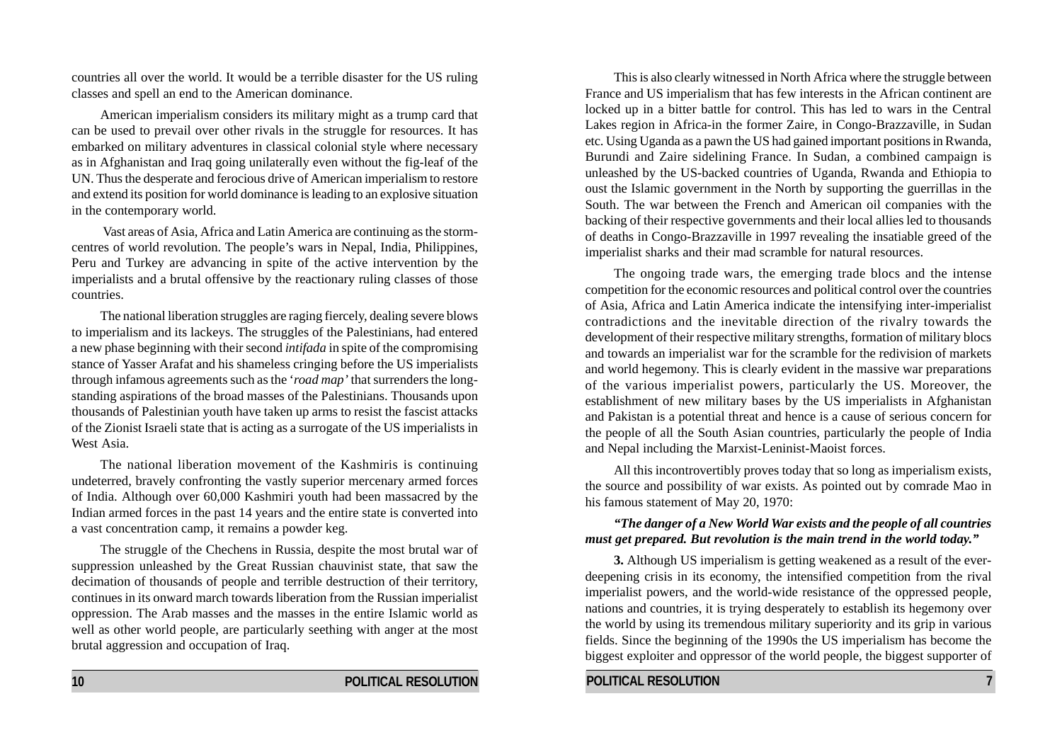countries all over the world. It would be a terrible disaster for the US ruling classes and spell an end to the American dominance.

American imperialism considers its military might as a trump card that can be used to prevail over other rivals in the struggle for resources. It has embarked on military adventures in classical colonial style where necessary as in Afghanistan and Iraq going unilaterally even without the fig-leaf of the UN. Thus the desperate and ferocious drive of American imperialism to restore and extend its position for world dominance is leading to an explosive situation in the contemporary world.

Vast areas of Asia, Africa and Latin America are continuing as the storm-centres of world revolution. The people's wars in Nepal, India, Philippines, Peru and Turkey are advancing in spite of the active intervention by the imperialists and a brutal offensive by the reactionary ruling classes of those countries.

The national liberation struggles are raging fiercely, dealing severe blows to imperialism and its lackeys. The struggles of the Palestinians, had entered a new phase beginning with their second *intifada* in spite of the compromising stance of Yasser Arafat and his shameless cringing before the US imperialists through infamous agreements such as the '*road map'* that surrenders the long-standing aspirations of the broad masses of the Palestinians. Thousands upon thousands of Palestinian youth have taken up arms to resist the fascist attacks of the Zionist Israeli state that is acting as a surrogate of the US imperialists in West Asia.

The national liberation movement of the Kashmiris is continuing undeterred, bravely confronting the vastly superior mercenary armed forces of India. Although over 60,000 Kashmiri youth had been massacred by the Indian armed forces in the past 14 years and the entire state is converted into a vast concentration camp, it remains a powder keg.

The struggle of the Chechens in Russia, despite the most brutal war of suppression unleashed by the Great Russian chauvinist state, that saw the decimation of thousands of people and terrible destruction of their territory, continues in its onward march towards liberation from the Russian imperialist oppression. The Arab masses and the masses in the entire Islamic world as well as other world people, are particularly seething with anger at the most brutal aggression and occupation of Iraq.

This is also clearly witnessed in North Africa where the struggle between France and US imperialism that has few interests in the African continent are locked up in a bitter battle for control. This has led to wars in the Central Lakes region in Africa-in the former Zaire, in Congo-Brazzaville, in Sudan etc. Using Uganda as a pawn the US had gained important positions in Rwanda, Burundi and Zaire sidelining France. In Sudan, a combined campaign is unleashed by the US-backed countries of Uganda, Rwanda and Ethiopia to oust the Islamic government in the North by supporting the guerrillas in the South. The war between the French and American oil companies with the backing of their respective governments and their local allies led to thousands of deaths in Congo-Brazzaville in 1997 revealing the insatiable greed of the imperialist sharks and their mad scramble for natural resources.

The ongoing trade wars, the emerging trade blocs and the intense competition for the economic resources and political control over the countries of Asia, Africa and Latin America indicate the intensifying inter-imperialist contradictions and the inevitable direction of the rivalry towards the development of their respective military strengths, formation of military blocs and towards an imperialist war for the scramble for the redivision of markets and world hegemony. This is clearly evident in the massive war preparations of the various imperialist powers, particularly the US. Moreover, the establishment of new military bases by the US imperialists in Afghanistan and Pakistan is a potential threat and hence is a cause of serious concern for the people of all the South Asian countries, particularly the people of India and Nepal including the Marxist-Leninist-Maoist forces.

All this incontrovertibly proves today that so long as imperialism exists, the source and possibility of war exists. As pointed out by comrade Mao in his famous statement of May 20, 1970:

***"The danger of a New World War exists and the people of all countries must get prepared. But revolution is the main trend in the world today."***

**3.** Although US imperialism is getting weakened as a result of the ever-deepening crisis in its economy, the intensified competition from the rival imperialist powers, and the world-wide resistance of the oppressed people, nations and countries, it is trying desperately to establish its hegemony over the world by using its tremendous military superiority and its grip in various fields. Since the beginning of the 1990s the US imperialism has become the biggest exploiter and oppressor of the world people, the biggest supporter of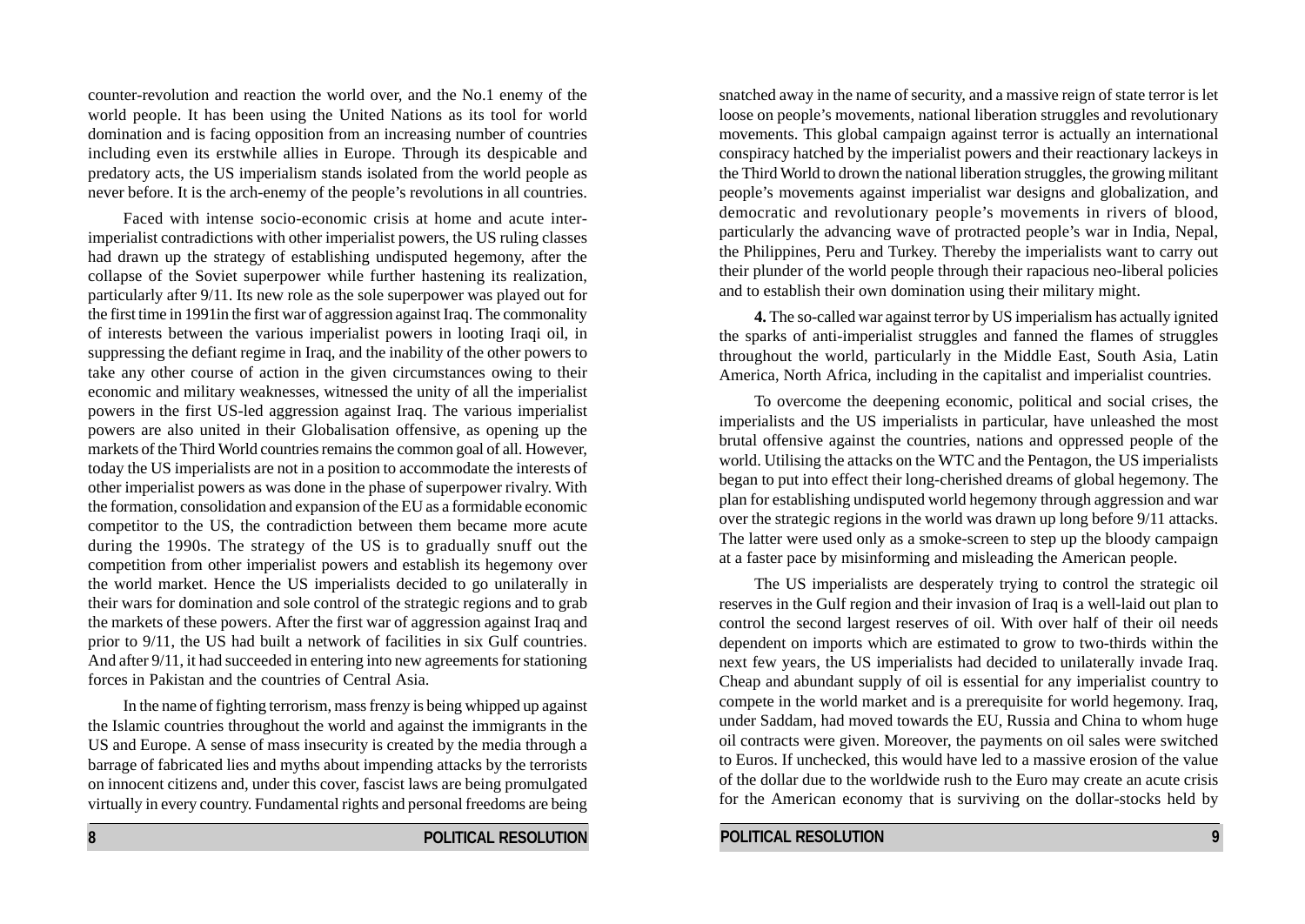counter-revolution and reaction the world over, and the No.1 enemy of the world people. It has been using the United Nations as its tool for world domination and is facing opposition from an increasing number of countries including even its erstwhile allies in Europe. Through its despicable and predatory acts, the US imperialism stands isolated from the world people as never before. It is the arch-enemy of the people's revolutions in all countries.

Faced with intense socio-economic crisis at home and acute inter-imperialist contradictions with other imperialist powers, the US ruling classes had drawn up the strategy of establishing undisputed hegemony, after the collapse of the Soviet superpower while further hastening its realization, particularly after 9/11. Its new role as the sole superpower was played out for the first time in 1991in the first war of aggression against Iraq. The commonality of interests between the various imperialist powers in looting Iraqi oil, in suppressing the defiant regime in Iraq, and the inability of the other powers to take any other course of action in the given circumstances owing to their economic and military weaknesses, witnessed the unity of all the imperialist powers in the first US-led aggression against Iraq. The various imperialist powers are also united in their Globalisation offensive, as opening up the markets of the Third World countries remains the common goal of all. However, today the US imperialists are not in a position to accommodate the interests of other imperialist powers as was done in the phase of superpower rivalry. With the formation, consolidation and expansion of the EU as a formidable economic competitor to the US, the contradiction between them became more acute during the 1990s. The strategy of the US is to gradually snuff out the competition from other imperialist powers and establish its hegemony over the world market. Hence the US imperialists decided to go unilaterally in their wars for domination and sole control of the strategic regions and to grab the markets of these powers. After the first war of aggression against Iraq and prior to 9/11, the US had built a network of facilities in six Gulf countries. And after 9/11, it had succeeded in entering into new agreements for stationing forces in Pakistan and the countries of Central Asia.

In the name of fighting terrorism, mass frenzy is being whipped up against the Islamic countries throughout the world and against the immigrants in the US and Europe. A sense of mass insecurity is created by the media through a barrage of fabricated lies and myths about impending attacks by the terrorists on innocent citizens and, under this cover, fascist laws are being promulgated virtually in every country. Fundamental rights and personal freedoms are being snatched away in the name of security, and a massive reign of state terror is let loose on people's movements, national liberation struggles and revolutionary movements. This global campaign against terror is actually an international conspiracy hatched by the imperialist powers and their reactionary lackeys in the Third World to drown the national liberation struggles, the growing militant people's movements against imperialist war designs and globalization, and democratic and revolutionary people's movements in rivers of blood, particularly the advancing wave of protracted people's war in India, Nepal, the Philippines, Peru and Turkey. Thereby the imperialists want to carry out their plunder of the world people through their rapacious neo-liberal policies and to establish their own domination using their military might.

**4.** The so-called war against terror by US imperialism has actually ignited the sparks of anti-imperialist struggles and fanned the flames of struggles throughout the world, particularly in the Middle East, South Asia, Latin America, North Africa, including in the capitalist and imperialist countries.

To overcome the deepening economic, political and social crises, the imperialists and the US imperialists in particular, have unleashed the most brutal offensive against the countries, nations and oppressed people of the world. Utilising the attacks on the WTC and the Pentagon, the US imperialists began to put into effect their long-cherished dreams of global hegemony. The plan for establishing undisputed world hegemony through aggression and war over the strategic regions in the world was drawn up long before 9/11 attacks. The latter were used only as a smoke-screen to step up the bloody campaign at a faster pace by misinforming and misleading the American people.

The US imperialists are desperately trying to control the strategic oil reserves in the Gulf region and their invasion of Iraq is a well-laid out plan to control the second largest reserves of oil. With over half of their oil needs dependent on imports which are estimated to grow to two-thirds within the next few years, the US imperialists had decided to unilaterally invade Iraq. Cheap and abundant supply of oil is essential for any imperialist country to compete in the world market and is a prerequisite for world hegemony. Iraq, under Saddam, had moved towards the EU, Russia and China to whom huge oil contracts were given. Moreover, the payments on oil sales were switched to Euros. If unchecked, this would have led to a massive erosion of the value of the dollar due to the worldwide rush to the Euro may create an acute crisis for the American economy that is surviving on the dollar-stocks held by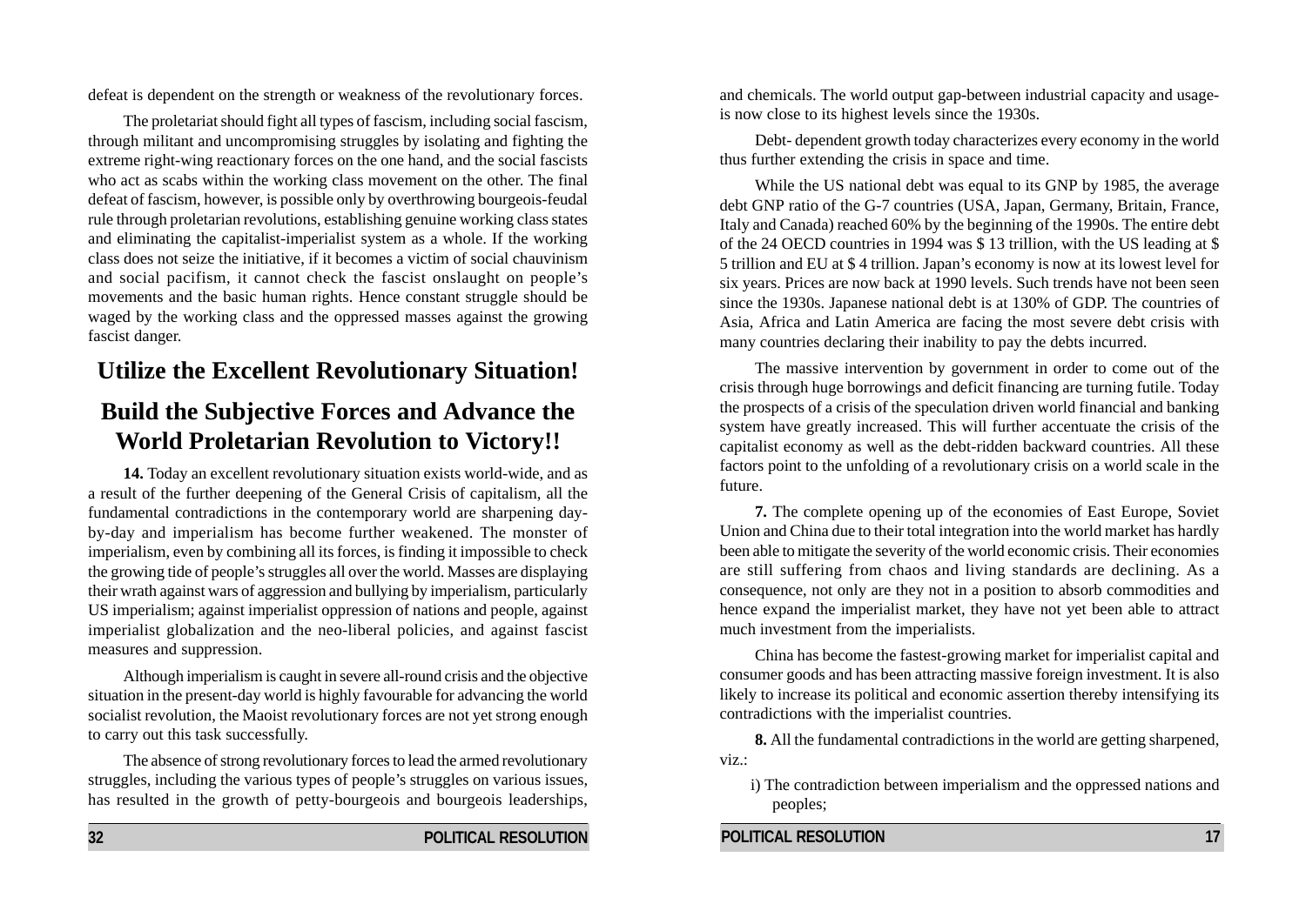defeat is dependent on the strength or weakness of the revolutionary forces.

The proletariat should fight all types of fascism, including social fascism, through militant and uncompromising struggles by isolating and fighting the extreme right-wing reactionary forces on the one hand, and the social fascists who act as scabs within the working class movement on the other. The final defeat of fascism, however, is possible only by overthrowing bourgeois-feudal rule through proletarian revolutions, establishing genuine working class states and eliminating the capitalist-imperialist system as a whole. If the working class does not seize the initiative, if it becomes a victim of social chauvinism and social pacifism, it cannot check the fascist onslaught on people's movements and the basic human rights. Hence constant struggle should be waged by the working class and the oppressed masses against the growing fascist danger.

## Utilize the Excellent Revolutionary Situation!

## Build the Subjective Forces and Advance the World Proletarian Revolution to Victory!!

**14.** Today an excellent revolutionary situation exists world-wide, and as a result of the further deepening of the General Crisis of capitalism, all the fundamental contradictions in the contemporary world are sharpening day-by-day and imperialism has become further weakened. The monster of imperialism, even by combining all its forces, is finding it impossible to check the growing tide of people's struggles all over the world. Masses are displaying their wrath against wars of aggression and bullying by imperialism, particularly US imperialism; against imperialist oppression of nations and people, against imperialist globalization and the neo-liberal policies, and against fascist measures and suppression.

Although imperialism is caught in severe all-round crisis and the objective situation in the present-day world is highly favourable for advancing the world socialist revolution, the Maoist revolutionary forces are not yet strong enough to carry out this task successfully.

The absence of strong revolutionary forces to lead the armed revolutionary struggles, including the various types of people's struggles on various issues, has resulted in the growth of petty-bourgeois and bourgeois leaderships,

and chemicals. The world output gap-between industrial capacity and usage-is now close to its highest levels since the 1930s.

Debt- dependent growth today characterizes every economy in the world thus further extending the crisis in space and time.

While the US national debt was equal to its GNP by 1985, the average debt GNP ratio of the G-7 countries (USA, Japan, Germany, Britain, France, Italy and Canada) reached 60% by the beginning of the 1990s. The entire debt of the 24 OECD countries in 1994 was $ 13 trillion, with the US leading at $ 5 trillion and EU at $ 4 trillion. Japan's economy is now at its lowest level for six years. Prices are now back at 1990 levels. Such trends have not been seen since the 1930s. Japanese national debt is at 130% of GDP. The countries of Asia, Africa and Latin America are facing the most severe debt crisis with many countries declaring their inability to pay the debts incurred.

The massive intervention by government in order to come out of the crisis through huge borrowings and deficit financing are turning futile. Today the prospects of a crisis of the speculation driven world financial and banking system have greatly increased. This will further accentuate the crisis of the capitalist economy as well as the debt-ridden backward countries. All these factors point to the unfolding of a revolutionary crisis on a world scale in the future.

**7.** The complete opening up of the economies of East Europe, Soviet Union and China due to their total integration into the world market has hardly been able to mitigate the severity of the world economic crisis. Their economies are still suffering from chaos and living standards are declining. As a consequence, not only are they not in a position to absorb commodities and hence expand the imperialist market, they have not yet been able to attract much investment from the imperialists.

China has become the fastest-growing market for imperialist capital and consumer goods and has been attracting massive foreign investment. It is also likely to increase its political and economic assertion thereby intensifying its contradictions with the imperialist countries.

**8.** All the fundamental contradictions in the world are getting sharpened, viz.:

i) The contradiction between imperialism and the oppressed nations and peoples;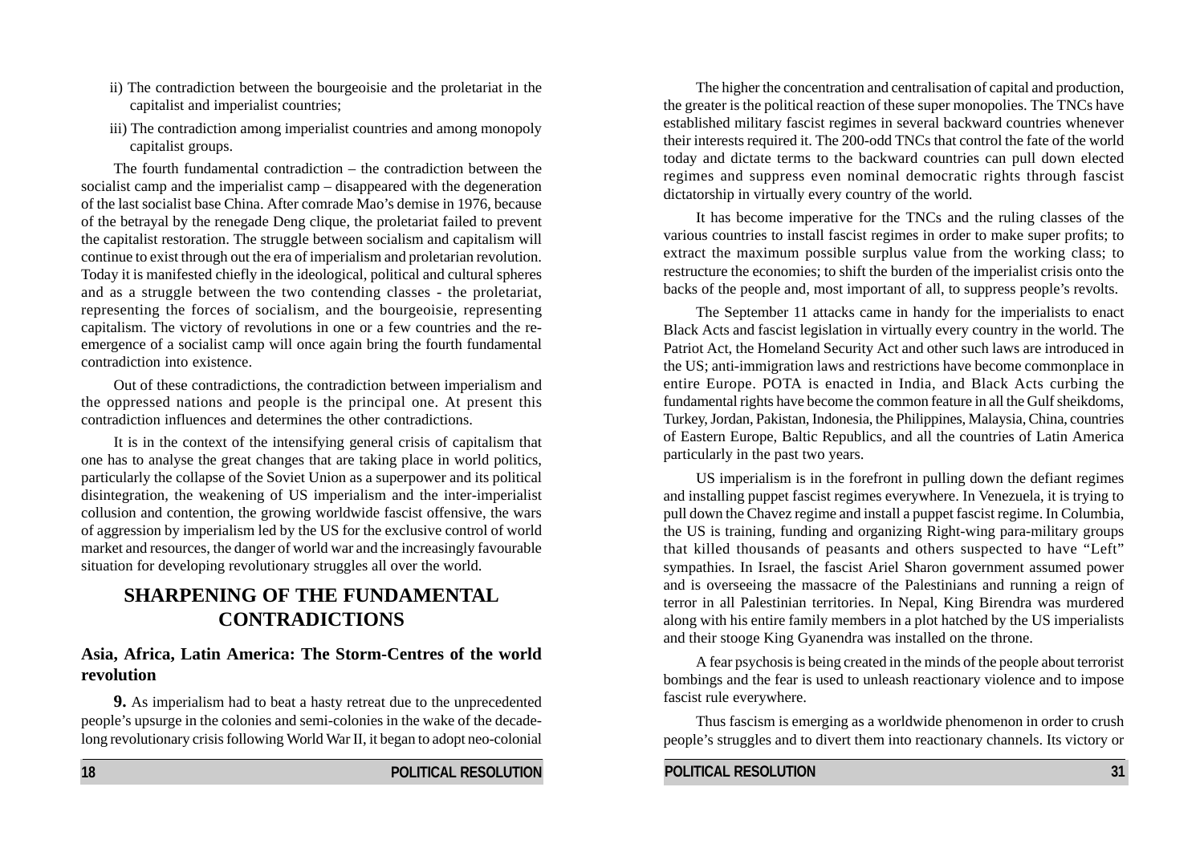ii) The contradiction between the bourgeoisie and the proletariat in the capitalist and imperialist countries;

iii) The contradiction among imperialist countries and among monopoly capitalist groups.

The fourth fundamental contradiction – the contradiction between the socialist camp and the imperialist camp – disappeared with the degeneration of the last socialist base China. After comrade Mao's demise in 1976, because of the betrayal by the renegade Deng clique, the proletariat failed to prevent the capitalist restoration. The struggle between socialism and capitalism will continue to exist through out the era of imperialism and proletarian revolution. Today it is manifested chiefly in the ideological, political and cultural spheres and as a struggle between the two contending classes - the proletariat, representing the forces of socialism, and the bourgeoisie, representing capitalism. The victory of revolutions in one or a few countries and the re-emergence of a socialist camp will once again bring the fourth fundamental contradiction into existence.

Out of these contradictions, the contradiction between imperialism and the oppressed nations and people is the principal one. At present this contradiction influences and determines the other contradictions.

It is in the context of the intensifying general crisis of capitalism that one has to analyse the great changes that are taking place in world politics, particularly the collapse of the Soviet Union as a superpower and its political disintegration, the weakening of US imperialism and the inter-imperialist collusion and contention, the growing worldwide fascist offensive, the wars of aggression by imperialism led by the US for the exclusive control of world market and resources, the danger of world war and the increasingly favourable situation for developing revolutionary struggles all over the world.

## SHARPENING OF THE FUNDAMENTAL CONTRADICTIONS

### Asia, Africa, Latin America: The Storm-Centres of the world revolution

**9.** As imperialism had to beat a hasty retreat due to the unprecedented people's upsurge in the colonies and semi-colonies in the wake of the decade-long revolutionary crisis following World War II, it began to adopt neo-colonial

The higher the concentration and centralisation of capital and production, the greater is the political reaction of these super monopolies. The TNCs have established military fascist regimes in several backward countries whenever their interests required it. The 200-odd TNCs that control the fate of the world today and dictate terms to the backward countries can pull down elected regimes and suppress even nominal democratic rights through fascist dictatorship in virtually every country of the world.

It has become imperative for the TNCs and the ruling classes of the various countries to install fascist regimes in order to make super profits; to extract the maximum possible surplus value from the working class; to restructure the economies; to shift the burden of the imperialist crisis onto the backs of the people and, most important of all, to suppress people's revolts.

The September 11 attacks came in handy for the imperialists to enact Black Acts and fascist legislation in virtually every country in the world. The Patriot Act, the Homeland Security Act and other such laws are introduced in the US; anti-immigration laws and restrictions have become commonplace in entire Europe. POTA is enacted in India, and Black Acts curbing the fundamental rights have become the common feature in all the Gulf sheikdoms, Turkey, Jordan, Pakistan, Indonesia, the Philippines, Malaysia, China, countries of Eastern Europe, Baltic Republics, and all the countries of Latin America particularly in the past two years.

US imperialism is in the forefront in pulling down the defiant regimes and installing puppet fascist regimes everywhere. In Venezuela, it is trying to pull down the Chavez regime and install a puppet fascist regime. In Columbia, the US is training, funding and organizing Right-wing para-military groups that killed thousands of peasants and others suspected to have "Left" sympathies. In Israel, the fascist Ariel Sharon government assumed power and is overseeing the massacre of the Palestinians and running a reign of terror in all Palestinian territories. In Nepal, King Birendra was murdered along with his entire family members in a plot hatched by the US imperialists and their stooge King Gyanendra was installed on the throne.

A fear psychosis is being created in the minds of the people about terrorist bombings and the fear is used to unleash reactionary violence and to impose fascist rule everywhere.

Thus fascism is emerging as a worldwide phenomenon in order to crush people's struggles and to divert them into reactionary channels. Its victory or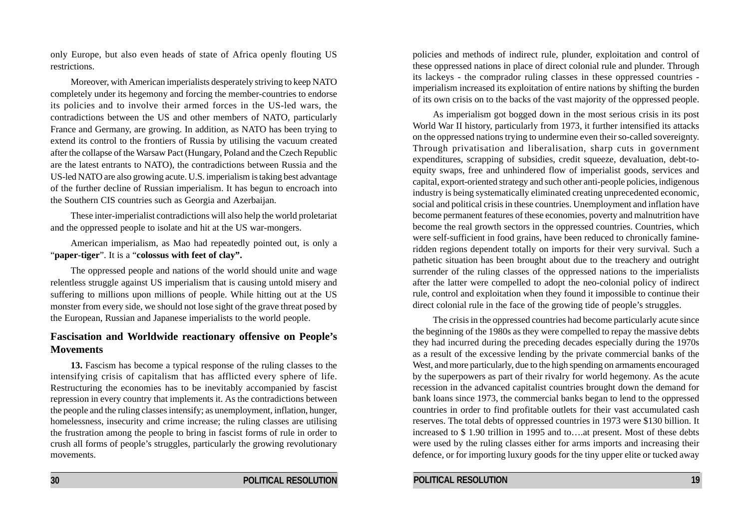only Europe, but also even heads of state of Africa openly flouting US restrictions.

Moreover, with American imperialists desperately striving to keep NATO completely under its hegemony and forcing the member-countries to endorse its policies and to involve their armed forces in the US-led wars, the contradictions between the US and other members of NATO, particularly France and Germany, are growing. In addition, as NATO has been trying to extend its control to the frontiers of Russia by utilising the vacuum created after the collapse of the Warsaw Pact (Hungary, Poland and the Czech Republic are the latest entrants to NATO), the contradictions between Russia and the US-led NATO are also growing acute. U.S. imperialism is taking best advantage of the further decline of Russian imperialism. It has begun to encroach into the Southern CIS countries such as Georgia and Azerbaijan.

These inter-imperialist contradictions will also help the world proletariat and the oppressed people to isolate and hit at the US war-mongers.

American imperialism, as Mao had repeatedly pointed out, is only a "**paper-tiger**". It is a "**colossus with feet of clay".**

The oppressed people and nations of the world should unite and wage relentless struggle against US imperialism that is causing untold misery and suffering to millions upon millions of people. While hitting out at the US monster from every side, we should not lose sight of the grave threat posed by the European, Russian and Japanese imperialists to the world people.

## Fascisation and Worldwide reactionary offensive on People's Movements

**13.** Fascism has become a typical response of the ruling classes to the intensifying crisis of capitalism that has afflicted every sphere of life. Restructuring the economies has to be inevitably accompanied by fascist repression in every country that implements it. As the contradictions between the people and the ruling classes intensify; as unemployment, inflation, hunger, homelessness, insecurity and crime increase; the ruling classes are utilising the frustration among the people to bring in fascist forms of rule in order to crush all forms of people's struggles, particularly the growing revolutionary movements.

policies and methods of indirect rule, plunder, exploitation and control of these oppressed nations in place of direct colonial rule and plunder. Through its lackeys - the comprador ruling classes in these oppressed countries - imperialism increased its exploitation of entire nations by shifting the burden of its own crisis on to the backs of the vast majority of the oppressed people.

As imperialism got bogged down in the most serious crisis in its post World War II history, particularly from 1973, it further intensified its attacks on the oppressed nations trying to undermine even their so-called sovereignty. Through privatisation and liberalisation, sharp cuts in government expenditures, scrapping of subsidies, credit squeeze, devaluation, debt-to-equity swaps, free and unhindered flow of imperialist goods, services and capital, export-oriented strategy and such other anti-people policies, indigenous industry is being systematically eliminated creating unprecedented economic, social and political crisis in these countries. Unemployment and inflation have become permanent features of these economies, poverty and malnutrition have become the real growth sectors in the oppressed countries. Countries, which were self-sufficient in food grains, have been reduced to chronically famine-ridden regions dependent totally on imports for their very survival. Such a pathetic situation has been brought about due to the treachery and outright surrender of the ruling classes of the oppressed nations to the imperialists after the latter were compelled to adopt the neo-colonial policy of indirect rule, control and exploitation when they found it impossible to continue their direct colonial rule in the face of the growing tide of people's struggles.

The crisis in the oppressed countries had become particularly acute since the beginning of the 1980s as they were compelled to repay the massive debts they had incurred during the preceding decades especially during the 1970s as a result of the excessive lending by the private commercial banks of the West, and more particularly, due to the high spending on armaments encouraged by the superpowers as part of their rivalry for world hegemony. As the acute recession in the advanced capitalist countries brought down the demand for bank loans since 1973, the commercial banks began to lend to the oppressed countries in order to find profitable outlets for their vast accumulated cash reserves. The total debts of oppressed countries in 1973 were $130 billion. It increased to $ 1.90 trillion in 1995 and to….at present. Most of these debts were used by the ruling classes either for arms imports and increasing their defence, or for importing luxury goods for the tiny upper elite or tucked away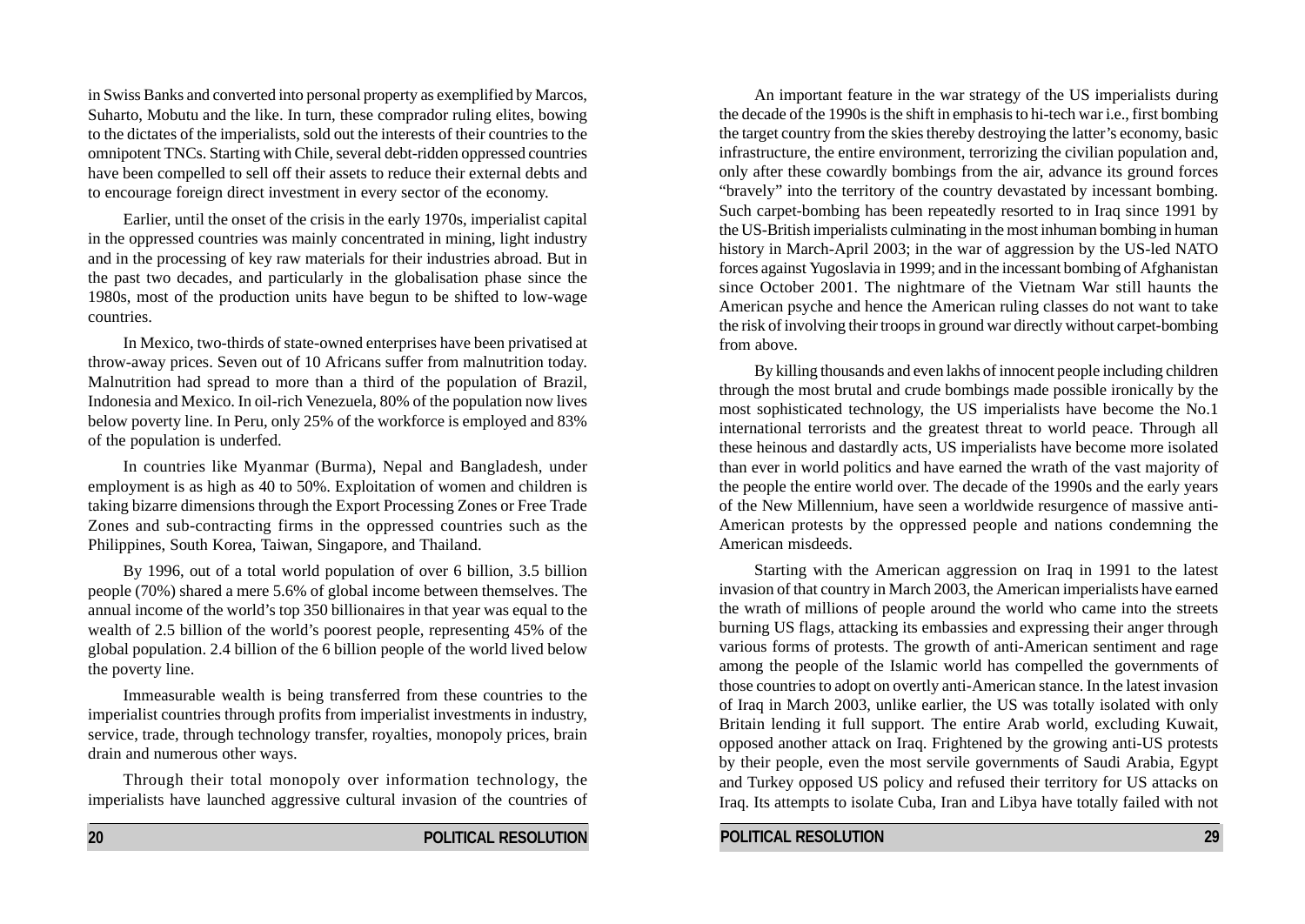in Swiss Banks and converted into personal property as exemplified by Marcos, Suharto, Mobutu and the like. In turn, these comprador ruling elites, bowing to the dictates of the imperialists, sold out the interests of their countries to the omnipotent TNCs. Starting with Chile, several debt-ridden oppressed countries have been compelled to sell off their assets to reduce their external debts and to encourage foreign direct investment in every sector of the economy.

Earlier, until the onset of the crisis in the early 1970s, imperialist capital in the oppressed countries was mainly concentrated in mining, light industry and in the processing of key raw materials for their industries abroad. But in the past two decades, and particularly in the globalisation phase since the 1980s, most of the production units have begun to be shifted to low-wage countries.

In Mexico, two-thirds of state-owned enterprises have been privatised at throw-away prices. Seven out of 10 Africans suffer from malnutrition today. Malnutrition had spread to more than a third of the population of Brazil, Indonesia and Mexico. In oil-rich Venezuela, 80% of the population now lives below poverty line. In Peru, only 25% of the workforce is employed and 83% of the population is underfed.

In countries like Myanmar (Burma), Nepal and Bangladesh, under employment is as high as 40 to 50%. Exploitation of women and children is taking bizarre dimensions through the Export Processing Zones or Free Trade Zones and sub-contracting firms in the oppressed countries such as the Philippines, South Korea, Taiwan, Singapore, and Thailand.

By 1996, out of a total world population of over 6 billion, 3.5 billion people (70%) shared a mere 5.6% of global income between themselves. The annual income of the world's top 350 billionaires in that year was equal to the wealth of 2.5 billion of the world's poorest people, representing 45% of the global population. 2.4 billion of the 6 billion people of the world lived below the poverty line.

Immeasurable wealth is being transferred from these countries to the imperialist countries through profits from imperialist investments in industry, service, trade, through technology transfer, royalties, monopoly prices, brain drain and numerous other ways.

Through their total monopoly over information technology, the imperialists have launched aggressive cultural invasion of the countries of

An important feature in the war strategy of the US imperialists during the decade of the 1990s is the shift in emphasis to hi-tech war i.e., first bombing the target country from the skies thereby destroying the latter's economy, basic infrastructure, the entire environment, terrorizing the civilian population and, only after these cowardly bombings from the air, advance its ground forces "bravely" into the territory of the country devastated by incessant bombing. Such carpet-bombing has been repeatedly resorted to in Iraq since 1991 by the US-British imperialists culminating in the most inhuman bombing in human history in March-April 2003; in the war of aggression by the US-led NATO forces against Yugoslavia in 1999; and in the incessant bombing of Afghanistan since October 2001. The nightmare of the Vietnam War still haunts the American psyche and hence the American ruling classes do not want to take the risk of involving their troops in ground war directly without carpet-bombing from above.

By killing thousands and even lakhs of innocent people including children through the most brutal and crude bombings made possible ironically by the most sophisticated technology, the US imperialists have become the No.1 international terrorists and the greatest threat to world peace. Through all these heinous and dastardly acts, US imperialists have become more isolated than ever in world politics and have earned the wrath of the vast majority of the people the entire world over. The decade of the 1990s and the early years of the New Millennium, have seen a worldwide resurgence of massive anti-American protests by the oppressed people and nations condemning the American misdeeds.

Starting with the American aggression on Iraq in 1991 to the latest invasion of that country in March 2003, the American imperialists have earned the wrath of millions of people around the world who came into the streets burning US flags, attacking its embassies and expressing their anger through various forms of protests. The growth of anti-American sentiment and rage among the people of the Islamic world has compelled the governments of those countries to adopt on overtly anti-American stance. In the latest invasion of Iraq in March 2003, unlike earlier, the US was totally isolated with only Britain lending it full support. The entire Arab world, excluding Kuwait, opposed another attack on Iraq. Frightened by the growing anti-US protests by their people, even the most servile governments of Saudi Arabia, Egypt and Turkey opposed US policy and refused their territory for US attacks on Iraq. Its attempts to isolate Cuba, Iran and Libya have totally failed with not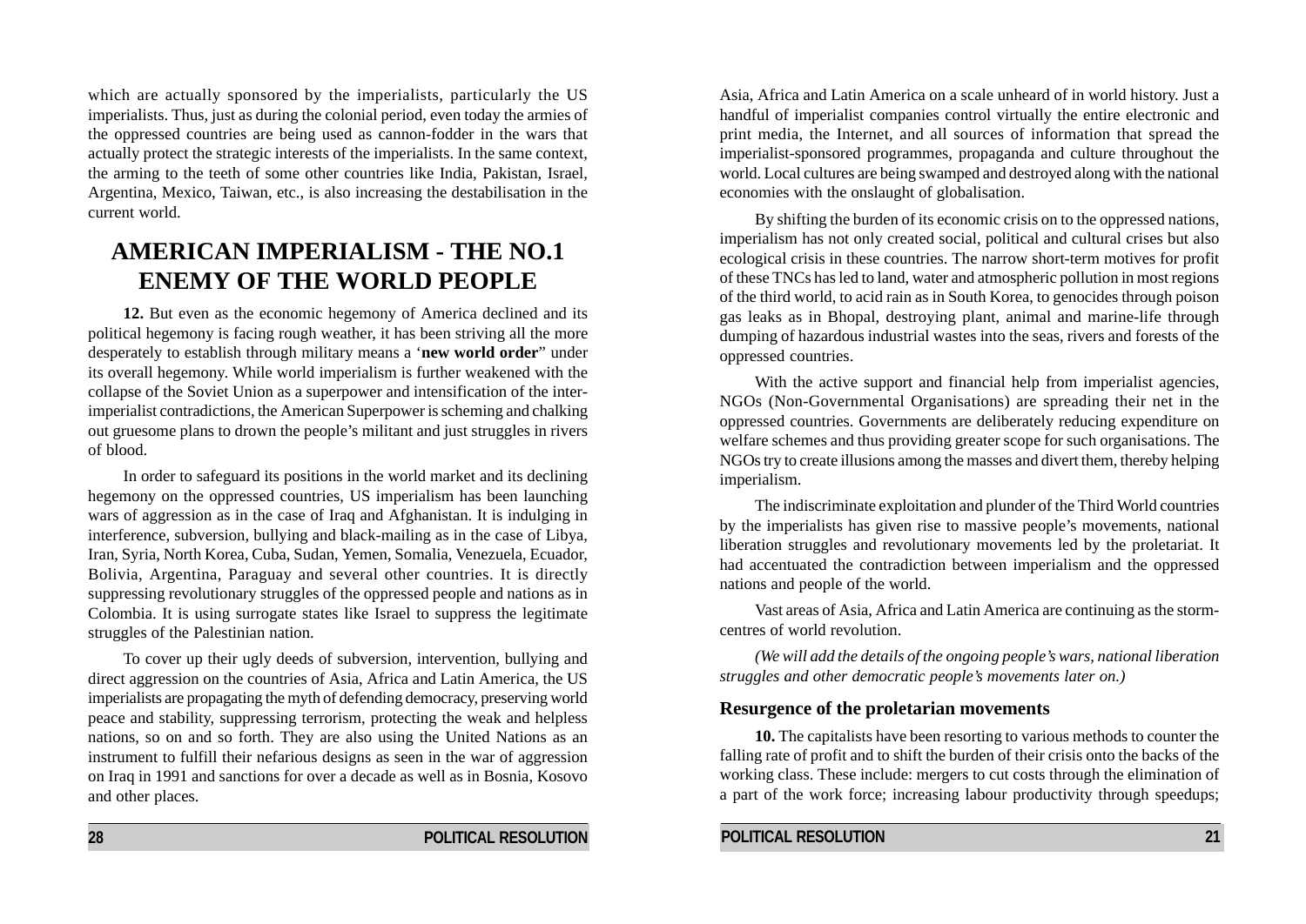which are actually sponsored by the imperialists, particularly the US imperialists. Thus, just as during the colonial period, even today the armies of the oppressed countries are being used as cannon-fodder in the wars that actually protect the strategic interests of the imperialists. In the same context, the arming to the teeth of some other countries like India, Pakistan, Israel, Argentina, Mexico, Taiwan, etc., is also increasing the destabilisation in the current world.

## AMERICAN IMPERIALISM - THE NO.1 ENEMY OF THE WORLD PEOPLE

**12.** But even as the economic hegemony of America declined and its political hegemony is facing rough weather, it has been striving all the more desperately to establish through military means a '**new world order**" under its overall hegemony. While world imperialism is further weakened with the collapse of the Soviet Union as a superpower and intensification of the inter-imperialist contradictions, the American Superpower is scheming and chalking out gruesome plans to drown the people's militant and just struggles in rivers of blood.

In order to safeguard its positions in the world market and its declining hegemony on the oppressed countries, US imperialism has been launching wars of aggression as in the case of Iraq and Afghanistan. It is indulging in interference, subversion, bullying and black-mailing as in the case of Libya, Iran, Syria, North Korea, Cuba, Sudan, Yemen, Somalia, Venezuela, Ecuador, Bolivia, Argentina, Paraguay and several other countries. It is directly suppressing revolutionary struggles of the oppressed people and nations as in Colombia. It is using surrogate states like Israel to suppress the legitimate struggles of the Palestinian nation.

To cover up their ugly deeds of subversion, intervention, bullying and direct aggression on the countries of Asia, Africa and Latin America, the US imperialists are propagating the myth of defending democracy, preserving world peace and stability, suppressing terrorism, protecting the weak and helpless nations, so on and so forth. They are also using the United Nations as an instrument to fulfill their nefarious designs as seen in the war of aggression on Iraq in 1991 and sanctions for over a decade as well as in Bosnia, Kosovo and other places.

Asia, Africa and Latin America on a scale unheard of in world history. Just a handful of imperialist companies control virtually the entire electronic and print media, the Internet, and all sources of information that spread the imperialist-sponsored programmes, propaganda and culture throughout the world. Local cultures are being swamped and destroyed along with the national economies with the onslaught of globalisation.

By shifting the burden of its economic crisis on to the oppressed nations, imperialism has not only created social, political and cultural crises but also ecological crisis in these countries. The narrow short-term motives for profit of these TNCs has led to land, water and atmospheric pollution in most regions of the third world, to acid rain as in South Korea, to genocides through poison gas leaks as in Bhopal, destroying plant, animal and marine-life through dumping of hazardous industrial wastes into the seas, rivers and forests of the oppressed countries.

With the active support and financial help from imperialist agencies, NGOs (Non-Governmental Organisations) are spreading their net in the oppressed countries. Governments are deliberately reducing expenditure on welfare schemes and thus providing greater scope for such organisations. The NGOs try to create illusions among the masses and divert them, thereby helping imperialism.

The indiscriminate exploitation and plunder of the Third World countries by the imperialists has given rise to massive people's movements, national liberation struggles and revolutionary movements led by the proletariat. It had accentuated the contradiction between imperialism and the oppressed nations and people of the world.

Vast areas of Asia, Africa and Latin America are continuing as the storm-centres of world revolution.

*(We will add the details of the ongoing people's wars, national liberation struggles and other democratic people's movements later on.)*

### Resurgence of the proletarian movements

**10.** The capitalists have been resorting to various methods to counter the falling rate of profit and to shift the burden of their crisis onto the backs of the working class. These include: mergers to cut costs through the elimination of a part of the work force; increasing labour productivity through speedups;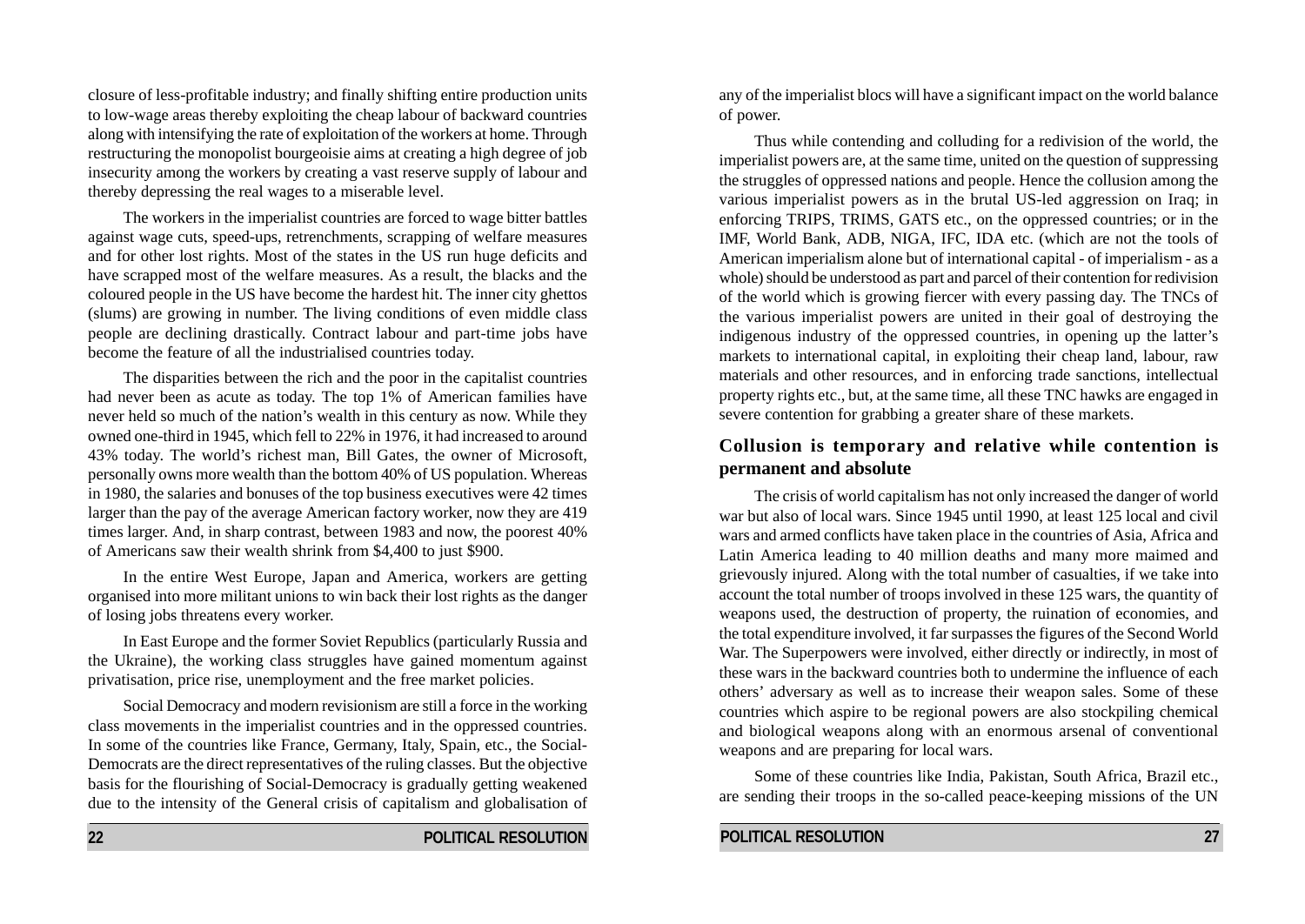closure of less-profitable industry; and finally shifting entire production units to low-wage areas thereby exploiting the cheap labour of backward countries along with intensifying the rate of exploitation of the workers at home. Through restructuring the monopolist bourgeoisie aims at creating a high degree of job insecurity among the workers by creating a vast reserve supply of labour and thereby depressing the real wages to a miserable level.

The workers in the imperialist countries are forced to wage bitter battles against wage cuts, speed-ups, retrenchments, scrapping of welfare measures and for other lost rights. Most of the states in the US run huge deficits and have scrapped most of the welfare measures. As a result, the blacks and the coloured people in the US have become the hardest hit. The inner city ghettos (slums) are growing in number. The living conditions of even middle class people are declining drastically. Contract labour and part-time jobs have become the feature of all the industrialised countries today.

The disparities between the rich and the poor in the capitalist countries had never been as acute as today. The top 1% of American families have never held so much of the nation's wealth in this century as now. While they owned one-third in 1945, which fell to 22% in 1976, it had increased to around 43% today. The world's richest man, Bill Gates, the owner of Microsoft, personally owns more wealth than the bottom 40% of US population. Whereas in 1980, the salaries and bonuses of the top business executives were 42 times larger than the pay of the average American factory worker, now they are 419 times larger. And, in sharp contrast, between 1983 and now, the poorest 40% of Americans saw their wealth shrink from $4,400 to just $900.

In the entire West Europe, Japan and America, workers are getting organised into more militant unions to win back their lost rights as the danger of losing jobs threatens every worker.

In East Europe and the former Soviet Republics (particularly Russia and the Ukraine), the working class struggles have gained momentum against privatisation, price rise, unemployment and the free market policies.

Social Democracy and modern revisionism are still a force in the working class movements in the imperialist countries and in the oppressed countries. In some of the countries like France, Germany, Italy, Spain, etc., the Social-Democrats are the direct representatives of the ruling classes. But the objective basis for the flourishing of Social-Democracy is gradually getting weakened due to the intensity of the General crisis of capitalism and globalisation of

any of the imperialist blocs will have a significant impact on the world balance of power.

Thus while contending and colluding for a redivision of the world, the imperialist powers are, at the same time, united on the question of suppressing the struggles of oppressed nations and people. Hence the collusion among the various imperialist powers as in the brutal US-led aggression on Iraq; in enforcing TRIPS, TRIMS, GATS etc., on the oppressed countries; or in the IMF, World Bank, ADB, NIGA, IFC, IDA etc. (which are not the tools of American imperialism alone but of international capital - of imperialism - as a whole) should be understood as part and parcel of their contention for redivision of the world which is growing fiercer with every passing day. The TNCs of the various imperialist powers are united in their goal of destroying the indigenous industry of the oppressed countries, in opening up the latter's markets to international capital, in exploiting their cheap land, labour, raw materials and other resources, and in enforcing trade sanctions, intellectual property rights etc., but, at the same time, all these TNC hawks are engaged in severe contention for grabbing a greater share of these markets.

### Collusion is temporary and relative while contention is permanent and absolute

The crisis of world capitalism has not only increased the danger of world war but also of local wars. Since 1945 until 1990, at least 125 local and civil wars and armed conflicts have taken place in the countries of Asia, Africa and Latin America leading to 40 million deaths and many more maimed and grievously injured. Along with the total number of casualties, if we take into account the total number of troops involved in these 125 wars, the quantity of weapons used, the destruction of property, the ruination of economies, and the total expenditure involved, it far surpasses the figures of the Second World War. The Superpowers were involved, either directly or indirectly, in most of these wars in the backward countries both to undermine the influence of each others' adversary as well as to increase their weapon sales. Some of these countries which aspire to be regional powers are also stockpiling chemical and biological weapons along with an enormous arsenal of conventional weapons and are preparing for local wars.

Some of these countries like India, Pakistan, South Africa, Brazil etc., are sending their troops in the so-called peace-keeping missions of the UN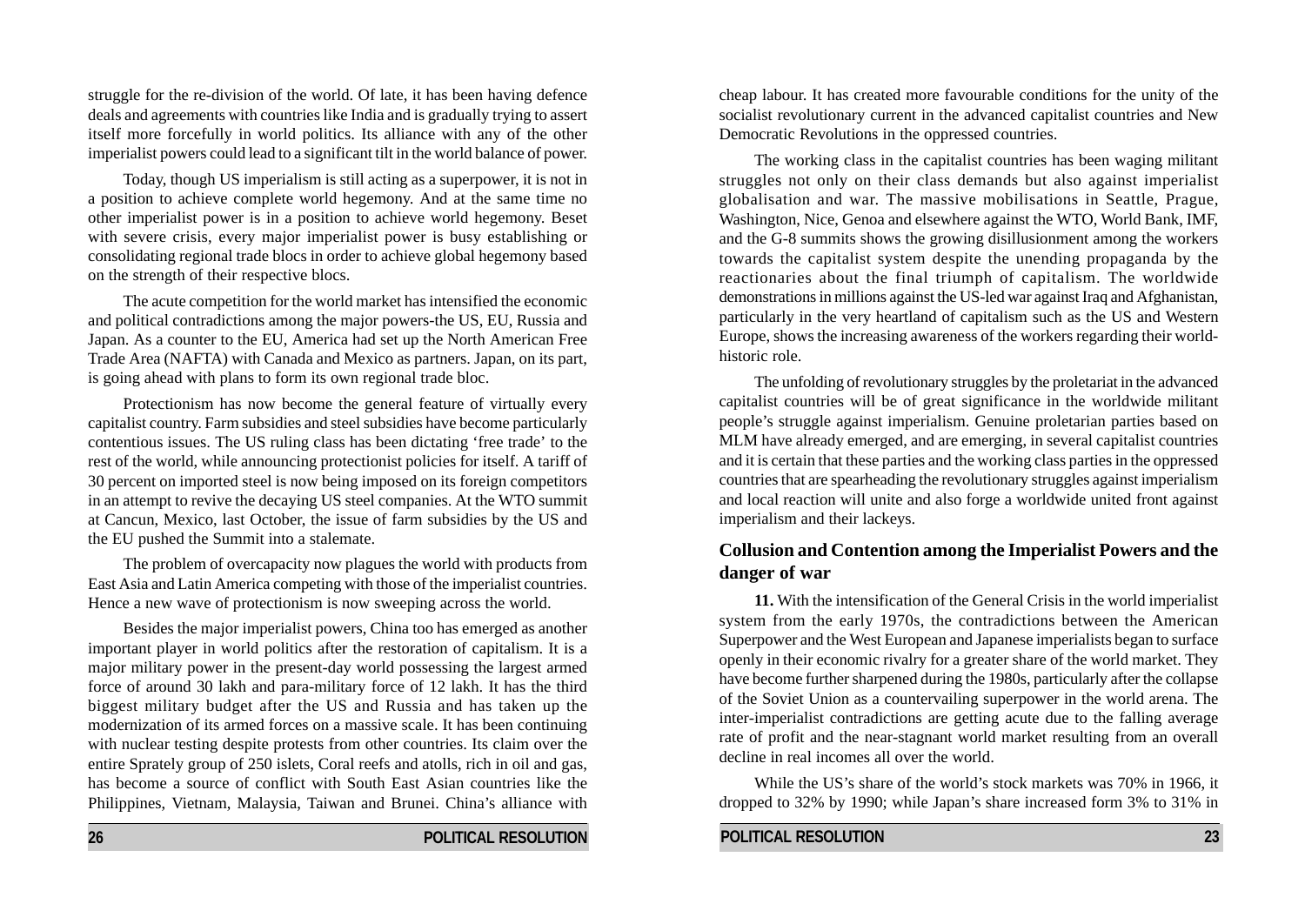struggle for the re-division of the world. Of late, it has been having defence deals and agreements with countries like India and is gradually trying to assert itself more forcefully in world politics. Its alliance with any of the other imperialist powers could lead to a significant tilt in the world balance of power.

Today, though US imperialism is still acting as a superpower, it is not in a position to achieve complete world hegemony. And at the same time no other imperialist power is in a position to achieve world hegemony. Beset with severe crisis, every major imperialist power is busy establishing or consolidating regional trade blocs in order to achieve global hegemony based on the strength of their respective blocs.

The acute competition for the world market has intensified the economic and political contradictions among the major powers-the US, EU, Russia and Japan. As a counter to the EU, America had set up the North American Free Trade Area (NAFTA) with Canada and Mexico as partners. Japan, on its part, is going ahead with plans to form its own regional trade bloc.

Protectionism has now become the general feature of virtually every capitalist country. Farm subsidies and steel subsidies have become particularly contentious issues. The US ruling class has been dictating 'free trade' to the rest of the world, while announcing protectionist policies for itself. A tariff of 30 percent on imported steel is now being imposed on its foreign competitors in an attempt to revive the decaying US steel companies. At the WTO summit at Cancun, Mexico, last October, the issue of farm subsidies by the US and the EU pushed the Summit into a stalemate.

The problem of overcapacity now plagues the world with products from East Asia and Latin America competing with those of the imperialist countries. Hence a new wave of protectionism is now sweeping across the world.

Besides the major imperialist powers, China too has emerged as another important player in world politics after the restoration of capitalism. It is a major military power in the present-day world possessing the largest armed force of around 30 lakh and para-military force of 12 lakh. It has the third biggest military budget after the US and Russia and has taken up the modernization of its armed forces on a massive scale. It has been continuing with nuclear testing despite protests from other countries. Its claim over the entire Sprately group of 250 islets, Coral reefs and atolls, rich in oil and gas, has become a source of conflict with South East Asian countries like the Philippines, Vietnam, Malaysia, Taiwan and Brunei. China's alliance with

cheap labour. It has created more favourable conditions for the unity of the socialist revolutionary current in the advanced capitalist countries and New Democratic Revolutions in the oppressed countries.

The working class in the capitalist countries has been waging militant struggles not only on their class demands but also against imperialist globalisation and war. The massive mobilisations in Seattle, Prague, Washington, Nice, Genoa and elsewhere against the WTO, World Bank, IMF, and the G-8 summits shows the growing disillusionment among the workers towards the capitalist system despite the unending propaganda by the reactionaries about the final triumph of capitalism. The worldwide demonstrations in millions against the US-led war against Iraq and Afghanistan, particularly in the very heartland of capitalism such as the US and Western Europe, shows the increasing awareness of the workers regarding their world-historic role.

The unfolding of revolutionary struggles by the proletariat in the advanced capitalist countries will be of great significance in the worldwide militant people's struggle against imperialism. Genuine proletarian parties based on MLM have already emerged, and are emerging, in several capitalist countries and it is certain that these parties and the working class parties in the oppressed countries that are spearheading the revolutionary struggles against imperialism and local reaction will unite and also forge a worldwide united front against imperialism and their lackeys.

## Collusion and Contention among the Imperialist Powers and the danger of war

**11.** With the intensification of the General Crisis in the world imperialist system from the early 1970s, the contradictions between the American Superpower and the West European and Japanese imperialists began to surface openly in their economic rivalry for a greater share of the world market. They have become further sharpened during the 1980s, particularly after the collapse of the Soviet Union as a countervailing superpower in the world arena. The inter-imperialist contradictions are getting acute due to the falling average rate of profit and the near-stagnant world market resulting from an overall decline in real incomes all over the world.

While the US's share of the world's stock markets was 70% in 1966, it dropped to 32% by 1990; while Japan's share increased form 3% to 31% in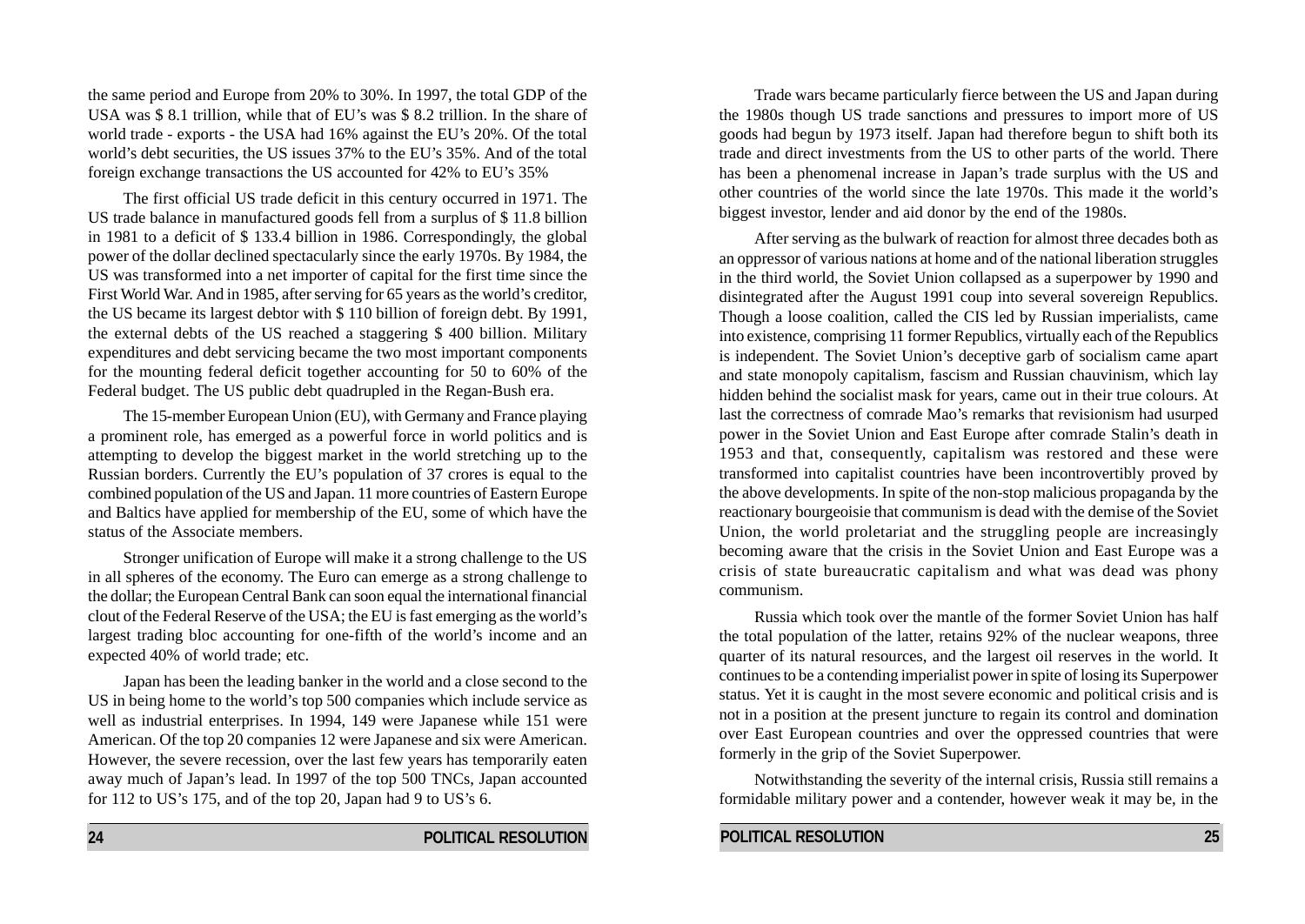the same period and Europe from 20% to 30%. In 1997, the total GDP of the USA was $ 8.1 trillion, while that of EU's was $ 8.2 trillion. In the share of world trade - exports - the USA had 16% against the EU's 20%. Of the total world's debt securities, the US issues 37% to the EU's 35%. And of the total foreign exchange transactions the US accounted for 42% to EU's 35%

The first official US trade deficit in this century occurred in 1971. The US trade balance in manufactured goods fell from a surplus of $ 11.8 billion in 1981 to a deficit of $ 133.4 billion in 1986. Correspondingly, the global power of the dollar declined spectacularly since the early 1970s. By 1984, the US was transformed into a net importer of capital for the first time since the First World War. And in 1985, after serving for 65 years as the world's creditor, the US became its largest debtor with $ 110 billion of foreign debt. By 1991, the external debts of the US reached a staggering $ 400 billion. Military expenditures and debt servicing became the two most important components for the mounting federal deficit together accounting for 50 to 60% of the Federal budget. The US public debt quadrupled in the Regan-Bush era.

The 15-member European Union (EU), with Germany and France playing a prominent role, has emerged as a powerful force in world politics and is attempting to develop the biggest market in the world stretching up to the Russian borders. Currently the EU's population of 37 crores is equal to the combined population of the US and Japan. 11 more countries of Eastern Europe and Baltics have applied for membership of the EU, some of which have the status of the Associate members.

Stronger unification of Europe will make it a strong challenge to the US in all spheres of the economy. The Euro can emerge as a strong challenge to the dollar; the European Central Bank can soon equal the international financial clout of the Federal Reserve of the USA; the EU is fast emerging as the world's largest trading bloc accounting for one-fifth of the world's income and an expected 40% of world trade; etc.

Japan has been the leading banker in the world and a close second to the US in being home to the world's top 500 companies which include service as well as industrial enterprises. In 1994, 149 were Japanese while 151 were American. Of the top 20 companies 12 were Japanese and six were American. However, the severe recession, over the last few years has temporarily eaten away much of Japan's lead. In 1997 of the top 500 TNCs, Japan accounted for 112 to US's 175, and of the top 20, Japan had 9 to US's 6.

Trade wars became particularly fierce between the US and Japan during the 1980s though US trade sanctions and pressures to import more of US goods had begun by 1973 itself. Japan had therefore begun to shift both its trade and direct investments from the US to other parts of the world. There has been a phenomenal increase in Japan's trade surplus with the US and other countries of the world since the late 1970s. This made it the world's biggest investor, lender and aid donor by the end of the 1980s.

After serving as the bulwark of reaction for almost three decades both as an oppressor of various nations at home and of the national liberation struggles in the third world, the Soviet Union collapsed as a superpower by 1990 and disintegrated after the August 1991 coup into several sovereign Republics. Though a loose coalition, called the CIS led by Russian imperialists, came into existence, comprising 11 former Republics, virtually each of the Republics is independent. The Soviet Union's deceptive garb of socialism came apart and state monopoly capitalism, fascism and Russian chauvinism, which lay hidden behind the socialist mask for years, came out in their true colours. At last the correctness of comrade Mao's remarks that revisionism had usurped power in the Soviet Union and East Europe after comrade Stalin's death in 1953 and that, consequently, capitalism was restored and these were transformed into capitalist countries have been incontrovertibly proved by the above developments. In spite of the non-stop malicious propaganda by the reactionary bourgeoisie that communism is dead with the demise of the Soviet Union, the world proletariat and the struggling people are increasingly becoming aware that the crisis in the Soviet Union and East Europe was a crisis of state bureaucratic capitalism and what was dead was phony communism.

Russia which took over the mantle of the former Soviet Union has half the total population of the latter, retains 92% of the nuclear weapons, three quarter of its natural resources, and the largest oil reserves in the world. It continues to be a contending imperialist power in spite of losing its Superpower status. Yet it is caught in the most severe economic and political crisis and is not in a position at the present juncture to regain its control and domination over East European countries and over the oppressed countries that were formerly in the grip of the Soviet Superpower.

Notwithstanding the severity of the internal crisis, Russia still remains a formidable military power and a contender, however weak it may be, in the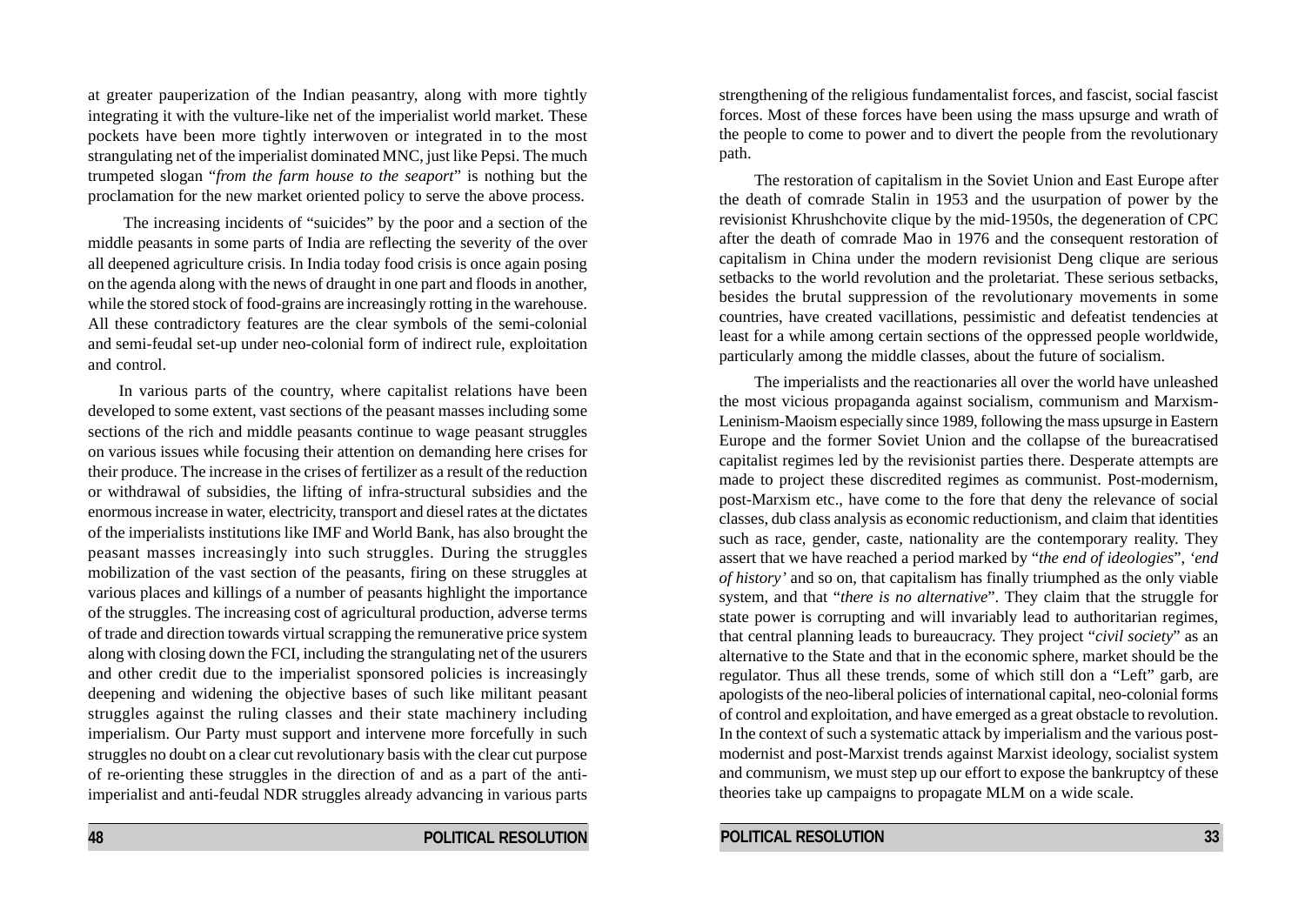at greater pauperization of the Indian peasantry, along with more tightly integrating it with the vulture-like net of the imperialist world market. These pockets have been more tightly interwoven or integrated in to the most strangulating net of the imperialist dominated MNC, just like Pepsi. The much trumpeted slogan "*from the farm house to the seaport*" is nothing but the proclamation for the new market oriented policy to serve the above process.

The increasing incidents of "suicides" by the poor and a section of the middle peasants in some parts of India are reflecting the severity of the over all deepened agriculture crisis. In India today food crisis is once again posing on the agenda along with the news of draught in one part and floods in another, while the stored stock of food-grains are increasingly rotting in the warehouse. All these contradictory features are the clear symbols of the semi-colonial and semi-feudal set-up under neo-colonial form of indirect rule, exploitation and control.

In various parts of the country, where capitalist relations have been developed to some extent, vast sections of the peasant masses including some sections of the rich and middle peasants continue to wage peasant struggles on various issues while focusing their attention on demanding here crises for their produce. The increase in the crises of fertilizer as a result of the reduction or withdrawal of subsidies, the lifting of infra-structural subsidies and the enormous increase in water, electricity, transport and diesel rates at the dictates of the imperialists institutions like IMF and World Bank, has also brought the peasant masses increasingly into such struggles. During the struggles mobilization of the vast section of the peasants, firing on these struggles at various places and killings of a number of peasants highlight the importance of the struggles. The increasing cost of agricultural production, adverse terms of trade and direction towards virtual scrapping the remunerative price system along with closing down the FCI, including the strangulating net of the usurers and other credit due to the imperialist sponsored policies is increasingly deepening and widening the objective bases of such like militant peasant struggles against the ruling classes and their state machinery including imperialism. Our Party must support and intervene more forcefully in such struggles no doubt on a clear cut revolutionary basis with the clear cut purpose of re-orienting these struggles in the direction of and as a part of the anti-imperialist and anti-feudal NDR struggles already advancing in various parts

strengthening of the religious fundamentalist forces, and fascist, social fascist forces. Most of these forces have been using the mass upsurge and wrath of the people to come to power and to divert the people from the revolutionary path.

The restoration of capitalism in the Soviet Union and East Europe after the death of comrade Stalin in 1953 and the usurpation of power by the revisionist Khrushchovite clique by the mid-1950s, the degeneration of CPC after the death of comrade Mao in 1976 and the consequent restoration of capitalism in China under the modern revisionist Deng clique are serious setbacks to the world revolution and the proletariat. These serious setbacks, besides the brutal suppression of the revolutionary movements in some countries, have created vacillations, pessimistic and defeatist tendencies at least for a while among certain sections of the oppressed people worldwide, particularly among the middle classes, about the future of socialism.

The imperialists and the reactionaries all over the world have unleashed the most vicious propaganda against socialism, communism and Marxism-Leninism-Maoism especially since 1989, following the mass upsurge in Eastern Europe and the former Soviet Union and the collapse of the bureacratised capitalist regimes led by the revisionist parties there. Desperate attempts are made to project these discredited regimes as communist. Post-modernism, post-Marxism etc., have come to the fore that deny the relevance of social classes, dub class analysis as economic reductionism, and claim that identities such as race, gender, caste, nationality are the contemporary reality. They assert that we have reached a period marked by "*the end of ideologies*", '*end of history'* and so on, that capitalism has finally triumphed as the only viable system, and that "*there is no alternative*". They claim that the struggle for state power is corrupting and will invariably lead to authoritarian regimes, that central planning leads to bureaucracy. They project "*civil society*" as an alternative to the State and that in the economic sphere, market should be the regulator. Thus all these trends, some of which still don a "Left" garb, are apologists of the neo-liberal policies of international capital, neo-colonial forms of control and exploitation, and have emerged as a great obstacle to revolution. In the context of such a systematic attack by imperialism and the various post-modernist and post-Marxist trends against Marxist ideology, socialist system and communism, we must step up our effort to expose the bankruptcy of these theories take up campaigns to propagate MLM on a wide scale.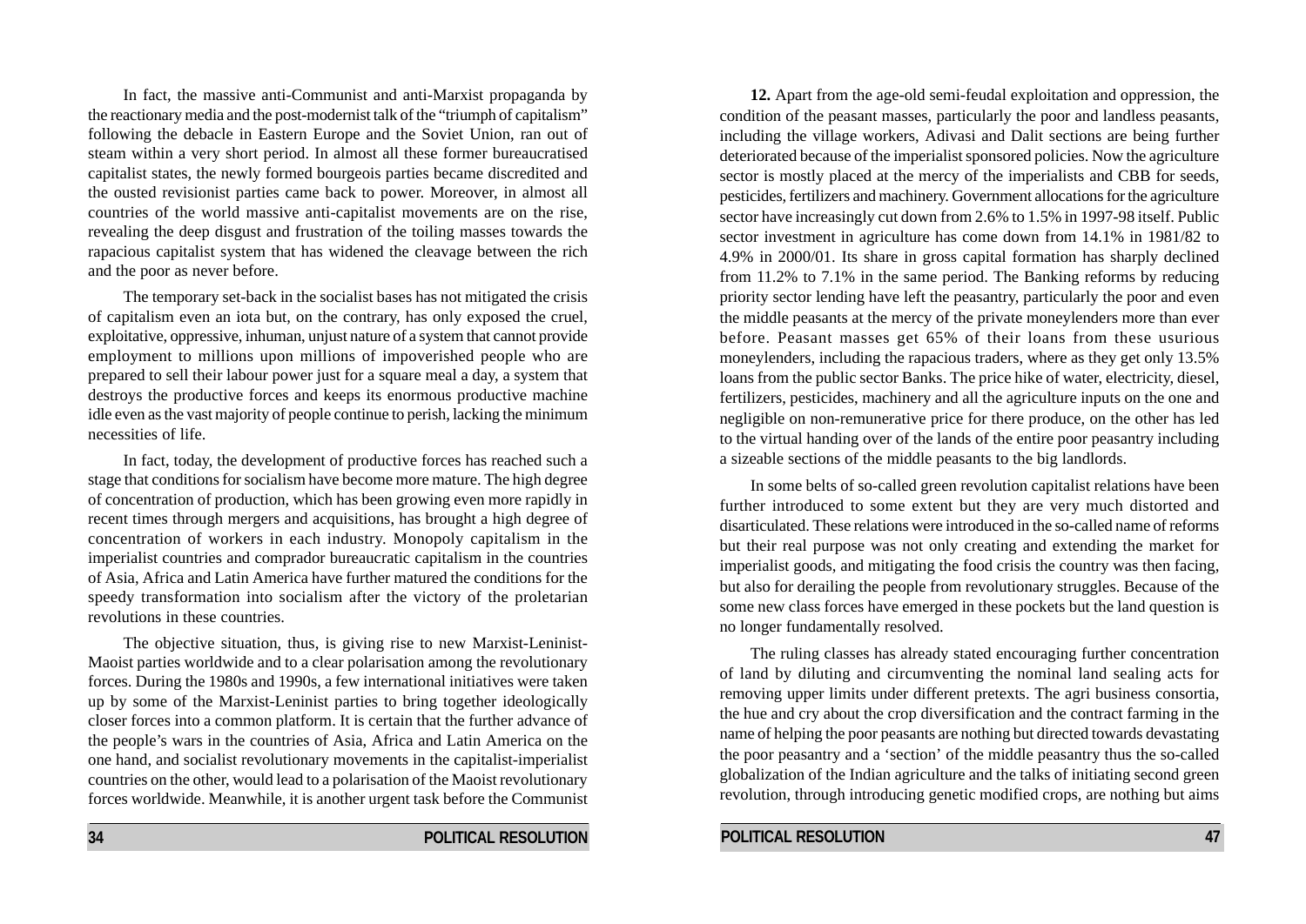In fact, the massive anti-Communist and anti-Marxist propaganda by the reactionary media and the post-modernist talk of the "triumph of capitalism" following the debacle in Eastern Europe and the Soviet Union, ran out of steam within a very short period. In almost all these former bureaucratised capitalist states, the newly formed bourgeois parties became discredited and the ousted revisionist parties came back to power. Moreover, in almost all countries of the world massive anti-capitalist movements are on the rise, revealing the deep disgust and frustration of the toiling masses towards the rapacious capitalist system that has widened the cleavage between the rich and the poor as never before.

The temporary set-back in the socialist bases has not mitigated the crisis of capitalism even an iota but, on the contrary, has only exposed the cruel, exploitative, oppressive, inhuman, unjust nature of a system that cannot provide employment to millions upon millions of impoverished people who are prepared to sell their labour power just for a square meal a day, a system that destroys the productive forces and keeps its enormous productive machine idle even as the vast majority of people continue to perish, lacking the minimum necessities of life.

In fact, today, the development of productive forces has reached such a stage that conditions for socialism have become more mature. The high degree of concentration of production, which has been growing even more rapidly in recent times through mergers and acquisitions, has brought a high degree of concentration of workers in each industry. Monopoly capitalism in the imperialist countries and comprador bureaucratic capitalism in the countries of Asia, Africa and Latin America have further matured the conditions for the speedy transformation into socialism after the victory of the proletarian revolutions in these countries.

The objective situation, thus, is giving rise to new Marxist-Leninist-Maoist parties worldwide and to a clear polarisation among the revolutionary forces. During the 1980s and 1990s, a few international initiatives were taken up by some of the Marxist-Leninist parties to bring together ideologically closer forces into a common platform. It is certain that the further advance of the people's wars in the countries of Asia, Africa and Latin America on the one hand, and socialist revolutionary movements in the capitalist-imperialist countries on the other, would lead to a polarisation of the Maoist revolutionary forces worldwide. Meanwhile, it is another urgent task before the Communist

**12.** Apart from the age-old semi-feudal exploitation and oppression, the condition of the peasant masses, particularly the poor and landless peasants, including the village workers, Adivasi and Dalit sections are being further deteriorated because of the imperialist sponsored policies. Now the agriculture sector is mostly placed at the mercy of the imperialists and CBB for seeds, pesticides, fertilizers and machinery. Government allocations for the agriculture sector have increasingly cut down from 2.6% to 1.5% in 1997-98 itself. Public sector investment in agriculture has come down from 14.1% in 1981/82 to 4.9% in 2000/01. Its share in gross capital formation has sharply declined from 11.2% to 7.1% in the same period. The Banking reforms by reducing priority sector lending have left the peasantry, particularly the poor and even the middle peasants at the mercy of the private moneylenders more than ever before. Peasant masses get 65% of their loans from these usurious moneylenders, including the rapacious traders, where as they get only 13.5% loans from the public sector Banks. The price hike of water, electricity, diesel, fertilizers, pesticides, machinery and all the agriculture inputs on the one and negligible on non-remunerative price for there produce, on the other has led to the virtual handing over of the lands of the entire poor peasantry including a sizeable sections of the middle peasants to the big landlords.

In some belts of so-called green revolution capitalist relations have been further introduced to some extent but they are very much distorted and disarticulated. These relations were introduced in the so-called name of reforms but their real purpose was not only creating and extending the market for imperialist goods, and mitigating the food crisis the country was then facing, but also for derailing the people from revolutionary struggles. Because of the some new class forces have emerged in these pockets but the land question is no longer fundamentally resolved.

The ruling classes has already stated encouraging further concentration of land by diluting and circumventing the nominal land sealing acts for removing upper limits under different pretexts. The agri business consortia, the hue and cry about the crop diversification and the contract farming in the name of helping the poor peasants are nothing but directed towards devastating the poor peasantry and a 'section' of the middle peasantry thus the so-called globalization of the Indian agriculture and the talks of initiating second green revolution, through introducing genetic modified crops, are nothing but aims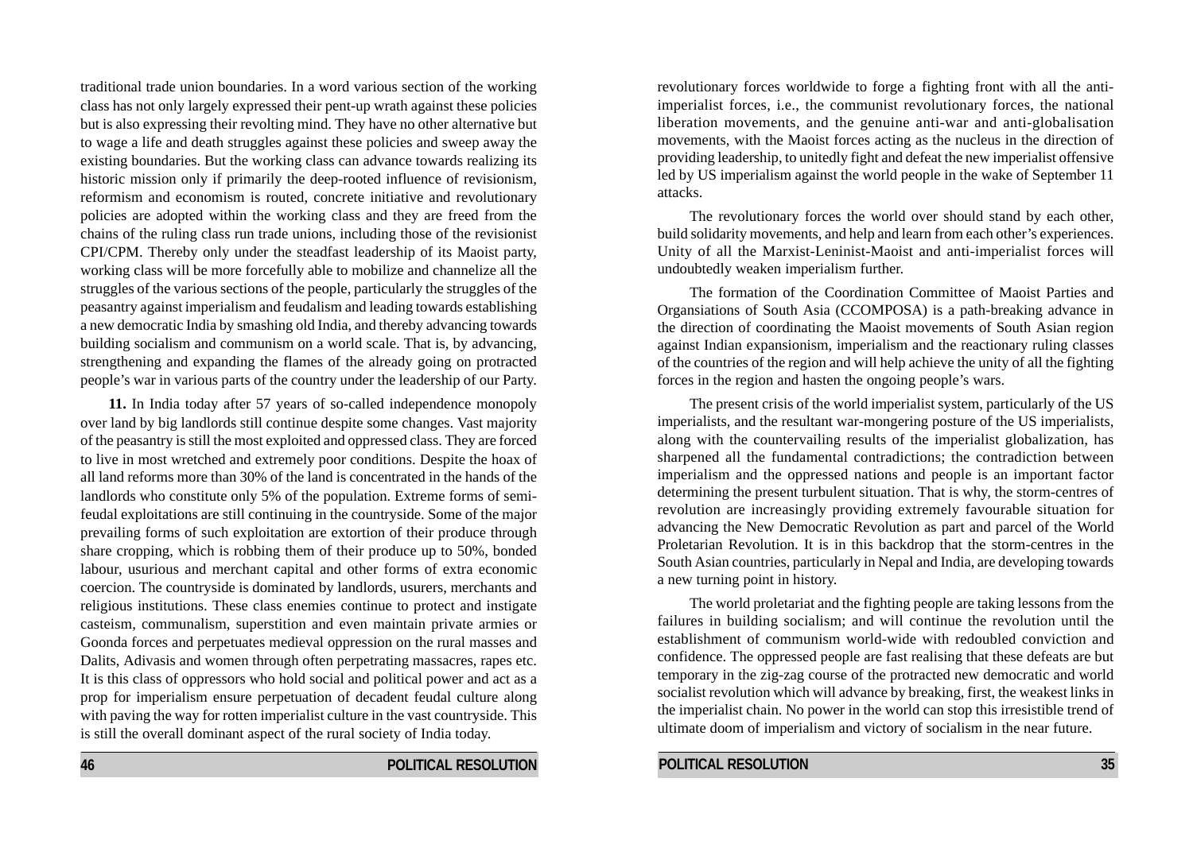traditional trade union boundaries. In a word various section of the working class has not only largely expressed their pent-up wrath against these policies but is also expressing their revolting mind. They have no other alternative but to wage a life and death struggles against these policies and sweep away the existing boundaries. But the working class can advance towards realizing its historic mission only if primarily the deep-rooted influence of revisionism, reformism and economism is routed, concrete initiative and revolutionary policies are adopted within the working class and they are freed from the chains of the ruling class run trade unions, including those of the revisionist CPI/CPM. Thereby only under the steadfast leadership of its Maoist party, working class will be more forcefully able to mobilize and channelize all the struggles of the various sections of the people, particularly the struggles of the peasantry against imperialism and feudalism and leading towards establishing a new democratic India by smashing old India, and thereby advancing towards building socialism and communism on a world scale. That is, by advancing, strengthening and expanding the flames of the already going on protracted people's war in various parts of the country under the leadership of our Party.

**11.** In India today after 57 years of so-called independence monopoly over land by big landlords still continue despite some changes. Vast majority of the peasantry is still the most exploited and oppressed class. They are forced to live in most wretched and extremely poor conditions. Despite the hoax of all land reforms more than 30% of the land is concentrated in the hands of the landlords who constitute only 5% of the population. Extreme forms of semi-feudal exploitations are still continuing in the countryside. Some of the major prevailing forms of such exploitation are extortion of their produce through share cropping, which is robbing them of their produce up to 50%, bonded labour, usurious and merchant capital and other forms of extra economic coercion. The countryside is dominated by landlords, usurers, merchants and religious institutions. These class enemies continue to protect and instigate casteism, communalism, superstition and even maintain private armies or Goonda forces and perpetuates medieval oppression on the rural masses and Dalits, Adivasis and women through often perpetrating massacres, rapes etc. It is this class of oppressors who hold social and political power and act as a prop for imperialism ensure perpetuation of decadent feudal culture along with paving the way for rotten imperialist culture in the vast countryside. This is still the overall dominant aspect of the rural society of India today.

revolutionary forces worldwide to forge a fighting front with all the anti-imperialist forces, i.e., the communist revolutionary forces, the national liberation movements, and the genuine anti-war and anti-globalisation movements, with the Maoist forces acting as the nucleus in the direction of providing leadership, to unitedly fight and defeat the new imperialist offensive led by US imperialism against the world people in the wake of September 11 attacks.

The revolutionary forces the world over should stand by each other, build solidarity movements, and help and learn from each other's experiences. Unity of all the Marxist-Leninist-Maoist and anti-imperialist forces will undoubtedly weaken imperialism further.

The formation of the Coordination Committee of Maoist Parties and Organsiations of South Asia (CCOMPOSA) is a path-breaking advance in the direction of coordinating the Maoist movements of South Asian region against Indian expansionism, imperialism and the reactionary ruling classes of the countries of the region and will help achieve the unity of all the fighting forces in the region and hasten the ongoing people's wars.

The present crisis of the world imperialist system, particularly of the US imperialists, and the resultant war-mongering posture of the US imperialists, along with the countervailing results of the imperialist globalization, has sharpened all the fundamental contradictions; the contradiction between imperialism and the oppressed nations and people is an important factor determining the present turbulent situation. That is why, the storm-centres of revolution are increasingly providing extremely favourable situation for advancing the New Democratic Revolution as part and parcel of the World Proletarian Revolution. It is in this backdrop that the storm-centres in the South Asian countries, particularly in Nepal and India, are developing towards a new turning point in history.

The world proletariat and the fighting people are taking lessons from the failures in building socialism; and will continue the revolution until the establishment of communism world-wide with redoubled conviction and confidence. The oppressed people are fast realising that these defeats are but temporary in the zig-zag course of the protracted new democratic and world socialist revolution which will advance by breaking, first, the weakest links in the imperialist chain. No power in the world can stop this irresistible trend of ultimate doom of imperialism and victory of socialism in the near future.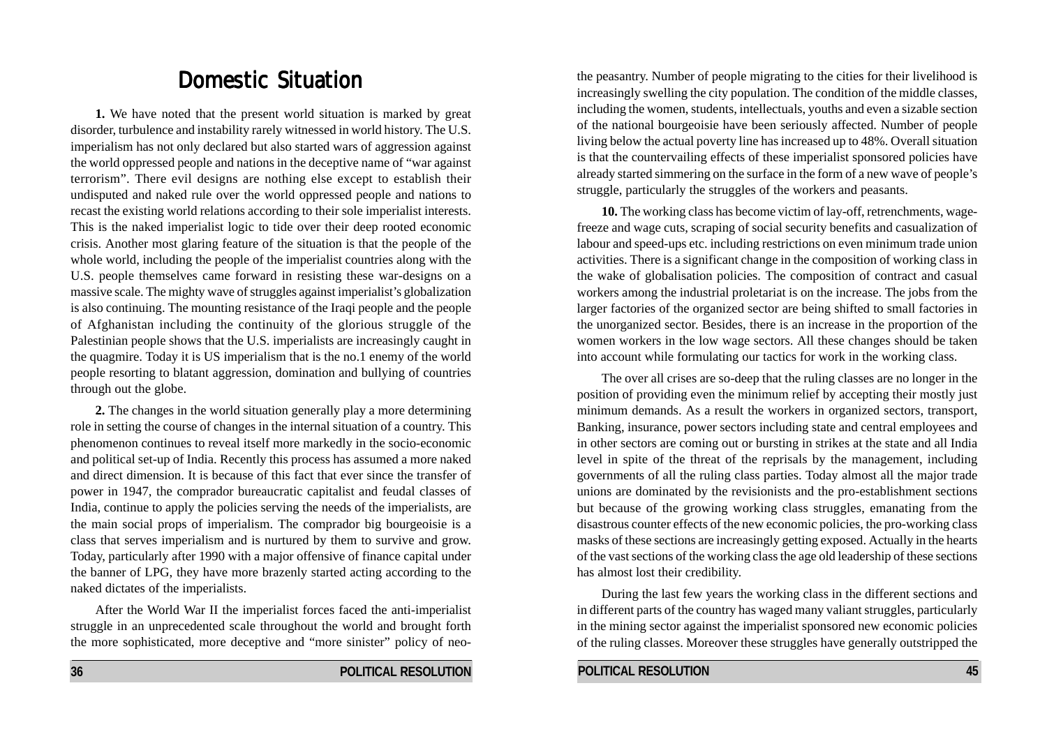# Domestic Situation

**1.** We have noted that the present world situation is marked by great disorder, turbulence and instability rarely witnessed in world history. The U.S. imperialism has not only declared but also started wars of aggression against the world oppressed people and nations in the deceptive name of "war against terrorism". There evil designs are nothing else except to establish their undisputed and naked rule over the world oppressed people and nations to recast the existing world relations according to their sole imperialist interests. This is the naked imperialist logic to tide over their deep rooted economic crisis. Another most glaring feature of the situation is that the people of the whole world, including the people of the imperialist countries along with the U.S. people themselves came forward in resisting these war-designs on a massive scale. The mighty wave of struggles against imperialist's globalization is also continuing. The mounting resistance of the Iraqi people and the people of Afghanistan including the continuity of the glorious struggle of the Palestinian people shows that the U.S. imperialists are increasingly caught in the quagmire. Today it is US imperialism that is the no.1 enemy of the world people resorting to blatant aggression, domination and bullying of countries through out the globe.

**2.** The changes in the world situation generally play a more determining role in setting the course of changes in the internal situation of a country. This phenomenon continues to reveal itself more markedly in the socio-economic and political set-up of India. Recently this process has assumed a more naked and direct dimension. It is because of this fact that ever since the transfer of power in 1947, the comprador bureaucratic capitalist and feudal classes of India, continue to apply the policies serving the needs of the imperialists, are the main social props of imperialism. The comprador big bourgeoisie is a class that serves imperialism and is nurtured by them to survive and grow. Today, particularly after 1990 with a major offensive of finance capital under the banner of LPG, they have more brazenly started acting according to the naked dictates of the imperialists.

After the World War II the imperialist forces faced the anti-imperialist struggle in an unprecedented scale throughout the world and brought forth the more sophisticated, more deceptive and "more sinister" policy of neo-

the peasantry. Number of people migrating to the cities for their livelihood is increasingly swelling the city population. The condition of the middle classes, including the women, students, intellectuals, youths and even a sizable section of the national bourgeoisie have been seriously affected. Number of people living below the actual poverty line has increased up to 48%. Overall situation is that the countervailing effects of these imperialist sponsored policies have already started simmering on the surface in the form of a new wave of people's struggle, particularly the struggles of the workers and peasants.

**10.** The working class has become victim of lay-off, retrenchments, wage-freeze and wage cuts, scraping of social security benefits and casualization of labour and speed-ups etc. including restrictions on even minimum trade union activities. There is a significant change in the composition of working class in the wake of globalisation policies. The composition of contract and casual workers among the industrial proletariat is on the increase. The jobs from the larger factories of the organized sector are being shifted to small factories in the unorganized sector. Besides, there is an increase in the proportion of the women workers in the low wage sectors. All these changes should be taken into account while formulating our tactics for work in the working class.

The over all crises are so-deep that the ruling classes are no longer in the position of providing even the minimum relief by accepting their mostly just minimum demands. As a result the workers in organized sectors, transport, Banking, insurance, power sectors including state and central employees and in other sectors are coming out or bursting in strikes at the state and all India level in spite of the threat of the reprisals by the management, including governments of all the ruling class parties. Today almost all the major trade unions are dominated by the revisionists and the pro-establishment sections but because of the growing working class struggles, emanating from the disastrous counter effects of the new economic policies, the pro-working class masks of these sections are increasingly getting exposed. Actually in the hearts of the vast sections of the working class the age old leadership of these sections has almost lost their credibility.

During the last few years the working class in the different sections and in different parts of the country has waged many valiant struggles, particularly in the mining sector against the imperialist sponsored new economic policies of the ruling classes. Moreover these struggles have generally outstripped the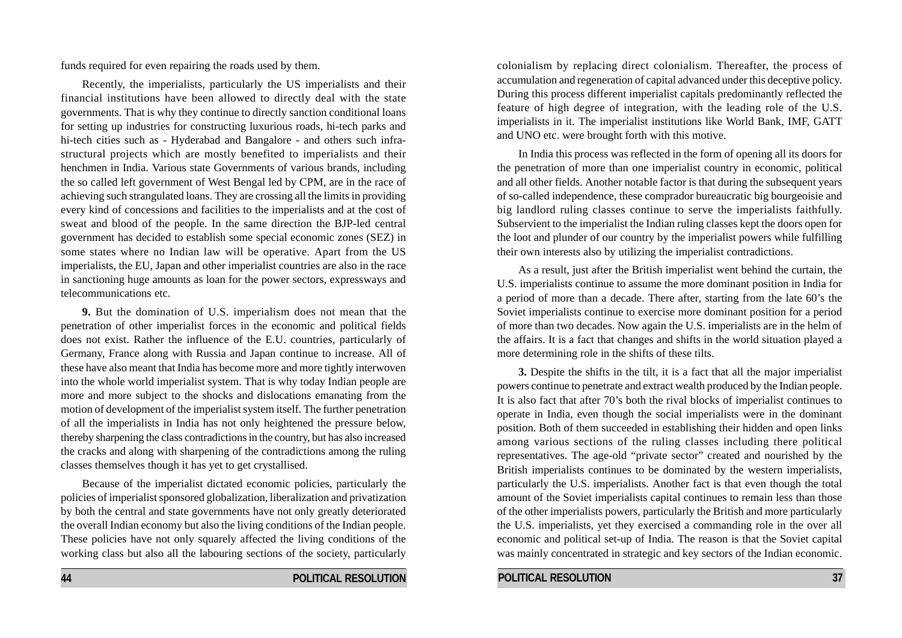funds required for even repairing the roads used by them.

Recently, the imperialists, particularly the US imperialists and their financial institutions have been allowed to directly deal with the state governments. That is why they continue to directly sanction conditional loans for setting up industries for constructing luxurious roads, hi-tech parks and hi-tech cities such as - Hyderabad and Bangalore - and others such infra-structural projects which are mostly benefited to imperialists and their henchmen in India. Various state Governments of various brands, including the so called left government of West Bengal led by CPM, are in the race of achieving such strangulated loans. They are crossing all the limits in providing every kind of concessions and facilities to the imperialists and at the cost of sweat and blood of the people. In the same direction the BJP-led central government has decided to establish some special economic zones (SEZ) in some states where no Indian law will be operative. Apart from the US imperialists, the EU, Japan and other imperialist countries are also in the race in sanctioning huge amounts as loan for the power sectors, expressways and telecommunications etc.

**9.** But the domination of U.S. imperialism does not mean that the penetration of other imperialist forces in the economic and political fields does not exist. Rather the influence of the E.U. countries, particularly of Germany, France along with Russia and Japan continue to increase. All of these have also meant that India has become more and more tightly interwoven into the whole world imperialist system. That is why today Indian people are more and more subject to the shocks and dislocations emanating from the motion of development of the imperialist system itself. The further penetration of all the imperialists in India has not only heightened the pressure below, thereby sharpening the class contradictions in the country, but has also increased the cracks and along with sharpening of the contradictions among the ruling classes themselves though it has yet to get crystallised.

Because of the imperialist dictated economic policies, particularly the policies of imperialist sponsored globalization, liberalization and privatization by both the central and state governments have not only greatly deteriorated the overall Indian economy but also the living conditions of the Indian people. These policies have not only squarely affected the living conditions of the working class but also all the labouring sections of the society, particularly

colonialism by replacing direct colonialism. Thereafter, the process of accumulation and regeneration of capital advanced under this deceptive policy. During this process different imperialist capitals predominantly reflected the feature of high degree of integration, with the leading role of the U.S. imperialists in it. The imperialist institutions like World Bank, IMF, GATT and UNO etc. were brought forth with this motive.

In India this process was reflected in the form of opening all its doors for the penetration of more than one imperialist country in economic, political and all other fields. Another notable factor is that during the subsequent years of so-called independence, these comprador bureaucratic big bourgeoisie and big landlord ruling classes continue to serve the imperialists faithfully. Subservient to the imperialist the Indian ruling classes kept the doors open for the loot and plunder of our country by the imperialist powers while fulfilling their own interests also by utilizing the imperialist contradictions.

As a result, just after the British imperialist went behind the curtain, the U.S. imperialists continue to assume the more dominant position in India for a period of more than a decade. There after, starting from the late 60's the Soviet imperialists continue to exercise more dominant position for a period of more than two decades. Now again the U.S. imperialists are in the helm of the affairs. It is a fact that changes and shifts in the world situation played a more determining role in the shifts of these tilts.

**3.** Despite the shifts in the tilt, it is a fact that all the major imperialist powers continue to penetrate and extract wealth produced by the Indian people. It is also fact that after 70's both the rival blocks of imperialist continues to operate in India, even though the social imperialists were in the dominant position. Both of them succeeded in establishing their hidden and open links among various sections of the ruling classes including there political representatives. The age-old "private sector" created and nourished by the British imperialists continues to be dominated by the western imperialists, particularly the U.S. imperialists. Another fact is that even though the total amount of the Soviet imperialists capital continues to remain less than those of the other imperialists powers, particularly the British and more particularly the U.S. imperialists, yet they exercised a commanding role in the over all economic and political set-up of India. The reason is that the Soviet capital was mainly concentrated in strategic and key sectors of the Indian economic.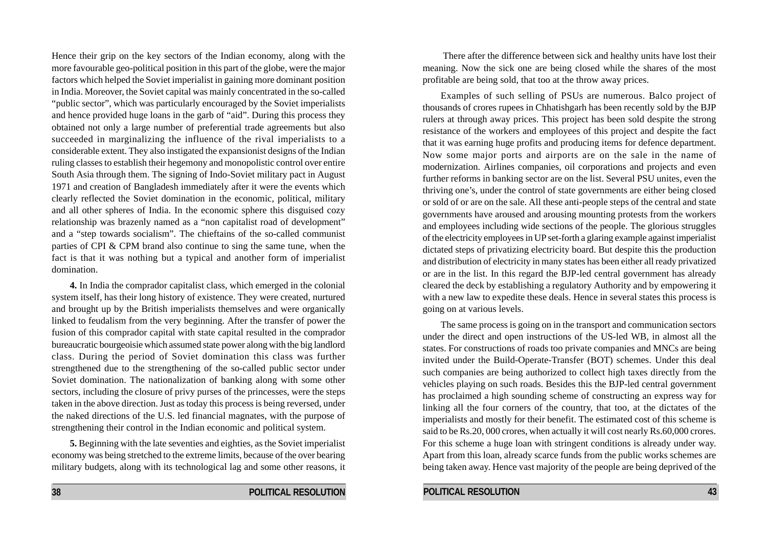Hence their grip on the key sectors of the Indian economy, along with the more favourable geo-political position in this part of the globe, were the major factors which helped the Soviet imperialist in gaining more dominant position in India. Moreover, the Soviet capital was mainly concentrated in the so-called "public sector", which was particularly encouraged by the Soviet imperialists and hence provided huge loans in the garb of "aid". During this process they obtained not only a large number of preferential trade agreements but also succeeded in marginalizing the influence of the rival imperialists to a considerable extent. They also instigated the expansionist designs of the Indian ruling classes to establish their hegemony and monopolistic control over entire South Asia through them. The signing of Indo-Soviet military pact in August 1971 and creation of Bangladesh immediately after it were the events which clearly reflected the Soviet domination in the economic, political, military and all other spheres of India. In the economic sphere this disguised cozy relationship was brazenly named as a "non capitalist road of development" and a "step towards socialism". The chieftains of the so-called communist parties of CPI & CPM brand also continue to sing the same tune, when the fact is that it was nothing but a typical and another form of imperialist domination.

**4.** In India the comprador capitalist class, which emerged in the colonial system itself, has their long history of existence. They were created, nurtured and brought up by the British imperialists themselves and were organically linked to feudalism from the very beginning. After the transfer of power the fusion of this comprador capital with state capital resulted in the comprador bureaucratic bourgeoisie which assumed state power along with the big landlord class. During the period of Soviet domination this class was further strengthened due to the strengthening of the so-called public sector under Soviet domination. The nationalization of banking along with some other sectors, including the closure of privy purses of the princesses, were the steps taken in the above direction. Just as today this process is being reversed, under the naked directions of the U.S. led financial magnates, with the purpose of strengthening their control in the Indian economic and political system.

**5.** Beginning with the late seventies and eighties, as the Soviet imperialist economy was being stretched to the extreme limits, because of the over bearing military budgets, along with its technological lag and some other reasons, it

There after the difference between sick and healthy units have lost their meaning. Now the sick one are being closed while the shares of the most profitable are being sold, that too at the throw away prices.

Examples of such selling of PSUs are numerous. Balco project of thousands of crores rupees in Chhatishgarh has been recently sold by the BJP rulers at through away prices. This project has been sold despite the strong resistance of the workers and employees of this project and despite the fact that it was earning huge profits and producing items for defence department. Now some major ports and airports are on the sale in the name of modernization. Airlines companies, oil corporations and projects and even further reforms in banking sector are on the list. Several PSU unites, even the thriving one's, under the control of state governments are either being closed or sold of or are on the sale. All these anti-people steps of the central and state governments have aroused and arousing mounting protests from the workers and employees including wide sections of the people. The glorious struggles of the electricity employees in UP set-forth a glaring example against imperialist dictated steps of privatizing electricity board. But despite this the production and distribution of electricity in many states has been either all ready privatized or are in the list. In this regard the BJP-led central government has already cleared the deck by establishing a regulatory Authority and by empowering it with a new law to expedite these deals. Hence in several states this process is going on at various levels.

The same process is going on in the transport and communication sectors under the direct and open instructions of the US-led WB, in almost all the states. For constructions of roads too private companies and MNCs are being invited under the Build-Operate-Transfer (BOT) schemes. Under this deal such companies are being authorized to collect high taxes directly from the vehicles playing on such roads. Besides this the BJP-led central government has proclaimed a high sounding scheme of constructing an express way for linking all the four corners of the country, that too, at the dictates of the imperialists and mostly for their benefit. The estimated cost of this scheme is said to be Rs.20, 000 crores, when actually it will cost nearly Rs.60,000 crores. For this scheme a huge loan with stringent conditions is already under way. Apart from this loan, already scarce funds from the public works schemes are being taken away. Hence vast majority of the people are being deprived of the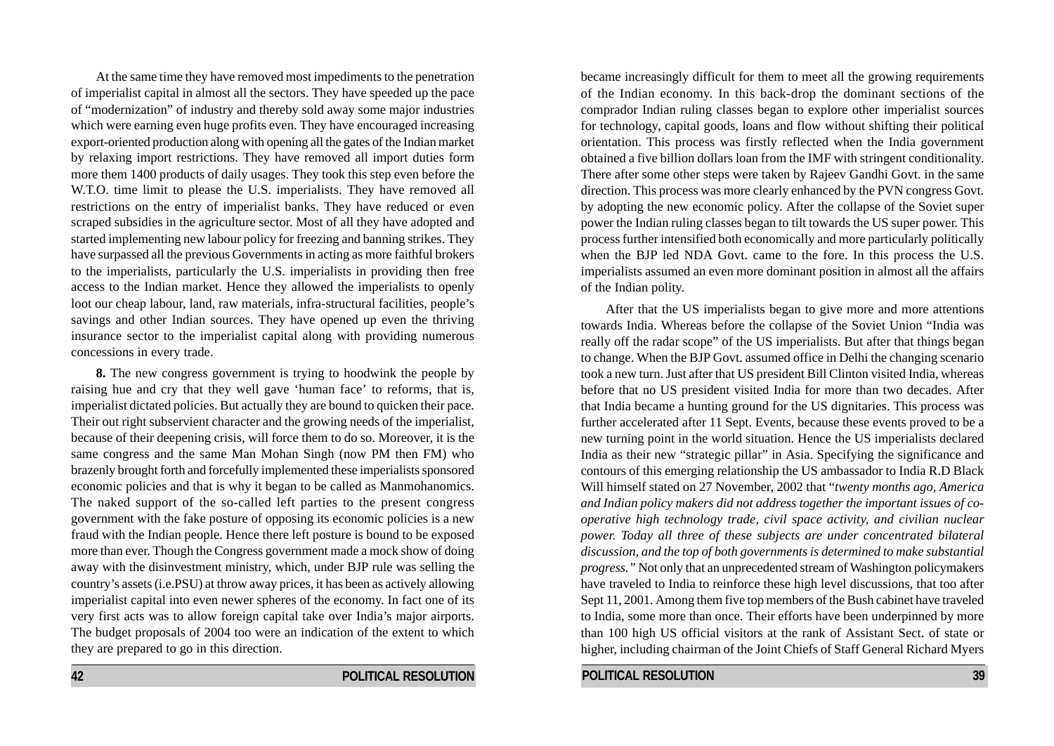At the same time they have removed most impediments to the penetration of imperialist capital in almost all the sectors. They have speeded up the pace of "modernization" of industry and thereby sold away some major industries which were earning even huge profits even. They have encouraged increasing export-oriented production along with opening all the gates of the Indian market by relaxing import restrictions. They have removed all import duties form more them 1400 products of daily usages. They took this step even before the W.T.O. time limit to please the U.S. imperialists. They have removed all restrictions on the entry of imperialist banks. They have reduced or even scraped subsidies in the agriculture sector. Most of all they have adopted and started implementing new labour policy for freezing and banning strikes. They have surpassed all the previous Governments in acting as more faithful brokers to the imperialists, particularly the U.S. imperialists in providing then free access to the Indian market. Hence they allowed the imperialists to openly loot our cheap labour, land, raw materials, infra-structural facilities, people's savings and other Indian sources. They have opened up even the thriving insurance sector to the imperialist capital along with providing numerous concessions in every trade.

**8.** The new congress government is trying to hoodwink the people by raising hue and cry that they well gave 'human face' to reforms, that is, imperialist dictated policies. But actually they are bound to quicken their pace. Their out right subservient character and the growing needs of the imperialist, because of their deepening crisis, will force them to do so. Moreover, it is the same congress and the same Man Mohan Singh (now PM then FM) who brazenly brought forth and forcefully implemented these imperialists sponsored economic policies and that is why it began to be called as Manmohanomics. The naked support of the so-called left parties to the present congress government with the fake posture of opposing its economic policies is a new fraud with the Indian people. Hence there left posture is bound to be exposed more than ever. Though the Congress government made a mock show of doing away with the disinvestment ministry, which, under BJP rule was selling the country's assets (i.e.PSU) at throw away prices, it has been as actively allowing imperialist capital into even newer spheres of the economy. In fact one of its very first acts was to allow foreign capital take over India's major airports. The budget proposals of 2004 too were an indication of the extent to which they are prepared to go in this direction.

became increasingly difficult for them to meet all the growing requirements of the Indian economy. In this back-drop the dominant sections of the comprador Indian ruling classes began to explore other imperialist sources for technology, capital goods, loans and flow without shifting their political orientation. This process was firstly reflected when the India government obtained a five billion dollars loan from the IMF with stringent conditionality. There after some other steps were taken by Rajeev Gandhi Govt. in the same direction. This process was more clearly enhanced by the PVN congress Govt. by adopting the new economic policy. After the collapse of the Soviet super power the Indian ruling classes began to tilt towards the US super power. This process further intensified both economically and more particularly politically when the BJP led NDA Govt. came to the fore. In this process the U.S. imperialists assumed an even more dominant position in almost all the affairs of the Indian polity.

After that the US imperialists began to give more and more attentions towards India. Whereas before the collapse of the Soviet Union "India was really off the radar scope" of the US imperialists. But after that things began to change. When the BJP Govt. assumed office in Delhi the changing scenario took a new turn. Just after that US president Bill Clinton visited India, whereas before that no US president visited India for more than two decades. After that India became a hunting ground for the US dignitaries. This process was further accelerated after 11 Sept. Events, because these events proved to be a new turning point in the world situation. Hence the US imperialists declared India as their new "strategic pillar" in Asia. Specifying the significance and contours of this emerging relationship the US ambassador to India R.D Black Will himself stated on 27 November, 2002 that "*twenty months ago, America and Indian policy makers did not address together the important issues of co-operative high technology trade, civil space activity, and civilian nuclear power. Today all three of these subjects are under concentrated bilateral discussion, and the top of both governments is determined to make substantial progress.*" Not only that an unprecedented stream of Washington policymakers have traveled to India to reinforce these high level discussions, that too after Sept 11, 2001. Among them five top members of the Bush cabinet have traveled to India, some more than once. Their efforts have been underpinned by more than 100 high US official visitors at the rank of Assistant Sect. of state or higher, including chairman of the Joint Chiefs of Staff General Richard Myers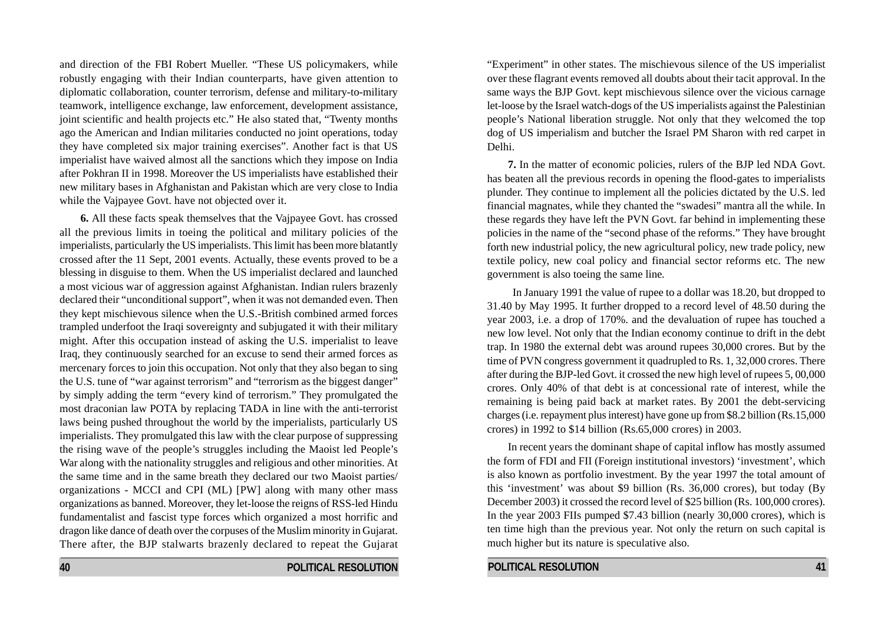and direction of the FBI Robert Mueller. "These US policymakers, while robustly engaging with their Indian counterparts, have given attention to diplomatic collaboration, counter terrorism, defense and military-to-military teamwork, intelligence exchange, law enforcement, development assistance, joint scientific and health projects etc." He also stated that, "Twenty months ago the American and Indian militaries conducted no joint operations, today they have completed six major training exercises". Another fact is that US imperialist have waived almost all the sanctions which they impose on India after Pokhran II in 1998. Moreover the US imperialists have established their new military bases in Afghanistan and Pakistan which are very close to India while the Vajpayee Govt. have not objected over it.

**6.** All these facts speak themselves that the Vajpayee Govt. has crossed all the previous limits in toeing the political and military policies of the imperialists, particularly the US imperialists. This limit has been more blatantly crossed after the 11 Sept, 2001 events. Actually, these events proved to be a blessing in disguise to them. When the US imperialist declared and launched a most vicious war of aggression against Afghanistan. Indian rulers brazenly declared their "unconditional support", when it was not demanded even. Then they kept mischievous silence when the U.S.-British combined armed forces trampled underfoot the Iraqi sovereignty and subjugated it with their military might. After this occupation instead of asking the U.S. imperialist to leave Iraq, they continuously searched for an excuse to send their armed forces as mercenary forces to join this occupation. Not only that they also began to sing the U.S. tune of "war against terrorism" and "terrorism as the biggest danger" by simply adding the term "every kind of terrorism." They promulgated the most draconian law POTA by replacing TADA in line with the anti-terrorist laws being pushed throughout the world by the imperialists, particularly US imperialists. They promulgated this law with the clear purpose of suppressing the rising wave of the people's struggles including the Maoist led People's War along with the nationality struggles and religious and other minorities. At the same time and in the same breath they declared our two Maoist parties/ organizations - MCCI and CPI (ML) [PW] along with many other mass organizations as banned. Moreover, they let-loose the reigns of RSS-led Hindu fundamentalist and fascist type forces which organized a most horrific and dragon like dance of death over the corpuses of the Muslim minority in Gujarat. There after, the BJP stalwarts brazenly declared to repeat the Gujarat "Experiment" in other states. The mischievous silence of the US imperialist over these flagrant events removed all doubts about their tacit approval. In the same ways the BJP Govt. kept mischievous silence over the vicious carnage let-loose by the Israel watch-dogs of the US imperialists against the Palestinian people's National liberation struggle. Not only that they welcomed the top dog of US imperialism and butcher the Israel PM Sharon with red carpet in Delhi.

**7.** In the matter of economic policies, rulers of the BJP led NDA Govt. has beaten all the previous records in opening the flood-gates to imperialists plunder. They continue to implement all the policies dictated by the U.S. led financial magnates, while they chanted the "swadesi" mantra all the while. In these regards they have left the PVN Govt. far behind in implementing these policies in the name of the "second phase of the reforms." They have brought forth new industrial policy, the new agricultural policy, new trade policy, new textile policy, new coal policy and financial sector reforms etc. The new government is also toeing the same line.

In January 1991 the value of rupee to a dollar was 18.20, but dropped to 31.40 by May 1995. It further dropped to a record level of 48.50 during the year 2003, i.e. a drop of 170%. and the devaluation of rupee has touched a new low level. Not only that the Indian economy continue to drift in the debt trap. In 1980 the external debt was around rupees 30,000 crores. But by the time of PVN congress government it quadrupled to Rs. 1, 32,000 crores. There after during the BJP-led Govt. it crossed the new high level of rupees 5, 00,000 crores. Only 40% of that debt is at concessional rate of interest, while the remaining is being paid back at market rates. By 2001 the debt-servicing charges (i.e. repayment plus interest) have gone up from \$8.2 billion (Rs.15,000 crores) in 1992 to \$14 billion (Rs.65,000 crores) in 2003.

In recent years the dominant shape of capital inflow has mostly assumed the form of FDI and FII (Foreign institutional investors) 'investment', which is also known as portfolio investment. By the year 1997 the total amount of this 'investment' was about \$9 billion (Rs. 36,000 crores), but today (By December 2003) it crossed the record level of \$25 billion (Rs. 100,000 crores). In the year 2003 FIIs pumped \$7.43 billion (nearly 30,000 crores), which is ten time high than the previous year. Not only the return on such capital is much higher but its nature is speculative also.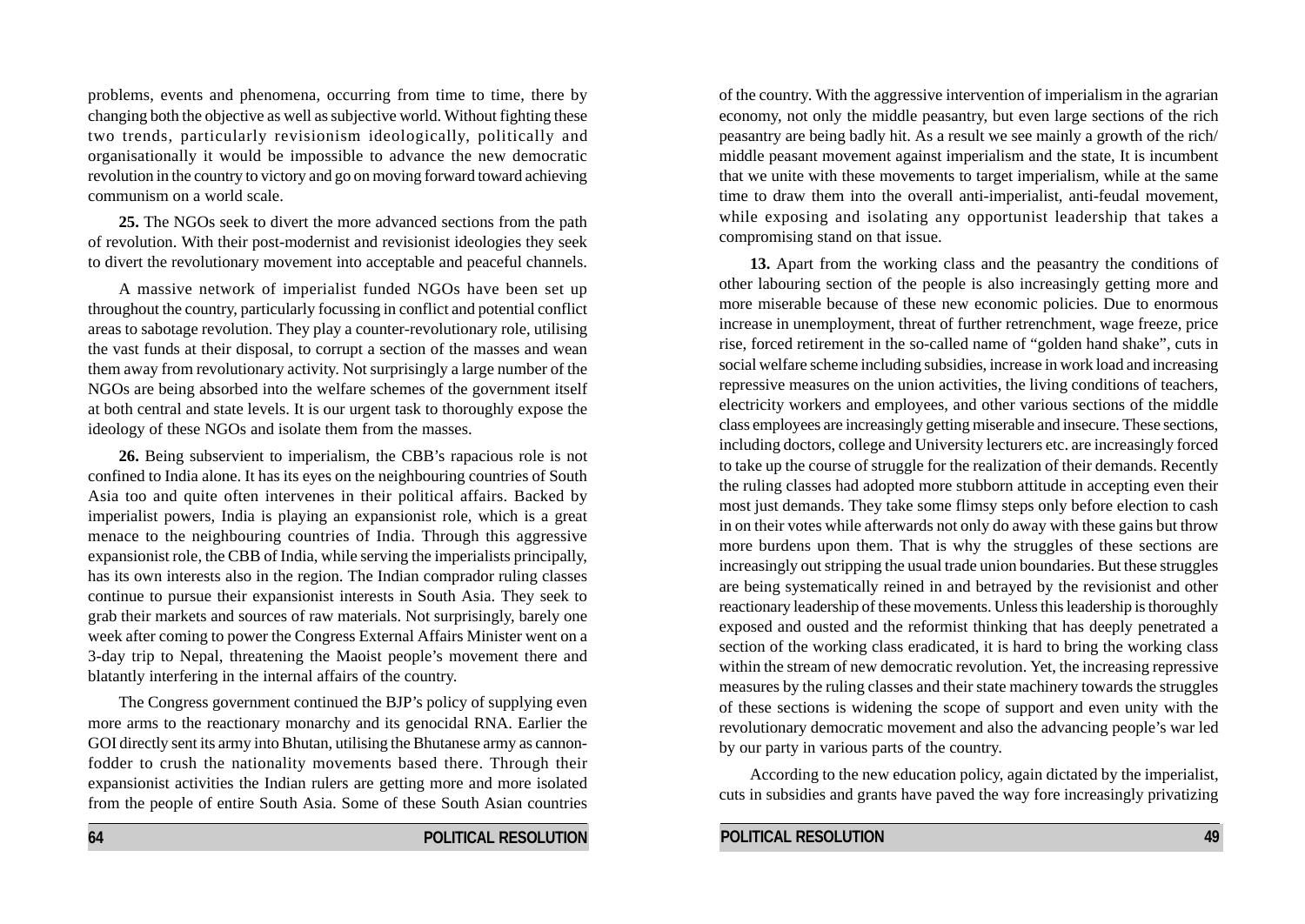problems, events and phenomena, occurring from time to time, there by changing both the objective as well as subjective world. Without fighting these two trends, particularly revisionism ideologically, politically and organisationally it would be impossible to advance the new democratic revolution in the country to victory and go on moving forward toward achieving communism on a world scale.

**25.** The NGOs seek to divert the more advanced sections from the path of revolution. With their post-modernist and revisionist ideologies they seek to divert the revolutionary movement into acceptable and peaceful channels.

A massive network of imperialist funded NGOs have been set up throughout the country, particularly focussing in conflict and potential conflict areas to sabotage revolution. They play a counter-revolutionary role, utilising the vast funds at their disposal, to corrupt a section of the masses and wean them away from revolutionary activity. Not surprisingly a large number of the NGOs are being absorbed into the welfare schemes of the government itself at both central and state levels. It is our urgent task to thoroughly expose the ideology of these NGOs and isolate them from the masses.

**26.** Being subservient to imperialism, the CBB's rapacious role is not confined to India alone. It has its eyes on the neighbouring countries of South Asia too and quite often intervenes in their political affairs. Backed by imperialist powers, India is playing an expansionist role, which is a great menace to the neighbouring countries of India. Through this aggressive expansionist role, the CBB of India, while serving the imperialists principally, has its own interests also in the region. The Indian comprador ruling classes continue to pursue their expansionist interests in South Asia. They seek to grab their markets and sources of raw materials. Not surprisingly, barely one week after coming to power the Congress External Affairs Minister went on a 3-day trip to Nepal, threatening the Maoist people's movement there and blatantly interfering in the internal affairs of the country.

The Congress government continued the BJP's policy of supplying even more arms to the reactionary monarchy and its genocidal RNA. Earlier the GOI directly sent its army into Bhutan, utilising the Bhutanese army as cannon-fodder to crush the nationality movements based there. Through their expansionist activities the Indian rulers are getting more and more isolated from the people of entire South Asia. Some of these South Asian countries

of the country. With the aggressive intervention of imperialism in the agrarian economy, not only the middle peasantry, but even large sections of the rich peasantry are being badly hit. As a result we see mainly a growth of the rich/ middle peasant movement against imperialism and the state, It is incumbent that we unite with these movements to target imperialism, while at the same time to draw them into the overall anti-imperialist, anti-feudal movement, while exposing and isolating any opportunist leadership that takes a compromising stand on that issue.

**13.** Apart from the working class and the peasantry the conditions of other labouring section of the people is also increasingly getting more and more miserable because of these new economic policies. Due to enormous increase in unemployment, threat of further retrenchment, wage freeze, price rise, forced retirement in the so-called name of "golden hand shake", cuts in social welfare scheme including subsidies, increase in work load and increasing repressive measures on the union activities, the living conditions of teachers, electricity workers and employees, and other various sections of the middle class employees are increasingly getting miserable and insecure. These sections, including doctors, college and University lecturers etc. are increasingly forced to take up the course of struggle for the realization of their demands. Recently the ruling classes had adopted more stubborn attitude in accepting even their most just demands. They take some flimsy steps only before election to cash in on their votes while afterwards not only do away with these gains but throw more burdens upon them. That is why the struggles of these sections are increasingly out stripping the usual trade union boundaries. But these struggles are being systematically reined in and betrayed by the revisionist and other reactionary leadership of these movements. Unless this leadership is thoroughly exposed and ousted and the reformist thinking that has deeply penetrated a section of the working class eradicated, it is hard to bring the working class within the stream of new democratic revolution. Yet, the increasing repressive measures by the ruling classes and their state machinery towards the struggles of these sections is widening the scope of support and even unity with the revolutionary democratic movement and also the advancing people's war led by our party in various parts of the country.

According to the new education policy, again dictated by the imperialist, cuts in subsidies and grants have paved the way fore increasingly privatizing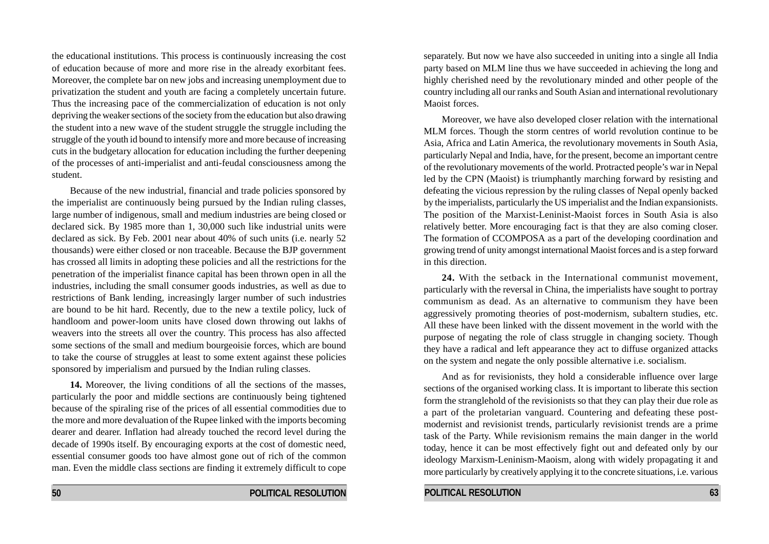the educational institutions. This process is continuously increasing the cost of education because of more and more rise in the already exorbitant fees. Moreover, the complete bar on new jobs and increasing unemployment due to privatization the student and youth are facing a completely uncertain future. Thus the increasing pace of the commercialization of education is not only depriving the weaker sections of the society from the education but also drawing the student into a new wave of the student struggle the struggle including the struggle of the youth id bound to intensify more and more because of increasing cuts in the budgetary allocation for education including the further deepening of the processes of anti-imperialist and anti-feudal consciousness among the student.

Because of the new industrial, financial and trade policies sponsored by the imperialist are continuously being pursued by the Indian ruling classes, large number of indigenous, small and medium industries are being closed or declared sick. By 1985 more than 1, 30,000 such like industrial units were declared as sick. By Feb. 2001 near about 40% of such units (i.e. nearly 52 thousands) were either closed or non traceable. Because the BJP government has crossed all limits in adopting these policies and all the restrictions for the penetration of the imperialist finance capital has been thrown open in all the industries, including the small consumer goods industries, as well as due to restrictions of Bank lending, increasingly larger number of such industries are bound to be hit hard. Recently, due to the new a textile policy, luck of handloom and power-loom units have closed down throwing out lakhs of weavers into the streets all over the country. This process has also affected some sections of the small and medium bourgeoisie forces, which are bound to take the course of struggles at least to some extent against these policies sponsored by imperialism and pursued by the Indian ruling classes.

**14.** Moreover, the living conditions of all the sections of the masses, particularly the poor and middle sections are continuously being tightened because of the spiraling rise of the prices of all essential commodities due to the more and more devaluation of the Rupee linked with the imports becoming dearer and dearer. Inflation had already touched the record level during the decade of 1990s itself. By encouraging exports at the cost of domestic need, essential consumer goods too have almost gone out of rich of the common man. Even the middle class sections are finding it extremely difficult to cope

separately. But now we have also succeeded in uniting into a single all India party based on MLM line thus we have succeeded in achieving the long and highly cherished need by the revolutionary minded and other people of the country including all our ranks and South Asian and international revolutionary Maoist forces.

Moreover, we have also developed closer relation with the international MLM forces. Though the storm centres of world revolution continue to be Asia, Africa and Latin America, the revolutionary movements in South Asia, particularly Nepal and India, have, for the present, become an important centre of the revolutionary movements of the world. Protracted people's war in Nepal led by the CPN (Maoist) is triumphantly marching forward by resisting and defeating the vicious repression by the ruling classes of Nepal openly backed by the imperialists, particularly the US imperialist and the Indian expansionists. The position of the Marxist-Leninist-Maoist forces in South Asia is also relatively better. More encouraging fact is that they are also coming closer. The formation of CCOMPOSA as a part of the developing coordination and growing trend of unity amongst international Maoist forces and is a step forward in this direction.

**24.** With the setback in the International communist movement, particularly with the reversal in China, the imperialists have sought to portray communism as dead. As an alternative to communism they have been aggressively promoting theories of post-modernism, subaltern studies, etc. All these have been linked with the dissent movement in the world with the purpose of negating the role of class struggle in changing society. Though they have a radical and left appearance they act to diffuse organized attacks on the system and negate the only possible alternative i.e. socialism.

And as for revisionists, they hold a considerable influence over large sections of the organised working class. It is important to liberate this section form the stranglehold of the revisionists so that they can play their due role as a part of the proletarian vanguard. Countering and defeating these post-modernist and revisionist trends, particularly revisionist trends are a prime task of the Party. While revisionism remains the main danger in the world today, hence it can be most effectively fight out and defeated only by our ideology Marxism-Leninism-Maoism, along with widely propagating it and more particularly by creatively applying it to the concrete situations, i.e. various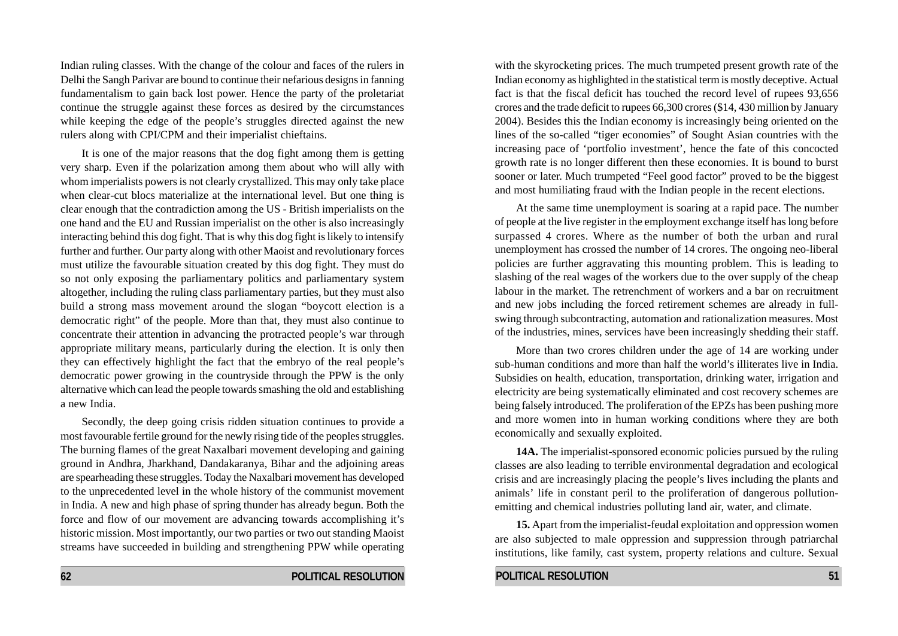Indian ruling classes. With the change of the colour and faces of the rulers in Delhi the Sangh Parivar are bound to continue their nefarious designs in fanning fundamentalism to gain back lost power. Hence the party of the proletariat continue the struggle against these forces as desired by the circumstances while keeping the edge of the people's struggles directed against the new rulers along with CPI/CPM and their imperialist chieftains.

It is one of the major reasons that the dog fight among them is getting very sharp. Even if the polarization among them about who will ally with whom imperialists powers is not clearly crystallized. This may only take place when clear-cut blocs materialize at the international level. But one thing is clear enough that the contradiction among the US - British imperialists on the one hand and the EU and Russian imperialist on the other is also increasingly interacting behind this dog fight. That is why this dog fight is likely to intensify further and further. Our party along with other Maoist and revolutionary forces must utilize the favourable situation created by this dog fight. They must do so not only exposing the parliamentary politics and parliamentary system altogether, including the ruling class parliamentary parties, but they must also build a strong mass movement around the slogan "boycott election is a democratic right" of the people. More than that, they must also continue to concentrate their attention in advancing the protracted people's war through appropriate military means, particularly during the election. It is only then they can effectively highlight the fact that the embryo of the real people's democratic power growing in the countryside through the PPW is the only alternative which can lead the people towards smashing the old and establishing a new India.

Secondly, the deep going crisis ridden situation continues to provide a most favourable fertile ground for the newly rising tide of the peoples struggles. The burning flames of the great Naxalbari movement developing and gaining ground in Andhra, Jharkhand, Dandakaranya, Bihar and the adjoining areas are spearheading these struggles. Today the Naxalbari movement has developed to the unprecedented level in the whole history of the communist movement in India. A new and high phase of spring thunder has already begun. Both the force and flow of our movement are advancing towards accomplishing it's historic mission. Most importantly, our two parties or two out standing Maoist streams have succeeded in building and strengthening PPW while operating

with the skyrocketing prices. The much trumpeted present growth rate of the Indian economy as highlighted in the statistical term is mostly deceptive. Actual fact is that the fiscal deficit has touched the record level of rupees 93,656 crores and the trade deficit to rupees 66,300 crores ($14, 430 million by January 2004). Besides this the Indian economy is increasingly being oriented on the lines of the so-called "tiger economies" of Sought Asian countries with the increasing pace of 'portfolio investment', hence the fate of this concocted growth rate is no longer different then these economies. It is bound to burst sooner or later. Much trumpeted "Feel good factor" proved to be the biggest and most humiliating fraud with the Indian people in the recent elections.

At the same time unemployment is soaring at a rapid pace. The number of people at the live register in the employment exchange itself has long before surpassed 4 crores. Where as the number of both the urban and rural unemployment has crossed the number of 14 crores. The ongoing neo-liberal policies are further aggravating this mounting problem. This is leading to slashing of the real wages of the workers due to the over supply of the cheap labour in the market. The retrenchment of workers and a bar on recruitment and new jobs including the forced retirement schemes are already in full-swing through subcontracting, automation and rationalization measures. Most of the industries, mines, services have been increasingly shedding their staff.

More than two crores children under the age of 14 are working under sub-human conditions and more than half the world's illiterates live in India. Subsidies on health, education, transportation, drinking water, irrigation and electricity are being systematically eliminated and cost recovery schemes are being falsely introduced. The proliferation of the EPZs has been pushing more and more women into in human working conditions where they are both economically and sexually exploited.

**14A.** The imperialist-sponsored economic policies pursued by the ruling classes are also leading to terrible environmental degradation and ecological crisis and are increasingly placing the people's lives including the plants and animals' life in constant peril to the proliferation of dangerous pollution-emitting and chemical industries polluting land air, water, and climate.

**15.** Apart from the imperialist-feudal exploitation and oppression women are also subjected to male oppression and suppression through patriarchal institutions, like family, cast system, property relations and culture. Sexual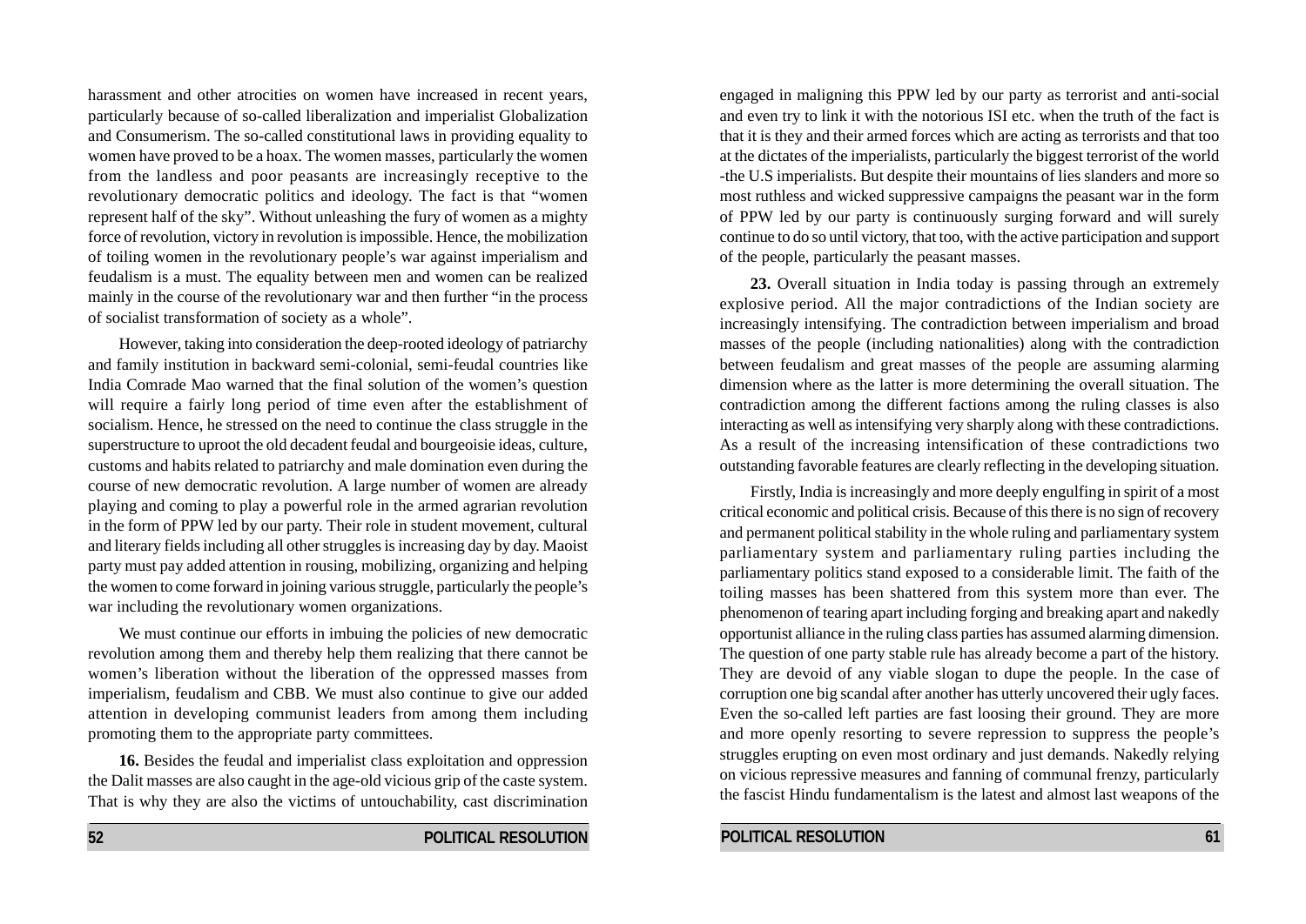harassment and other atrocities on women have increased in recent years, particularly because of so-called liberalization and imperialist Globalization and Consumerism. The so-called constitutional laws in providing equality to women have proved to be a hoax. The women masses, particularly the women from the landless and poor peasants are increasingly receptive to the revolutionary democratic politics and ideology. The fact is that "women represent half of the sky". Without unleashing the fury of women as a mighty force of revolution, victory in revolution is impossible. Hence, the mobilization of toiling women in the revolutionary people's war against imperialism and feudalism is a must. The equality between men and women can be realized mainly in the course of the revolutionary war and then further "in the process of socialist transformation of society as a whole".

However, taking into consideration the deep-rooted ideology of patriarchy and family institution in backward semi-colonial, semi-feudal countries like India Comrade Mao warned that the final solution of the women's question will require a fairly long period of time even after the establishment of socialism. Hence, he stressed on the need to continue the class struggle in the superstructure to uproot the old decadent feudal and bourgeoisie ideas, culture, customs and habits related to patriarchy and male domination even during the course of new democratic revolution. A large number of women are already playing and coming to play a powerful role in the armed agrarian revolution in the form of PPW led by our party. Their role in student movement, cultural and literary fields including all other struggles is increasing day by day. Maoist party must pay added attention in rousing, mobilizing, organizing and helping the women to come forward in joining various struggle, particularly the people's war including the revolutionary women organizations.

We must continue our efforts in imbuing the policies of new democratic revolution among them and thereby help them realizing that there cannot be women's liberation without the liberation of the oppressed masses from imperialism, feudalism and CBB. We must also continue to give our added attention in developing communist leaders from among them including promoting them to the appropriate party committees.

**16.** Besides the feudal and imperialist class exploitation and oppression the Dalit masses are also caught in the age-old vicious grip of the caste system. That is why they are also the victims of untouchability, cast discrimination

engaged in maligning this PPW led by our party as terrorist and anti-social and even try to link it with the notorious ISI etc. when the truth of the fact is that it is they and their armed forces which are acting as terrorists and that too at the dictates of the imperialists, particularly the biggest terrorist of the world -the U.S imperialists. But despite their mountains of lies slanders and more so most ruthless and wicked suppressive campaigns the peasant war in the form of PPW led by our party is continuously surging forward and will surely continue to do so until victory, that too, with the active participation and support of the people, particularly the peasant masses.

**23.** Overall situation in India today is passing through an extremely explosive period. All the major contradictions of the Indian society are increasingly intensifying. The contradiction between imperialism and broad masses of the people (including nationalities) along with the contradiction between feudalism and great masses of the people are assuming alarming dimension where as the latter is more determining the overall situation. The contradiction among the different factions among the ruling classes is also interacting as well as intensifying very sharply along with these contradictions. As a result of the increasing intensification of these contradictions two outstanding favorable features are clearly reflecting in the developing situation.

Firstly, India is increasingly and more deeply engulfing in spirit of a most critical economic and political crisis. Because of this there is no sign of recovery and permanent political stability in the whole ruling and parliamentary system parliamentary system and parliamentary ruling parties including the parliamentary politics stand exposed to a considerable limit. The faith of the toiling masses has been shattered from this system more than ever. The phenomenon of tearing apart including forging and breaking apart and nakedly opportunist alliance in the ruling class parties has assumed alarming dimension. The question of one party stable rule has already become a part of the history. They are devoid of any viable slogan to dupe the people. In the case of corruption one big scandal after another has utterly uncovered their ugly faces. Even the so-called left parties are fast loosing their ground. They are more and more openly resorting to severe repression to suppress the people's struggles erupting on even most ordinary and just demands. Nakedly relying on vicious repressive measures and fanning of communal frenzy, particularly the fascist Hindu fundamentalism is the latest and almost last weapons of the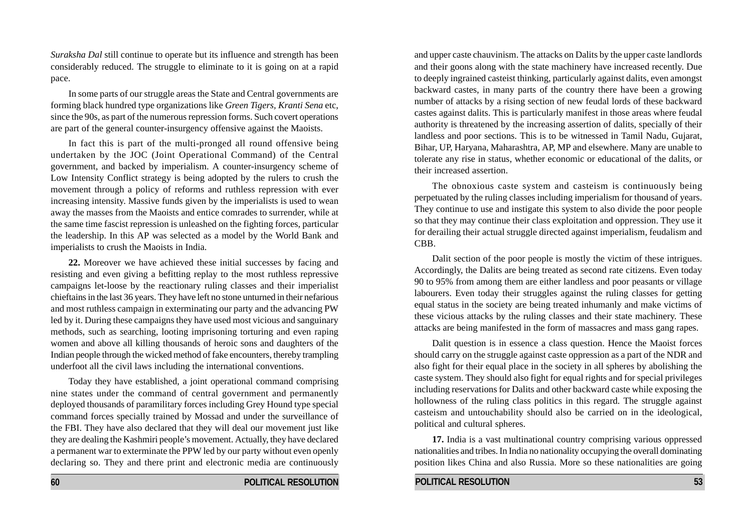*Suraksha Dal* still continue to operate but its influence and strength has been considerably reduced. The struggle to eliminate to it is going on at a rapid pace.

In some parts of our struggle areas the State and Central governments are forming black hundred type organizations like *Green Tigers*, *Kranti Sena* etc, since the 90s, as part of the numerous repression forms. Such covert operations are part of the general counter-insurgency offensive against the Maoists.

In fact this is part of the multi-pronged all round offensive being undertaken by the JOC (Joint Operational Command) of the Central government, and backed by imperialism. A counter-insurgency scheme of Low Intensity Conflict strategy is being adopted by the rulers to crush the movement through a policy of reforms and ruthless repression with ever increasing intensity. Massive funds given by the imperialists is used to wean away the masses from the Maoists and entice comrades to surrender, while at the same time fascist repression is unleashed on the fighting forces, particular the leadership. In this AP was selected as a model by the World Bank and imperialists to crush the Maoists in India.

**22.** Moreover we have achieved these initial successes by facing and resisting and even giving a befitting replay to the most ruthless repressive campaigns let-loose by the reactionary ruling classes and their imperialist chieftains in the last 36 years. They have left no stone unturned in their nefarious and most ruthless campaign in exterminating our party and the advancing PW led by it. During these campaigns they have used most vicious and sanguinary methods, such as searching, looting imprisoning torturing and even raping women and above all killing thousands of heroic sons and daughters of the Indian people through the wicked method of fake encounters, thereby trampling underfoot all the civil laws including the international conventions.

Today they have established, a joint operational command comprising nine states under the command of central government and permanently deployed thousands of paramilitary forces including Grey Hound type special command forces specially trained by Mossad and under the surveillance of the FBI. They have also declared that they will deal our movement just like they are dealing the Kashmiri people's movement. Actually, they have declared a permanent war to exterminate the PPW led by our party without even openly declaring so. They and there print and electronic media are continuously

and upper caste chauvinism. The attacks on Dalits by the upper caste landlords and their goons along with the state machinery have increased recently. Due to deeply ingrained casteist thinking, particularly against dalits, even amongst backward castes, in many parts of the country there have been a growing number of attacks by a rising section of new feudal lords of these backward castes against dalits. This is particularly manifest in those areas where feudal authority is threatened by the increasing assertion of dalits, specially of their landless and poor sections. This is to be witnessed in Tamil Nadu, Gujarat, Bihar, UP, Haryana, Maharashtra, AP, MP and elsewhere. Many are unable to tolerate any rise in status, whether economic or educational of the dalits, or their increased assertion.

The obnoxious caste system and casteism is continuously being perpetuated by the ruling classes including imperialism for thousand of years. They continue to use and instigate this system to also divide the poor people so that they may continue their class exploitation and oppression. They use it for derailing their actual struggle directed against imperialism, feudalism and CBB.

Dalit section of the poor people is mostly the victim of these intrigues. Accordingly, the Dalits are being treated as second rate citizens. Even today 90 to 95% from among them are either landless and poor peasants or village labourers. Even today their struggles against the ruling classes for getting equal status in the society are being treated inhumanly and make victims of these vicious attacks by the ruling classes and their state machinery. These attacks are being manifested in the form of massacres and mass gang rapes.

Dalit question is in essence a class question. Hence the Maoist forces should carry on the struggle against caste oppression as a part of the NDR and also fight for their equal place in the society in all spheres by abolishing the caste system. They should also fight for equal rights and for special privileges including reservations for Dalits and other backward caste while exposing the hollowness of the ruling class politics in this regard. The struggle against casteism and untouchability should also be carried on in the ideological, political and cultural spheres.

**17.** India is a vast multinational country comprising various oppressed nationalities and tribes. In India no nationality occupying the overall dominating position likes China and also Russia. More so these nationalities are going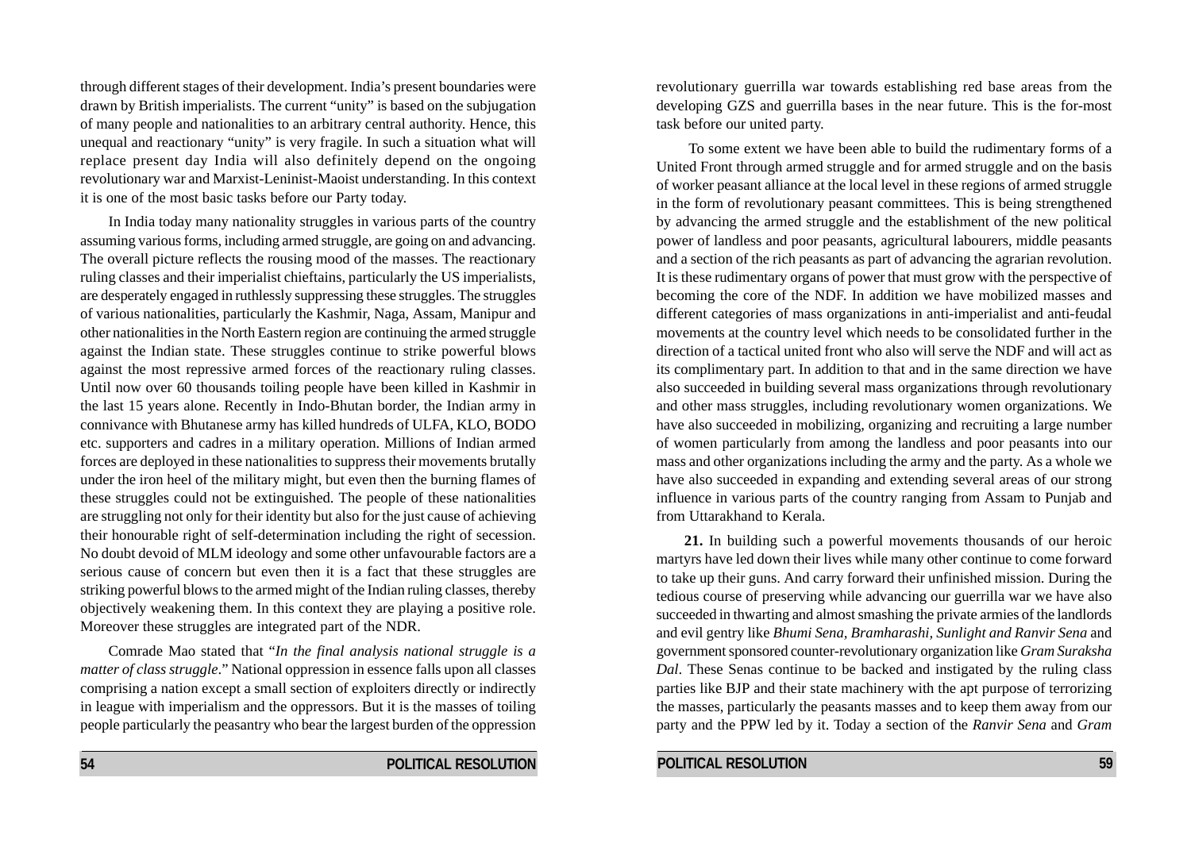through different stages of their development. India's present boundaries were drawn by British imperialists. The current "unity" is based on the subjugation of many people and nationalities to an arbitrary central authority. Hence, this unequal and reactionary "unity" is very fragile. In such a situation what will replace present day India will also definitely depend on the ongoing revolutionary war and Marxist-Leninist-Maoist understanding. In this context it is one of the most basic tasks before our Party today.

In India today many nationality struggles in various parts of the country assuming various forms, including armed struggle, are going on and advancing. The overall picture reflects the rousing mood of the masses. The reactionary ruling classes and their imperialist chieftains, particularly the US imperialists, are desperately engaged in ruthlessly suppressing these struggles. The struggles of various nationalities, particularly the Kashmir, Naga, Assam, Manipur and other nationalities in the North Eastern region are continuing the armed struggle against the Indian state. These struggles continue to strike powerful blows against the most repressive armed forces of the reactionary ruling classes. Until now over 60 thousands toiling people have been killed in Kashmir in the last 15 years alone. Recently in Indo-Bhutan border, the Indian army in connivance with Bhutanese army has killed hundreds of ULFA, KLO, BODO etc. supporters and cadres in a military operation. Millions of Indian armed forces are deployed in these nationalities to suppress their movements brutally under the iron heel of the military might, but even then the burning flames of these struggles could not be extinguished. The people of these nationalities are struggling not only for their identity but also for the just cause of achieving their honourable right of self-determination including the right of secession. No doubt devoid of MLM ideology and some other unfavourable factors are a serious cause of concern but even then it is a fact that these struggles are striking powerful blows to the armed might of the Indian ruling classes, thereby objectively weakening them. In this context they are playing a positive role. Moreover these struggles are integrated part of the NDR.

Comrade Mao stated that "*In the final analysis national struggle is a matter of class struggle*." National oppression in essence falls upon all classes comprising a nation except a small section of exploiters directly or indirectly in league with imperialism and the oppressors. But it is the masses of toiling people particularly the peasantry who bear the largest burden of the oppression

revolutionary guerrilla war towards establishing red base areas from the developing GZS and guerrilla bases in the near future. This is the for-most task before our united party.

To some extent we have been able to build the rudimentary forms of a United Front through armed struggle and for armed struggle and on the basis of worker peasant alliance at the local level in these regions of armed struggle in the form of revolutionary peasant committees. This is being strengthened by advancing the armed struggle and the establishment of the new political power of landless and poor peasants, agricultural labourers, middle peasants and a section of the rich peasants as part of advancing the agrarian revolution. It is these rudimentary organs of power that must grow with the perspective of becoming the core of the NDF. In addition we have mobilized masses and different categories of mass organizations in anti-imperialist and anti-feudal movements at the country level which needs to be consolidated further in the direction of a tactical united front who also will serve the NDF and will act as its complimentary part. In addition to that and in the same direction we have also succeeded in building several mass organizations through revolutionary and other mass struggles, including revolutionary women organizations. We have also succeeded in mobilizing, organizing and recruiting a large number of women particularly from among the landless and poor peasants into our mass and other organizations including the army and the party. As a whole we have also succeeded in expanding and extending several areas of our strong influence in various parts of the country ranging from Assam to Punjab and from Uttarakhand to Kerala.

**21.** In building such a powerful movements thousands of our heroic martyrs have led down their lives while many other continue to come forward to take up their guns. And carry forward their unfinished mission. During the tedious course of preserving while advancing our guerrilla war we have also succeeded in thwarting and almost smashing the private armies of the landlords and evil gentry like *Bhumi Sena, Bramharashi, Sunlight and Ranvir Sena* and government sponsored counter-revolutionary organization like *Gram Suraksha Dal*. These Senas continue to be backed and instigated by the ruling class parties like BJP and their state machinery with the apt purpose of terrorizing the masses, particularly the peasants masses and to keep them away from our party and the PPW led by it. Today a section of the *Ranvir Sena* and *Gram*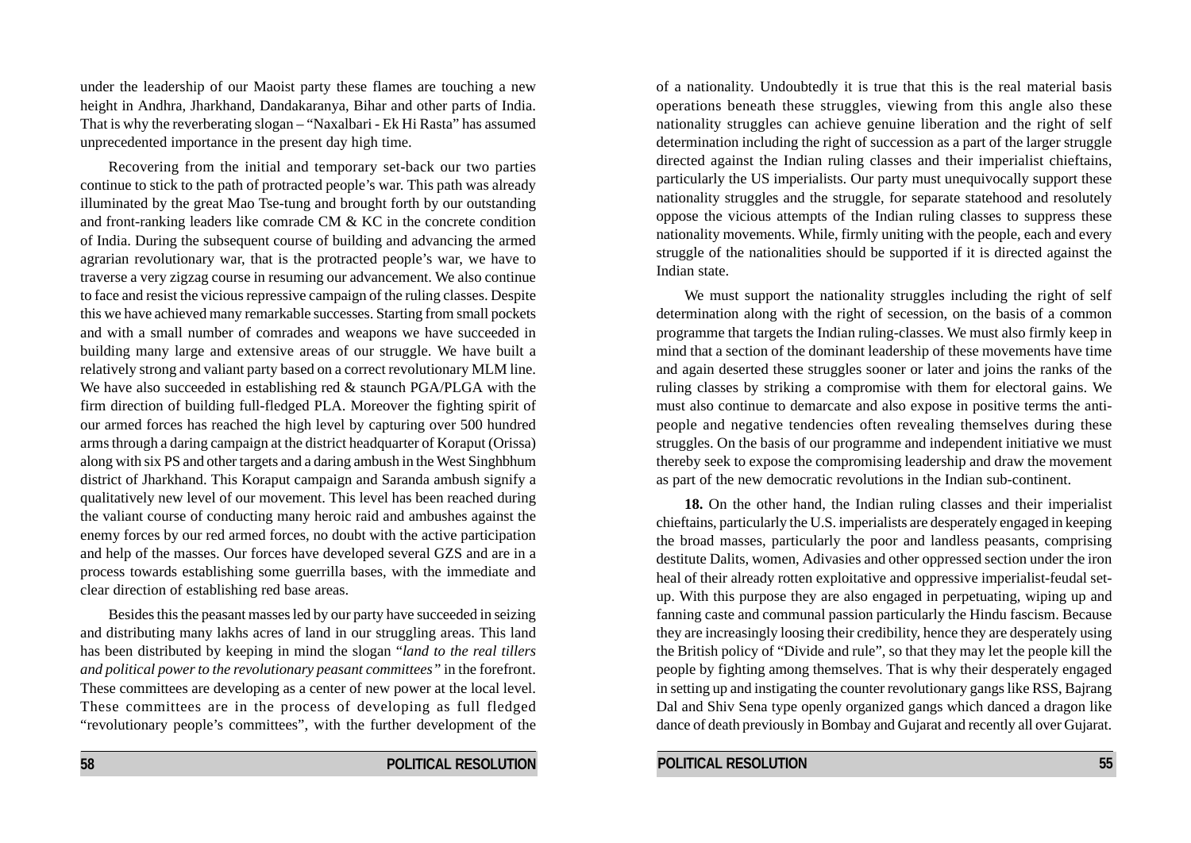under the leadership of our Maoist party these flames are touching a new height in Andhra, Jharkhand, Dandakaranya, Bihar and other parts of India. That is why the reverberating slogan – "Naxalbari - Ek Hi Rasta" has assumed unprecedented importance in the present day high time.

Recovering from the initial and temporary set-back our two parties continue to stick to the path of protracted people's war. This path was already illuminated by the great Mao Tse-tung and brought forth by our outstanding and front-ranking leaders like comrade CM & KC in the concrete condition of India. During the subsequent course of building and advancing the armed agrarian revolutionary war, that is the protracted people's war, we have to traverse a very zigzag course in resuming our advancement. We also continue to face and resist the vicious repressive campaign of the ruling classes. Despite this we have achieved many remarkable successes. Starting from small pockets and with a small number of comrades and weapons we have succeeded in building many large and extensive areas of our struggle. We have built a relatively strong and valiant party based on a correct revolutionary MLM line. We have also succeeded in establishing red & staunch PGA/PLGA with the firm direction of building full-fledged PLA. Moreover the fighting spirit of our armed forces has reached the high level by capturing over 500 hundred arms through a daring campaign at the district headquarter of Koraput (Orissa) along with six PS and other targets and a daring ambush in the West Singhbhum district of Jharkhand. This Koraput campaign and Saranda ambush signify a qualitatively new level of our movement. This level has been reached during the valiant course of conducting many heroic raid and ambushes against the enemy forces by our red armed forces, no doubt with the active participation and help of the masses. Our forces have developed several GZS and are in a process towards establishing some guerrilla bases, with the immediate and clear direction of establishing red base areas.

Besides this the peasant masses led by our party have succeeded in seizing and distributing many lakhs acres of land in our struggling areas. This land has been distributed by keeping in mind the slogan "*land to the real tillers and political power to the revolutionary peasant committees"* in the forefront. These committees are developing as a center of new power at the local level. These committees are in the process of developing as full fledged "revolutionary people's committees", with the further development of the

of a nationality. Undoubtedly it is true that this is the real material basis operations beneath these struggles, viewing from this angle also these nationality struggles can achieve genuine liberation and the right of self determination including the right of succession as a part of the larger struggle directed against the Indian ruling classes and their imperialist chieftains, particularly the US imperialists. Our party must unequivocally support these nationality struggles and the struggle, for separate statehood and resolutely oppose the vicious attempts of the Indian ruling classes to suppress these nationality movements. While, firmly uniting with the people, each and every struggle of the nationalities should be supported if it is directed against the Indian state.

We must support the nationality struggles including the right of self determination along with the right of secession, on the basis of a common programme that targets the Indian ruling-classes. We must also firmly keep in mind that a section of the dominant leadership of these movements have time and again deserted these struggles sooner or later and joins the ranks of the ruling classes by striking a compromise with them for electoral gains. We must also continue to demarcate and also expose in positive terms the anti-people and negative tendencies often revealing themselves during these struggles. On the basis of our programme and independent initiative we must thereby seek to expose the compromising leadership and draw the movement as part of the new democratic revolutions in the Indian sub-continent.

**18.** On the other hand, the Indian ruling classes and their imperialist chieftains, particularly the U.S. imperialists are desperately engaged in keeping the broad masses, particularly the poor and landless peasants, comprising destitute Dalits, women, Adivasies and other oppressed section under the iron heal of their already rotten exploitative and oppressive imperialist-feudal set-up. With this purpose they are also engaged in perpetuating, wiping up and fanning caste and communal passion particularly the Hindu fascism. Because they are increasingly loosing their credibility, hence they are desperately using the British policy of "Divide and rule", so that they may let the people kill the people by fighting among themselves. That is why their desperately engaged in setting up and instigating the counter revolutionary gangs like RSS, Bajrang Dal and Shiv Sena type openly organized gangs which danced a dragon like dance of death previously in Bombay and Gujarat and recently all over Gujarat.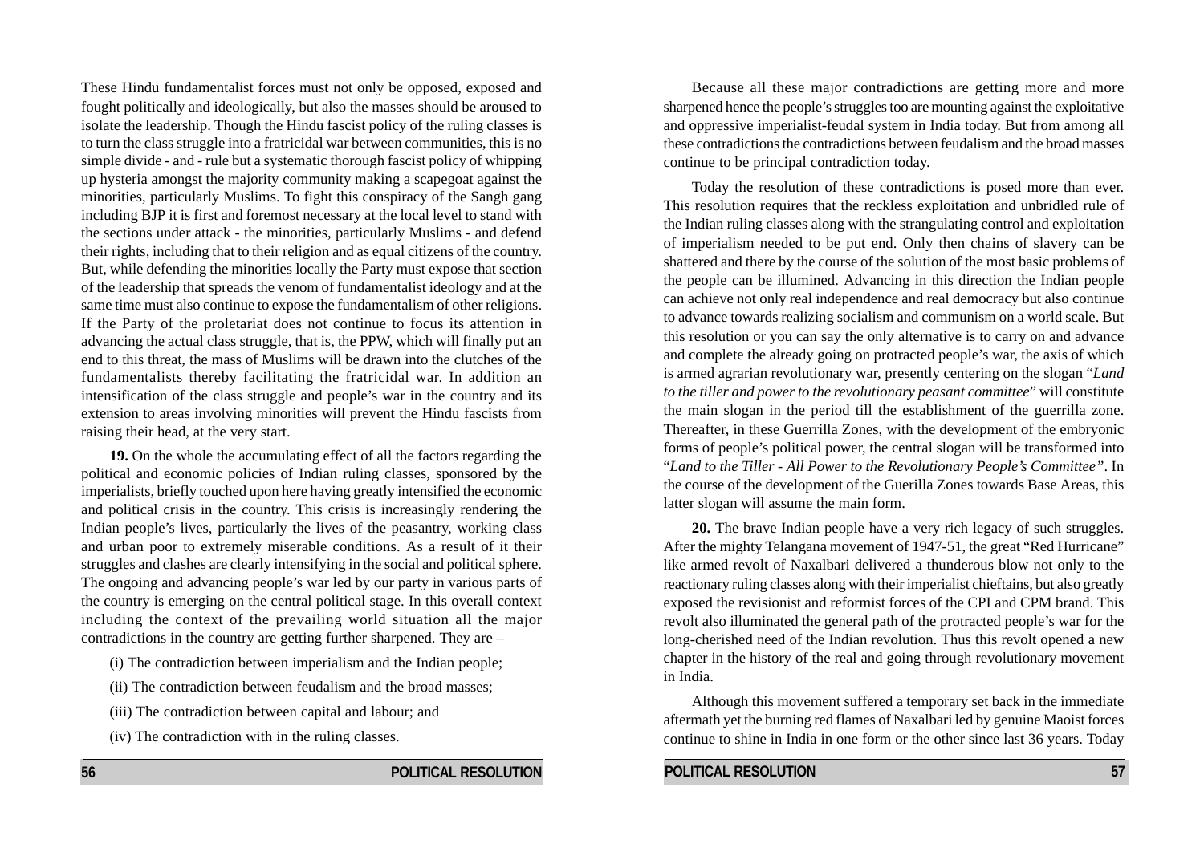These Hindu fundamentalist forces must not only be opposed, exposed and fought politically and ideologically, but also the masses should be aroused to isolate the leadership. Though the Hindu fascist policy of the ruling classes is to turn the class struggle into a fratricidal war between communities, this is no simple divide - and - rule but a systematic thorough fascist policy of whipping up hysteria amongst the majority community making a scapegoat against the minorities, particularly Muslims. To fight this conspiracy of the Sangh gang including BJP it is first and foremost necessary at the local level to stand with the sections under attack - the minorities, particularly Muslims - and defend their rights, including that to their religion and as equal citizens of the country. But, while defending the minorities locally the Party must expose that section of the leadership that spreads the venom of fundamentalist ideology and at the same time must also continue to expose the fundamentalism of other religions. If the Party of the proletariat does not continue to focus its attention in advancing the actual class struggle, that is, the PPW, which will finally put an end to this threat, the mass of Muslims will be drawn into the clutches of the fundamentalists thereby facilitating the fratricidal war. In addition an intensification of the class struggle and people's war in the country and its extension to areas involving minorities will prevent the Hindu fascists from raising their head, at the very start.

**19.** On the whole the accumulating effect of all the factors regarding the political and economic policies of Indian ruling classes, sponsored by the imperialists, briefly touched upon here having greatly intensified the economic and political crisis in the country. This crisis is increasingly rendering the Indian people's lives, particularly the lives of the peasantry, working class and urban poor to extremely miserable conditions. As a result of it their struggles and clashes are clearly intensifying in the social and political sphere. The ongoing and advancing people's war led by our party in various parts of the country is emerging on the central political stage. In this overall context including the context of the prevailing world situation all the major contradictions in the country are getting further sharpened. They are –

(i) The contradiction between imperialism and the Indian people;

(ii) The contradiction between feudalism and the broad masses;

(iii) The contradiction between capital and labour; and

(iv) The contradiction with in the ruling classes.

Because all these major contradictions are getting more and more sharpened hence the people's struggles too are mounting against the exploitative and oppressive imperialist-feudal system in India today. But from among all these contradictions the contradictions between feudalism and the broad masses continue to be principal contradiction today.

Today the resolution of these contradictions is posed more than ever. This resolution requires that the reckless exploitation and unbridled rule of the Indian ruling classes along with the strangulating control and exploitation of imperialism needed to be put end. Only then chains of slavery can be shattered and there by the course of the solution of the most basic problems of the people can be illumined. Advancing in this direction the Indian people can achieve not only real independence and real democracy but also continue to advance towards realizing socialism and communism on a world scale. But this resolution or you can say the only alternative is to carry on and advance and complete the already going on protracted people's war, the axis of which is armed agrarian revolutionary war, presently centering on the slogan "*Land to the tiller and power to the revolutionary peasant committee*" will constitute the main slogan in the period till the establishment of the guerrilla zone. Thereafter, in these Guerrilla Zones, with the development of the embryonic forms of people's political power, the central slogan will be transformed into "*Land to the Tiller - All Power to the Revolutionary People's Committee*". In the course of the development of the Guerilla Zones towards Base Areas, this latter slogan will assume the main form.

**20.** The brave Indian people have a very rich legacy of such struggles. After the mighty Telangana movement of 1947-51, the great "Red Hurricane" like armed revolt of Naxalbari delivered a thunderous blow not only to the reactionary ruling classes along with their imperialist chieftains, but also greatly exposed the revisionist and reformist forces of the CPI and CPM brand. This revolt also illuminated the general path of the protracted people's war for the long-cherished need of the Indian revolution. Thus this revolt opened a new chapter in the history of the real and going through revolutionary movement in India.

Although this movement suffered a temporary set back in the immediate aftermath yet the burning red flames of Naxalbari led by genuine Maoist forces continue to shine in India in one form or the other since last 36 years. Today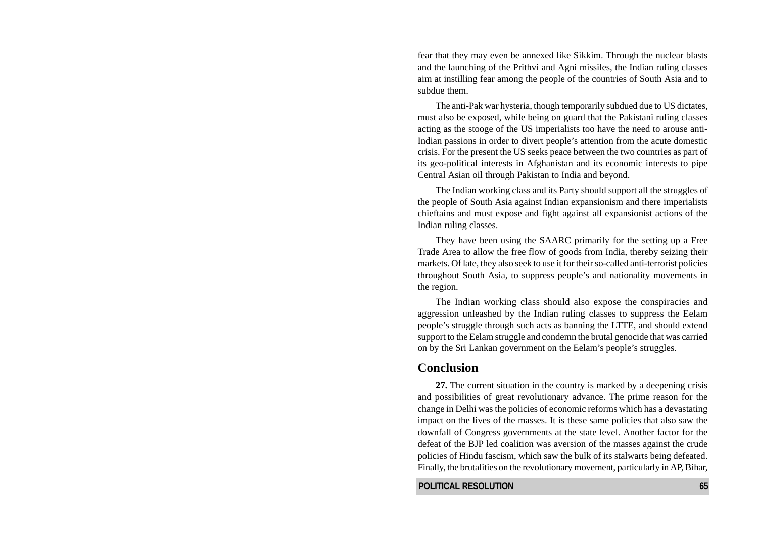fear that they may even be annexed like Sikkim. Through the nuclear blasts and the launching of the Prithvi and Agni missiles, the Indian ruling classes aim at instilling fear among the people of the countries of South Asia and to subdue them.

The anti-Pak war hysteria, though temporarily subdued due to US dictates, must also be exposed, while being on guard that the Pakistani ruling classes acting as the stooge of the US imperialists too have the need to arouse anti-Indian passions in order to divert people's attention from the acute domestic crisis. For the present the US seeks peace between the two countries as part of its geo-political interests in Afghanistan and its economic interests to pipe Central Asian oil through Pakistan to India and beyond.

The Indian working class and its Party should support all the struggles of the people of South Asia against Indian expansionism and there imperialists chieftains and must expose and fight against all expansionist actions of the Indian ruling classes.

They have been using the SAARC primarily for the setting up a Free Trade Area to allow the free flow of goods from India, thereby seizing their markets. Of late, they also seek to use it for their so-called anti-terrorist policies throughout South Asia, to suppress people's and nationality movements in the region.

The Indian working class should also expose the conspiracies and aggression unleashed by the Indian ruling classes to suppress the Eelam people's struggle through such acts as banning the LTTE, and should extend support to the Eelam struggle and condemn the brutal genocide that was carried on by the Sri Lankan government on the Eelam's people's struggles.

## Conclusion

**27.** The current situation in the country is marked by a deepening crisis and possibilities of great revolutionary advance. The prime reason for the change in Delhi was the policies of economic reforms which has a devastating impact on the lives of the masses. It is these same policies that also saw the downfall of Congress governments at the state level. Another factor for the defeat of the BJP led coalition was aversion of the masses against the crude policies of Hindu fascism, which saw the bulk of its stalwarts being defeated. Finally, the brutalities on the revolutionary movement, particularly in AP, Bihar,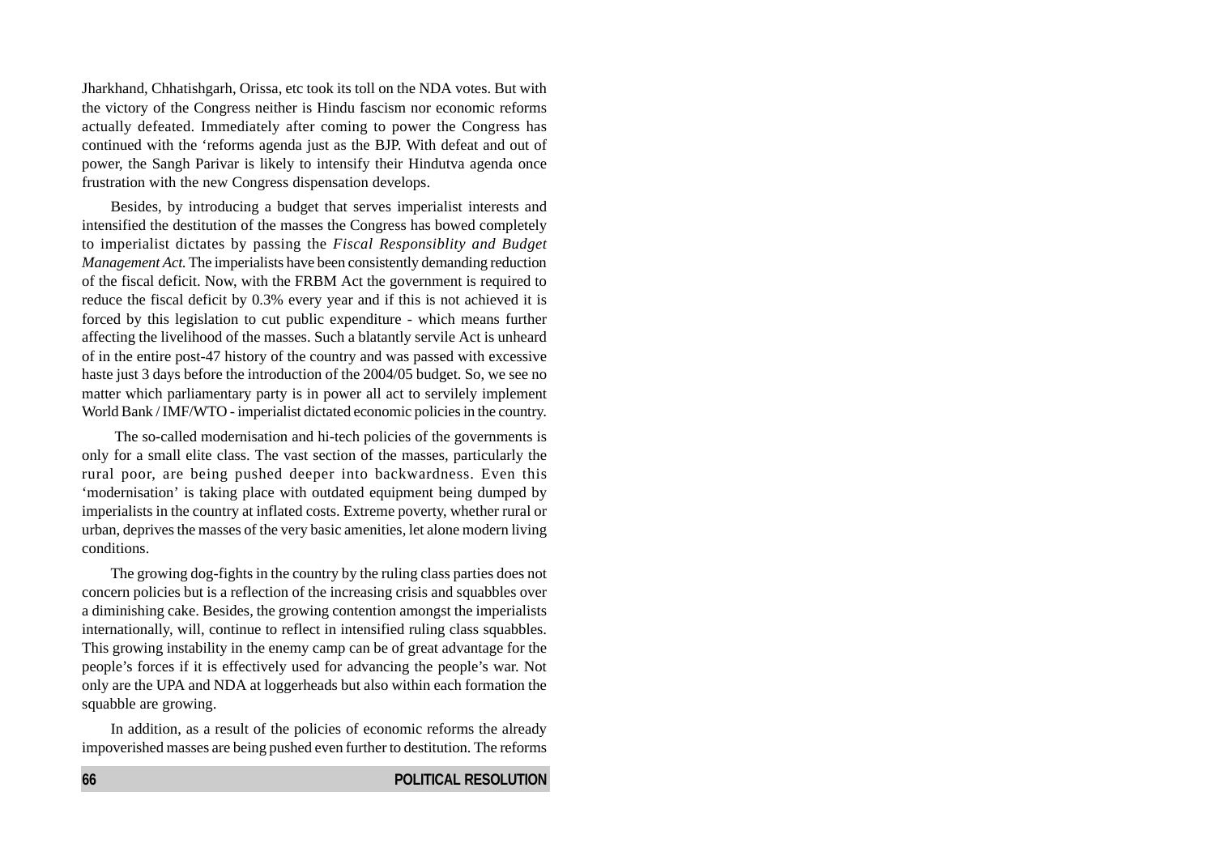Jharkhand, Chhatishgarh, Orissa, etc took its toll on the NDA votes. But with the victory of the Congress neither is Hindu fascism nor economic reforms actually defeated. Immediately after coming to power the Congress has continued with the 'reforms agenda just as the BJP. With defeat and out of power, the Sangh Parivar is likely to intensify their Hindutva agenda once frustration with the new Congress dispensation develops.

Besides, by introducing a budget that serves imperialist interests and intensified the destitution of the masses the Congress has bowed completely to imperialist dictates by passing the *Fiscal Responsiblity and Budget Management Act.* The imperialists have been consistently demanding reduction of the fiscal deficit. Now, with the FRBM Act the government is required to reduce the fiscal deficit by 0.3% every year and if this is not achieved it is forced by this legislation to cut public expenditure - which means further affecting the livelihood of the masses. Such a blatantly servile Act is unheard of in the entire post-47 history of the country and was passed with excessive haste just 3 days before the introduction of the 2004/05 budget. So, we see no matter which parliamentary party is in power all act to servilely implement World Bank / IMF/WTO - imperialist dictated economic policies in the country.

The so-called modernisation and hi-tech policies of the governments is only for a small elite class. The vast section of the masses, particularly the rural poor, are being pushed deeper into backwardness. Even this 'modernisation' is taking place with outdated equipment being dumped by imperialists in the country at inflated costs. Extreme poverty, whether rural or urban, deprives the masses of the very basic amenities, let alone modern living conditions.

The growing dog-fights in the country by the ruling class parties does not concern policies but is a reflection of the increasing crisis and squabbles over a diminishing cake. Besides, the growing contention amongst the imperialists internationally, will, continue to reflect in intensified ruling class squabbles. This growing instability in the enemy camp can be of great advantage for the people's forces if it is effectively used for advancing the people's war. Not only are the UPA and NDA at loggerheads but also within each formation the squabble are growing.

In addition, as a result of the policies of economic reforms the already impoverished masses are being pushed even further to destitution. The reforms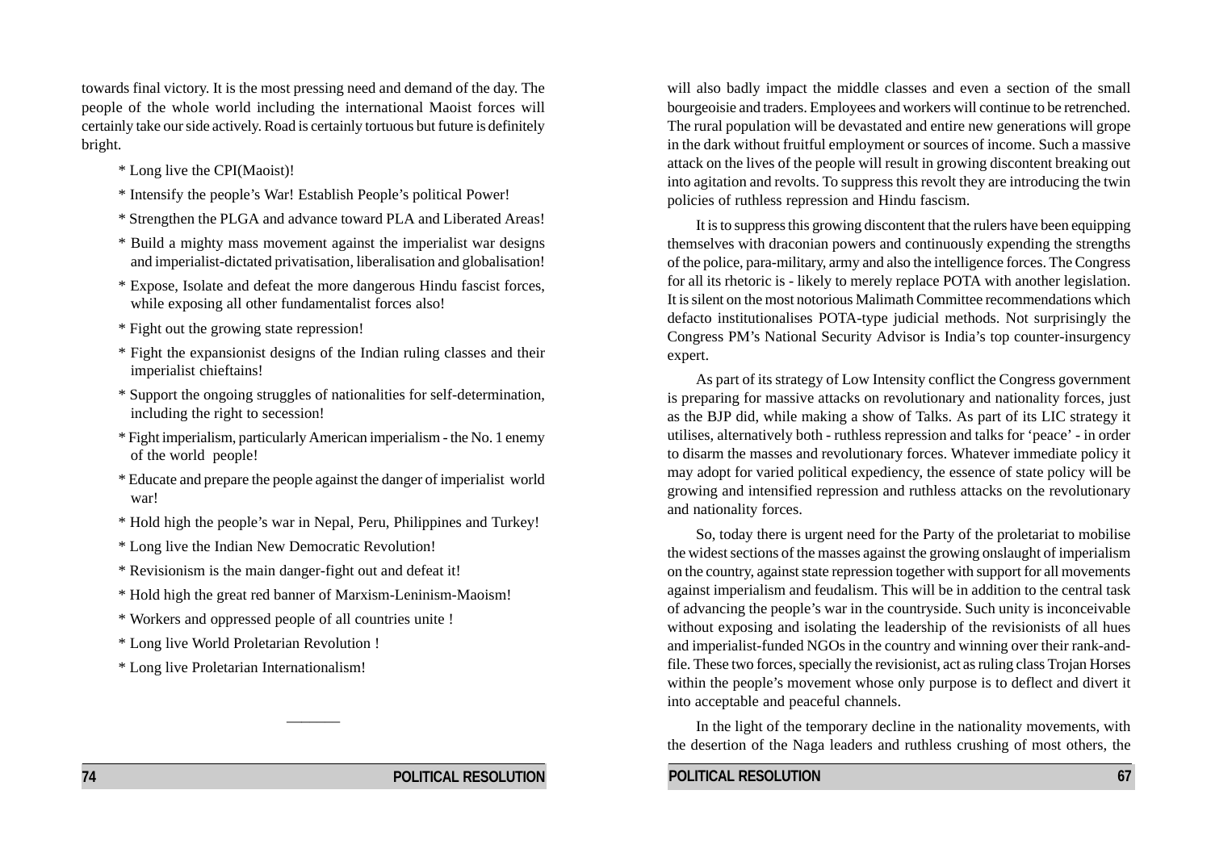towards final victory. It is the most pressing need and demand of the day. The people of the whole world including the international Maoist forces will certainly take our side actively. Road is certainly tortuous but future is definitely bright.

* Long live the CPI(Maoist)!
* Intensify the people's War! Establish People's political Power!
* Strengthen the PLGA and advance toward PLA and Liberated Areas!
* Build a mighty mass movement against the imperialist war designs and imperialist-dictated privatisation, liberalisation and globalisation!
* Expose, Isolate and defeat the more dangerous Hindu fascist forces, while exposing all other fundamentalist forces also!
* Fight out the growing state repression!
* Fight the expansionist designs of the Indian ruling classes and their imperialist chieftains!
* Support the ongoing struggles of nationalities for self-determination, including the right to secession!
* Fight imperialism, particularly American imperialism - the No. 1 enemy of the world people!
* Educate and prepare the people against the danger of imperialist world war!
* Hold high the people's war in Nepal, Peru, Philippines and Turkey!
* Long live the Indian New Democratic Revolution!
* Revisionism is the main danger-fight out and defeat it!
* Hold high the great red banner of Marxism-Leninism-Maoism!
* Workers and oppressed people of all countries unite !
* Long live World Proletarian Revolution !
* Long live Proletarian Internationalism!

———

will also badly impact the middle classes and even a section of the small bourgeoisie and traders. Employees and workers will continue to be retrenched. The rural population will be devastated and entire new generations will grope in the dark without fruitful employment or sources of income. Such a massive attack on the lives of the people will result in growing discontent breaking out into agitation and revolts. To suppress this revolt they are introducing the twin policies of ruthless repression and Hindu fascism.

It is to suppress this growing discontent that the rulers have been equipping themselves with draconian powers and continuously expending the strengths of the police, para-military, army and also the intelligence forces. The Congress for all its rhetoric is - likely to merely replace POTA with another legislation. It is silent on the most notorious Malimath Committee recommendations which defacto institutionalises POTA-type judicial methods. Not surprisingly the Congress PM's National Security Advisor is India's top counter-insurgency expert.

As part of its strategy of Low Intensity conflict the Congress government is preparing for massive attacks on revolutionary and nationality forces, just as the BJP did, while making a show of Talks. As part of its LIC strategy it utilises, alternatively both - ruthless repression and talks for 'peace' - in order to disarm the masses and revolutionary forces. Whatever immediate policy it may adopt for varied political expediency, the essence of state policy will be growing and intensified repression and ruthless attacks on the revolutionary and nationality forces.

So, today there is urgent need for the Party of the proletariat to mobilise the widest sections of the masses against the growing onslaught of imperialism on the country, against state repression together with support for all movements against imperialism and feudalism. This will be in addition to the central task of advancing the people's war in the countryside. Such unity is inconceivable without exposing and isolating the leadership of the revisionists of all hues and imperialist-funded NGOs in the country and winning over their rank-and-file. These two forces, specially the revisionist, act as ruling class Trojan Horses within the people's movement whose only purpose is to deflect and divert it into acceptable and peaceful channels.

In the light of the temporary decline in the nationality movements, with the desertion of the Naga leaders and ruthless crushing of most others, the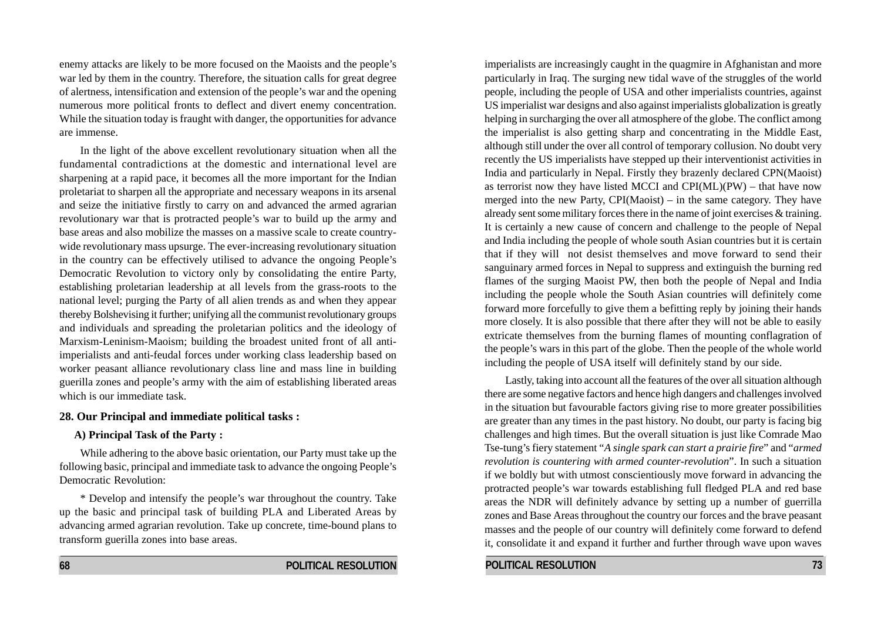enemy attacks are likely to be more focused on the Maoists and the people's war led by them in the country. Therefore, the situation calls for great degree of alertness, intensification and extension of the people's war and the opening numerous more political fronts to deflect and divert enemy concentration. While the situation today is fraught with danger, the opportunities for advance are immense.

In the light of the above excellent revolutionary situation when all the fundamental contradictions at the domestic and international level are sharpening at a rapid pace, it becomes all the more important for the Indian proletariat to sharpen all the appropriate and necessary weapons in its arsenal and seize the initiative firstly to carry on and advanced the armed agrarian revolutionary war that is protracted people's war to build up the army and base areas and also mobilize the masses on a massive scale to create country-wide revolutionary mass upsurge. The ever-increasing revolutionary situation in the country can be effectively utilised to advance the ongoing People's Democratic Revolution to victory only by consolidating the entire Party, establishing proletarian leadership at all levels from the grass-roots to the national level; purging the Party of all alien trends as and when they appear thereby Bolshevising it further; unifying all the communist revolutionary groups and individuals and spreading the proletarian politics and the ideology of Marxism-Leninism-Maoism; building the broadest united front of all anti-imperialists and anti-feudal forces under working class leadership based on worker peasant alliance revolutionary class line and mass line in building guerilla zones and people's army with the aim of establishing liberated areas which is our immediate task.

## 28. Our Principal and immediate political tasks :

### A) Principal Task of the Party :

While adhering to the above basic orientation, our Party must take up the following basic, principal and immediate task to advance the ongoing People's Democratic Revolution:

* Develop and intensify the people's war throughout the country. Take up the basic and principal task of building PLA and Liberated Areas by advancing armed agrarian revolution. Take up concrete, time-bound plans to transform guerilla zones into base areas.

imperialists are increasingly caught in the quagmire in Afghanistan and more particularly in Iraq. The surging new tidal wave of the struggles of the world people, including the people of USA and other imperialists countries, against US imperialist war designs and also against imperialists globalization is greatly helping in surcharging the over all atmosphere of the globe. The conflict among the imperialist is also getting sharp and concentrating in the Middle East, although still under the over all control of temporary collusion. No doubt very recently the US imperialists have stepped up their interventionist activities in India and particularly in Nepal. Firstly they brazenly declared CPN(Maoist) as terrorist now they have listed MCCI and CPI(ML)(PW) – that have now merged into the new Party, CPI(Maoist) – in the same category. They have already sent some military forces there in the name of joint exercises & training. It is certainly a new cause of concern and challenge to the people of Nepal and India including the people of whole south Asian countries but it is certain that if they will not desist themselves and move forward to send their sanguinary armed forces in Nepal to suppress and extinguish the burning red flames of the surging Maoist PW, then both the people of Nepal and India including the people whole the South Asian countries will definitely come forward more forcefully to give them a befitting reply by joining their hands more closely. It is also possible that there after they will not be able to easily extricate themselves from the burning flames of mounting conflagration of the people's wars in this part of the globe. Then the people of the whole world including the people of USA itself will definitely stand by our side.

Lastly, taking into account all the features of the over all situation although there are some negative factors and hence high dangers and challenges involved in the situation but favourable factors giving rise to more greater possibilities are greater than any times in the past history. No doubt, our party is facing big challenges and high times. But the overall situation is just like Comrade Mao Tse-tung's fiery statement "*A single spark can start a prairie fire*" and "*armed revolution is countering with armed counter-revolution*". In such a situation if we boldly but with utmost conscientiously move forward in advancing the protracted people's war towards establishing full fledged PLA and red base areas the NDR will definitely advance by setting up a number of guerrilla zones and Base Areas throughout the country our forces and the brave peasant masses and the people of our country will definitely come forward to defend it, consolidate it and expand it further and further through wave upon waves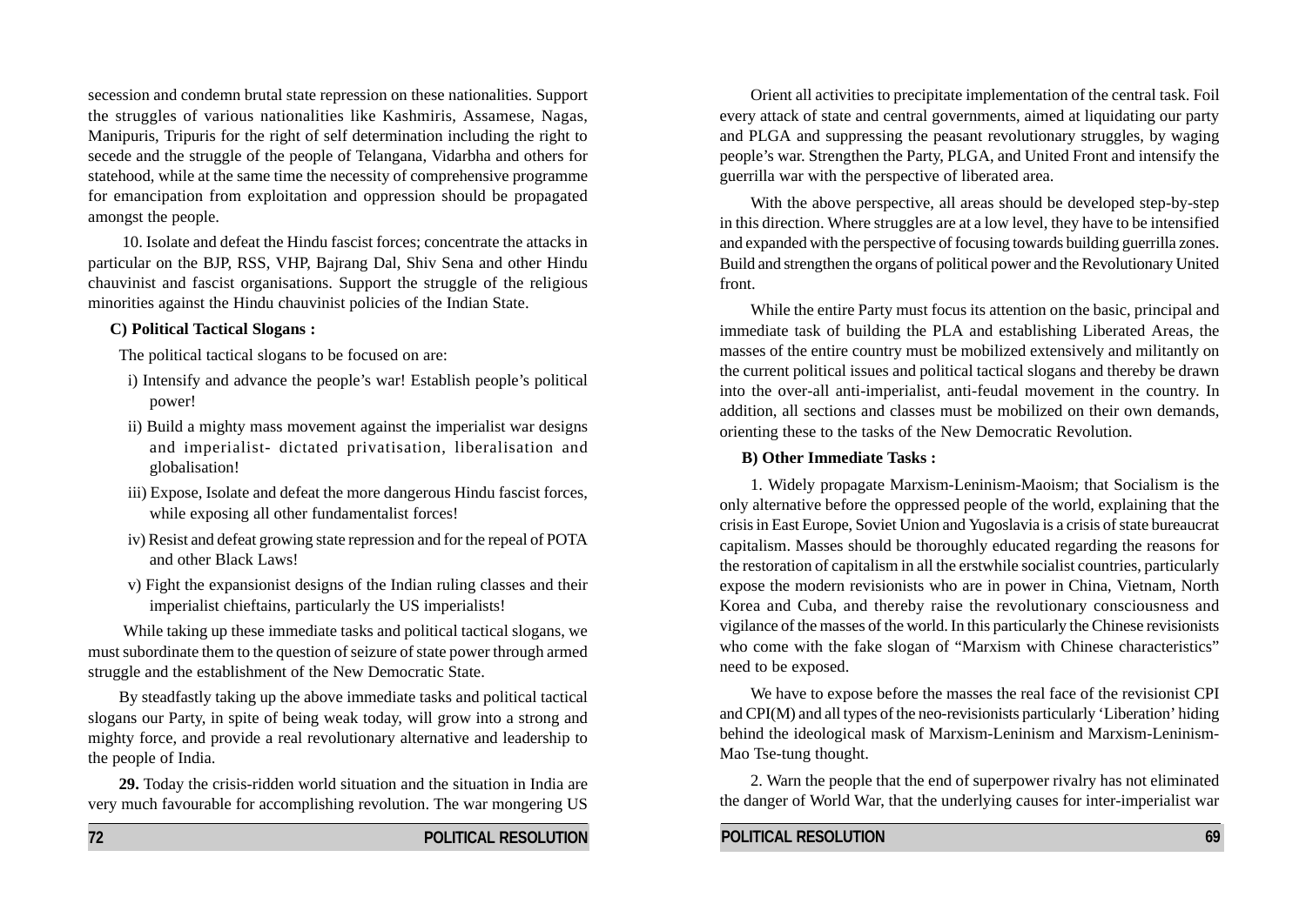secession and condemn brutal state repression on these nationalities. Support the struggles of various nationalities like Kashmiris, Assamese, Nagas, Manipuris, Tripuris for the right of self determination including the right to secede and the struggle of the people of Telangana, Vidarbha and others for statehood, while at the same time the necessity of comprehensive programme for emancipation from exploitation and oppression should be propagated amongst the people.

10. Isolate and defeat the Hindu fascist forces; concentrate the attacks in particular on the BJP, RSS, VHP, Bajrang Dal, Shiv Sena and other Hindu chauvinist and fascist organisations. Support the struggle of the religious minorities against the Hindu chauvinist policies of the Indian State.

**C) Political Tactical Slogans :**

The political tactical slogans to be focused on are:

i) Intensify and advance the people's war! Establish people's political power!

ii) Build a mighty mass movement against the imperialist war designs and imperialist- dictated privatisation, liberalisation and globalisation!

iii) Expose, Isolate and defeat the more dangerous Hindu fascist forces, while exposing all other fundamentalist forces!

iv) Resist and defeat growing state repression and for the repeal of POTA and other Black Laws!

v) Fight the expansionist designs of the Indian ruling classes and their imperialist chieftains, particularly the US imperialists!

While taking up these immediate tasks and political tactical slogans, we must subordinate them to the question of seizure of state power through armed struggle and the establishment of the New Democratic State.

By steadfastly taking up the above immediate tasks and political tactical slogans our Party, in spite of being weak today, will grow into a strong and mighty force, and provide a real revolutionary alternative and leadership to the people of India.

**29.** Today the crisis-ridden world situation and the situation in India are very much favourable for accomplishing revolution. The war mongering US

Orient all activities to precipitate implementation of the central task. Foil every attack of state and central governments, aimed at liquidating our party and PLGA and suppressing the peasant revolutionary struggles, by waging people's war. Strengthen the Party, PLGA, and United Front and intensify the guerrilla war with the perspective of liberated area.

With the above perspective, all areas should be developed step-by-step in this direction. Where struggles are at a low level, they have to be intensified and expanded with the perspective of focusing towards building guerrilla zones. Build and strengthen the organs of political power and the Revolutionary United front.

While the entire Party must focus its attention on the basic, principal and immediate task of building the PLA and establishing Liberated Areas, the masses of the entire country must be mobilized extensively and militantly on the current political issues and political tactical slogans and thereby be drawn into the over-all anti-imperialist, anti-feudal movement in the country. In addition, all sections and classes must be mobilized on their own demands, orienting these to the tasks of the New Democratic Revolution.

**B) Other Immediate Tasks :**

1. Widely propagate Marxism-Leninism-Maoism; that Socialism is the only alternative before the oppressed people of the world, explaining that the crisis in East Europe, Soviet Union and Yugoslavia is a crisis of state bureaucrat capitalism. Masses should be thoroughly educated regarding the reasons for the restoration of capitalism in all the erstwhile socialist countries, particularly expose the modern revisionists who are in power in China, Vietnam, North Korea and Cuba, and thereby raise the revolutionary consciousness and vigilance of the masses of the world. In this particularly the Chinese revisionists who come with the fake slogan of "Marxism with Chinese characteristics" need to be exposed.

We have to expose before the masses the real face of the revisionist CPI and CPI(M) and all types of the neo-revisionists particularly 'Liberation' hiding behind the ideological mask of Marxism-Leninism and Marxism-Leninism-Mao Tse-tung thought.

2. Warn the people that the end of superpower rivalry has not eliminated the danger of World War, that the underlying causes for inter-imperialist war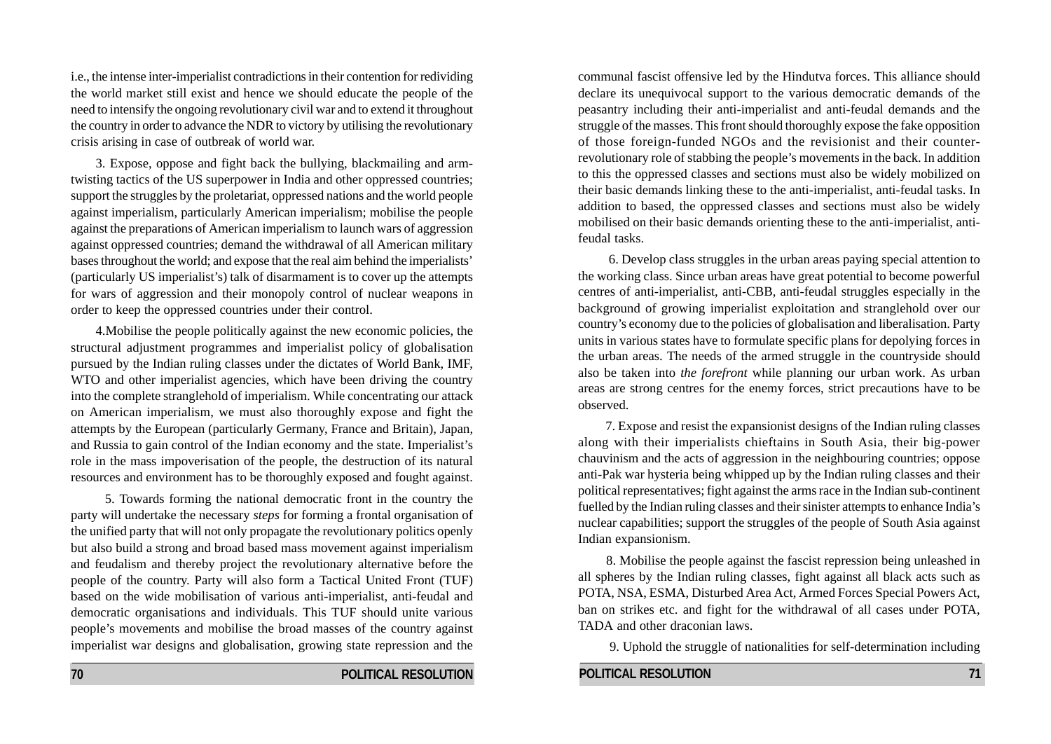i.e., the intense inter-imperialist contradictions in their contention for redividing the world market still exist and hence we should educate the people of the need to intensify the ongoing revolutionary civil war and to extend it throughout the country in order to advance the NDR to victory by utilising the revolutionary crisis arising in case of outbreak of world war.

3. Expose, oppose and fight back the bullying, blackmailing and arm-twisting tactics of the US superpower in India and other oppressed countries; support the struggles by the proletariat, oppressed nations and the world people against imperialism, particularly American imperialism; mobilise the people against the preparations of American imperialism to launch wars of aggression against oppressed countries; demand the withdrawal of all American military bases throughout the world; and expose that the real aim behind the imperialists' (particularly US imperialist's) talk of disarmament is to cover up the attempts for wars of aggression and their monopoly control of nuclear weapons in order to keep the oppressed countries under their control.

4.Mobilise the people politically against the new economic policies, the structural adjustment programmes and imperialist policy of globalisation pursued by the Indian ruling classes under the dictates of World Bank, IMF, WTO and other imperialist agencies, which have been driving the country into the complete stranglehold of imperialism. While concentrating our attack on American imperialism, we must also thoroughly expose and fight the attempts by the European (particularly Germany, France and Britain), Japan, and Russia to gain control of the Indian economy and the state. Imperialist's role in the mass impoverisation of the people, the destruction of its natural resources and environment has to be thoroughly exposed and fought against.

5. Towards forming the national democratic front in the country the party will undertake the necessary *steps* for forming a frontal organisation of the unified party that will not only propagate the revolutionary politics openly but also build a strong and broad based mass movement against imperialism and feudalism and thereby project the revolutionary alternative before the people of the country. Party will also form a Tactical United Front (TUF) based on the wide mobilisation of various anti-imperialist, anti-feudal and democratic organisations and individuals. This TUF should unite various people's movements and mobilise the broad masses of the country against imperialist war designs and globalisation, growing state repression and the communal fascist offensive led by the Hindutva forces. This alliance should declare its unequivocal support to the various democratic demands of the peasantry including their anti-imperialist and anti-feudal demands and the struggle of the masses. This front should thoroughly expose the fake opposition of those foreign-funded NGOs and the revisionist and their counter-revolutionary role of stabbing the people's movements in the back. In addition to this the oppressed classes and sections must also be widely mobilized on their basic demands linking these to the anti-imperialist, anti-feudal tasks. In addition to based, the oppressed classes and sections must also be widely mobilised on their basic demands orienting these to the anti-imperialist, anti-feudal tasks.

6. Develop class struggles in the urban areas paying special attention to the working class. Since urban areas have great potential to become powerful centres of anti-imperialist, anti-CBB, anti-feudal struggles especially in the background of growing imperialist exploitation and stranglehold over our country's economy due to the policies of globalisation and liberalisation. Party units in various states have to formulate specific plans for depolying forces in the urban areas. The needs of the armed struggle in the countryside should also be taken into *the forefront* while planning our urban work. As urban areas are strong centres for the enemy forces, strict precautions have to be observed.

7. Expose and resist the expansionist designs of the Indian ruling classes along with their imperialists chieftains in South Asia, their big-power chauvinism and the acts of aggression in the neighbouring countries; oppose anti-Pak war hysteria being whipped up by the Indian ruling classes and their political representatives; fight against the arms race in the Indian sub-continent fuelled by the Indian ruling classes and their sinister attempts to enhance India's nuclear capabilities; support the struggles of the people of South Asia against Indian expansionism.

8. Mobilise the people against the fascist repression being unleashed in all spheres by the Indian ruling classes, fight against all black acts such as POTA, NSA, ESMA, Disturbed Area Act, Armed Forces Special Powers Act, ban on strikes etc. and fight for the withdrawal of all cases under POTA, TADA and other draconian laws.

9. Uphold the struggle of nationalities for self-determination including